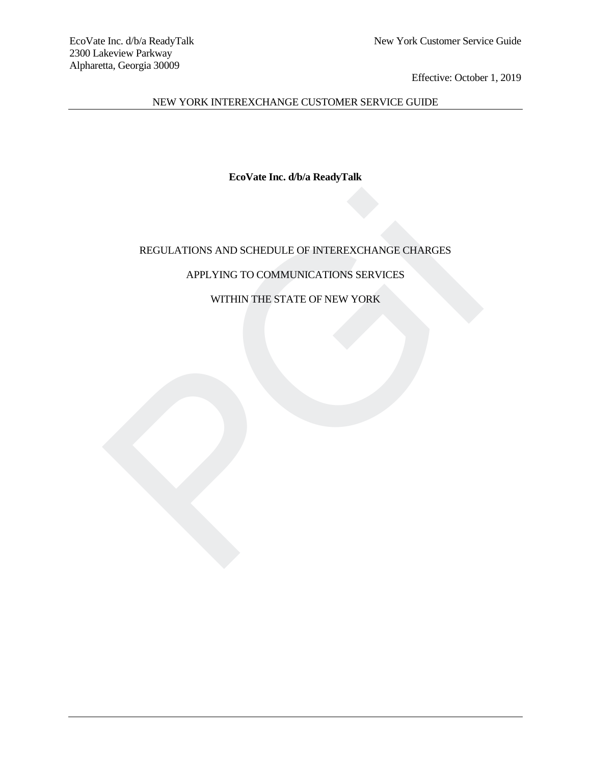EcoVate Inc. d/b/a ReadyTalk
2300 Lakeview Parkway
Alpharetta, Georgia 30009

New York Customer Service Guide

Effective: October 1, 2019

NEW YORK INTEREXCHANGE CUSTOMER SERVICE GUIDE

**EcoVate Inc. d/b/a ReadyTalk**

REGULATIONS AND SCHEDULE OF INTEREXCHANGE CHARGES

APPLYING TO COMMUNICATIONS SERVICES

WITHIN THE STATE OF NEW YORK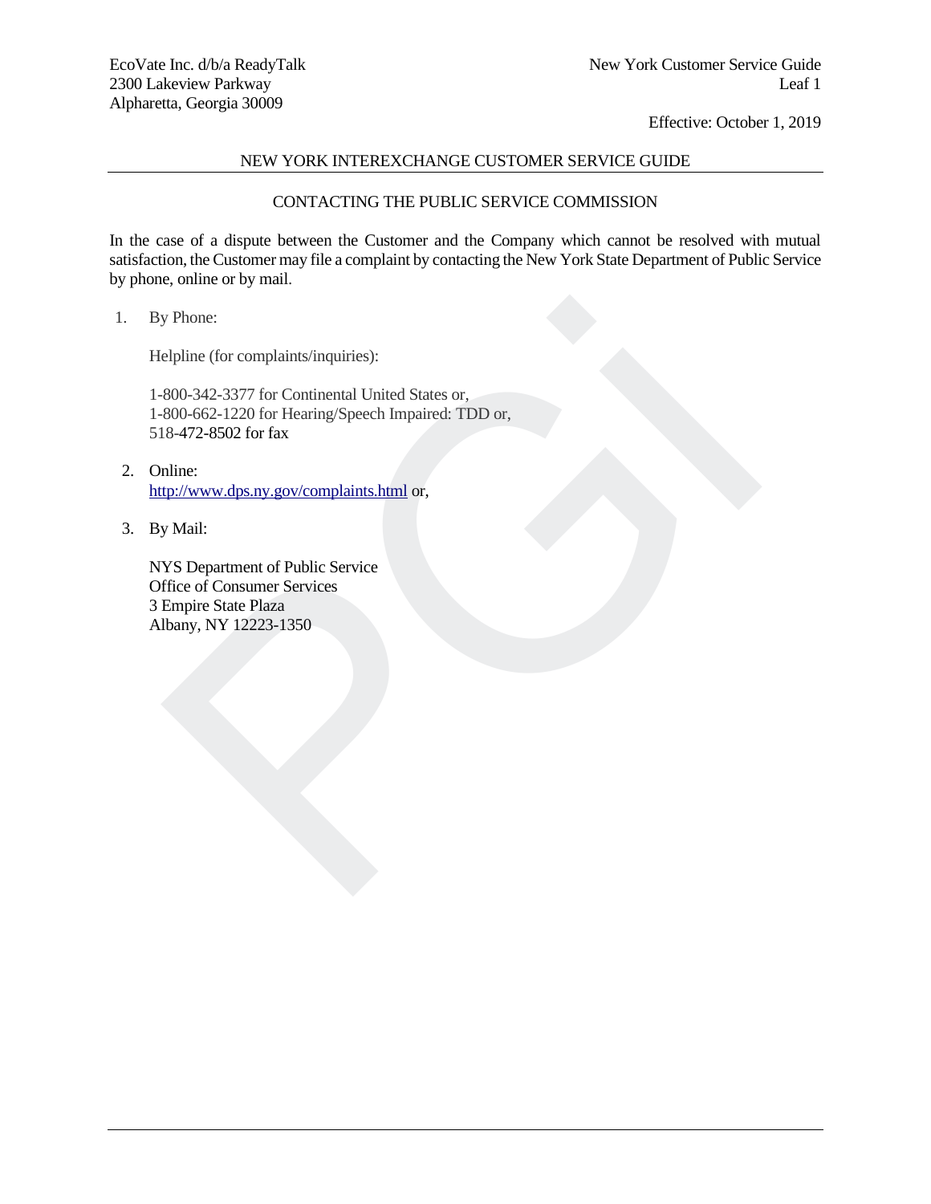# NEW YORK INTEREXCHANGE CUSTOMER SERVICE GUIDE

## CONTACTING THE PUBLIC SERVICE COMMISSION

In the case of a dispute between the Customer and the Company which cannot be resolved with mutual satisfaction, the Customer may file a complaint by contacting the New York State Department of Public Service by phone, online or by mail.

1. By Phone:

   Helpline (for complaints/inquiries):

   1-800-342-3377 for Continental United States or,
   1-800-662-1220 for Hearing/Speech Impaired: TDD or,
   518-472-8502 for fax

2. Online:
   http://www.dps.ny.gov/complaints.html or,

3. By Mail:

   NYS Department of Public Service
   Office of Consumer Services
   3 Empire State Plaza
   Albany, NY 12223-1350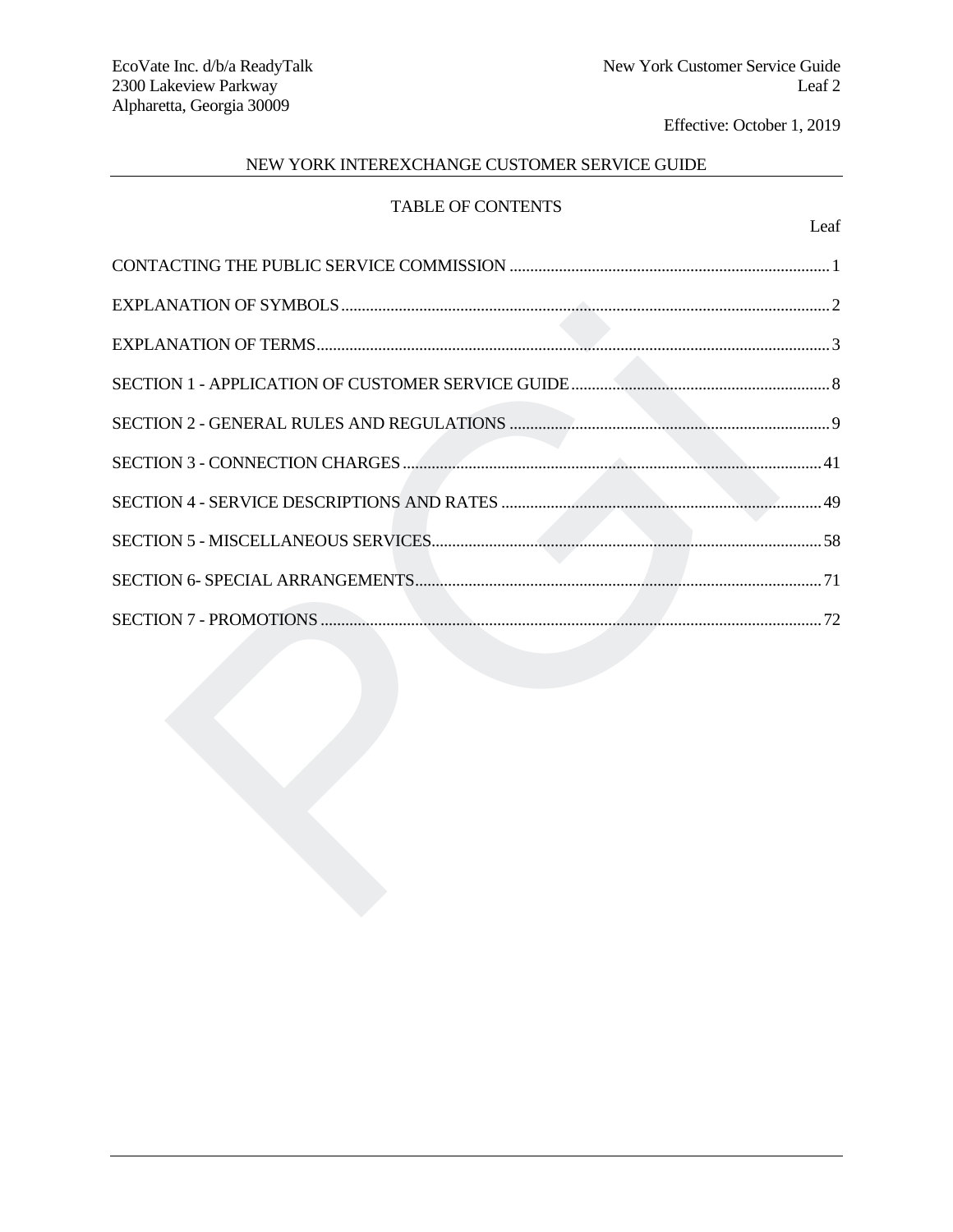## NEW YORK INTEREXCHANGE CUSTOMER SERVICE GUIDE

### TABLE OF CONTENTS

| | Leaf |
|---|---|
| CONTACTING THE PUBLIC SERVICE COMMISSION | 1 |
| EXPLANATION OF SYMBOLS | 2 |
| EXPLANATION OF TERMS | 3 |
| SECTION 1 - APPLICATION OF CUSTOMER SERVICE GUIDE | 8 |
| SECTION 2 - GENERAL RULES AND REGULATIONS | 9 |
| SECTION 3 - CONNECTION CHARGES | 41 |
| SECTION 4 - SERVICE DESCRIPTIONS AND RATES | 49 |
| SECTION 5 - MISCELLANEOUS SERVICES | 58 |
| SECTION 6- SPECIAL ARRANGEMENTS | 71 |
| SECTION 7 - PROMOTIONS | 72 |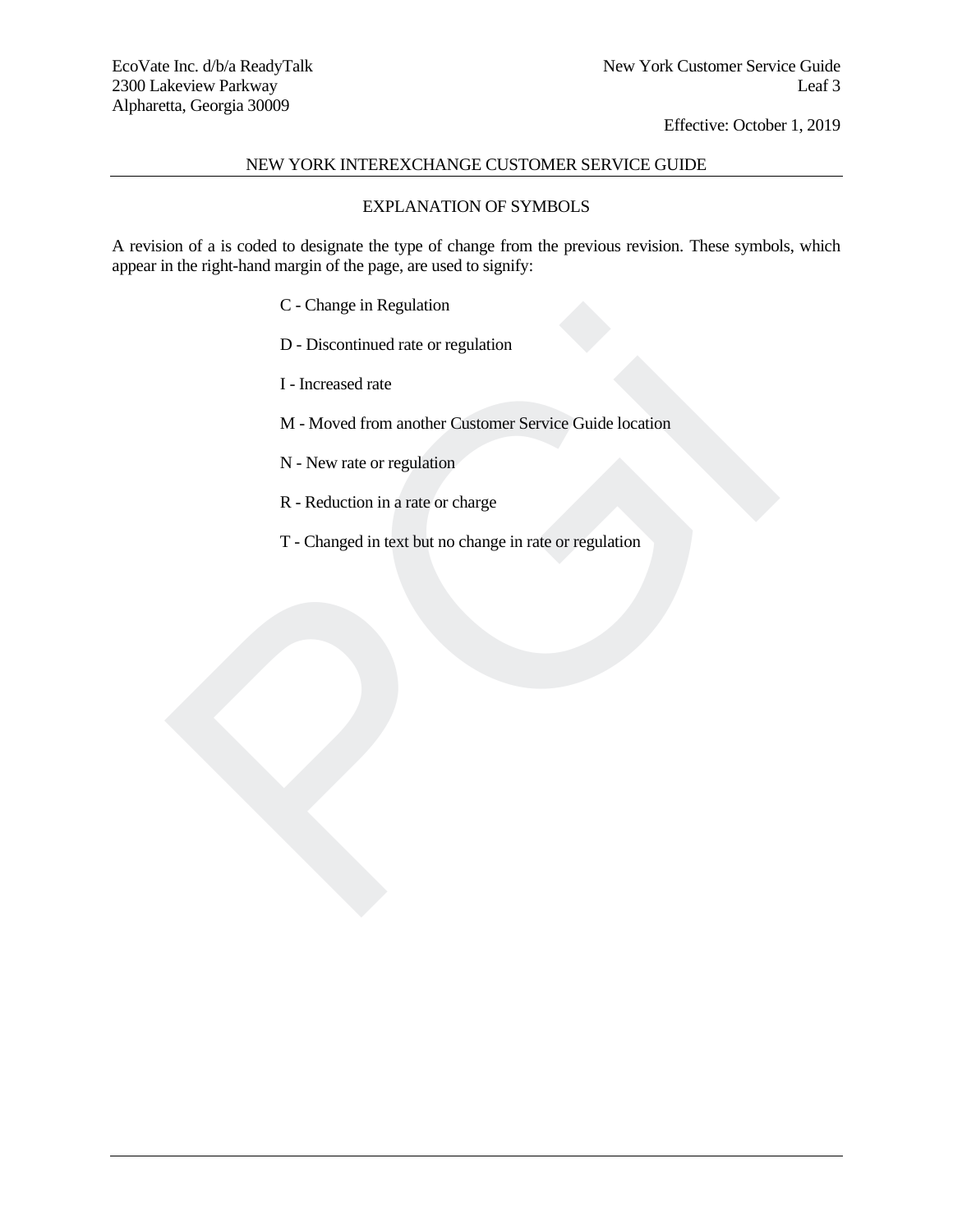## NEW YORK INTEREXCHANGE CUSTOMER SERVICE GUIDE

### EXPLANATION OF SYMBOLS

A revision of a is coded to designate the type of change from the previous revision. These symbols, which appear in the right-hand margin of the page, are used to signify:

C - Change in Regulation

D - Discontinued rate or regulation

I - Increased rate

M - Moved from another Customer Service Guide location

N - New rate or regulation

R - Reduction in a rate or charge

T - Changed in text but no change in rate or regulation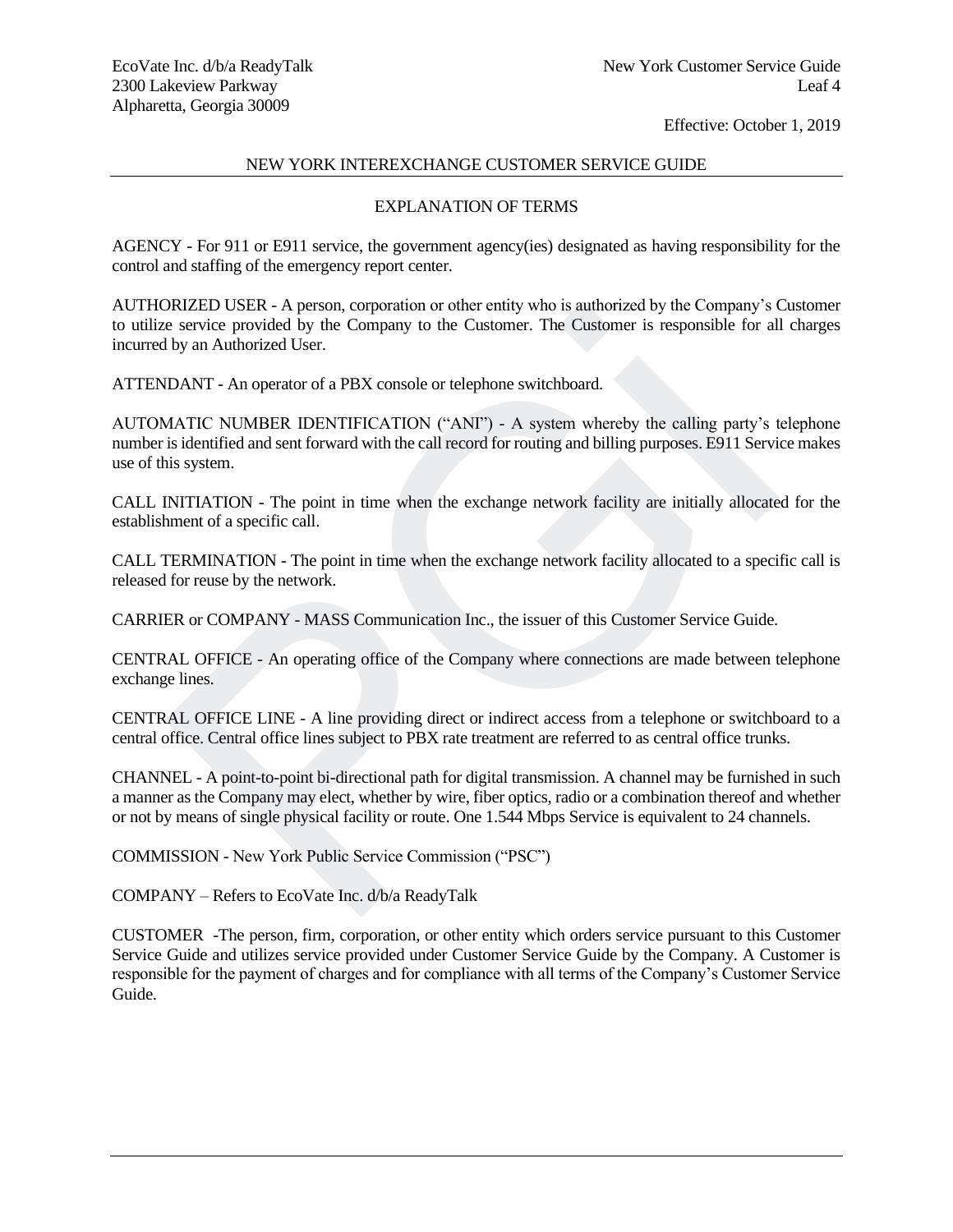## NEW YORK INTEREXCHANGE CUSTOMER SERVICE GUIDE

### EXPLANATION OF TERMS

AGENCY - For 911 or E911 service, the government agency(ies) designated as having responsibility for the control and staffing of the emergency report center.

AUTHORIZED USER - A person, corporation or other entity who is authorized by the Company's Customer to utilize service provided by the Company to the Customer. The Customer is responsible for all charges incurred by an Authorized User.

ATTENDANT - An operator of a PBX console or telephone switchboard.

AUTOMATIC NUMBER IDENTIFICATION ("ANI") - A system whereby the calling party's telephone number is identified and sent forward with the call record for routing and billing purposes. E911 Service makes use of this system.

CALL INITIATION - The point in time when the exchange network facility are initially allocated for the establishment of a specific call.

CALL TERMINATION - The point in time when the exchange network facility allocated to a specific call is released for reuse by the network.

CARRIER or COMPANY - MASS Communication Inc., the issuer of this Customer Service Guide.

CENTRAL OFFICE - An operating office of the Company where connections are made between telephone exchange lines.

CENTRAL OFFICE LINE - A line providing direct or indirect access from a telephone or switchboard to a central office. Central office lines subject to PBX rate treatment are referred to as central office trunks.

CHANNEL - A point-to-point bi-directional path for digital transmission. A channel may be furnished in such a manner as the Company may elect, whether by wire, fiber optics, radio or a combination thereof and whether or not by means of single physical facility or route. One 1.544 Mbps Service is equivalent to 24 channels.

COMMISSION - New York Public Service Commission ("PSC")

COMPANY – Refers to EcoVate Inc. d/b/a ReadyTalk

CUSTOMER -The person, firm, corporation, or other entity which orders service pursuant to this Customer Service Guide and utilizes service provided under Customer Service Guide by the Company. A Customer is responsible for the payment of charges and for compliance with all terms of the Company's Customer Service Guide.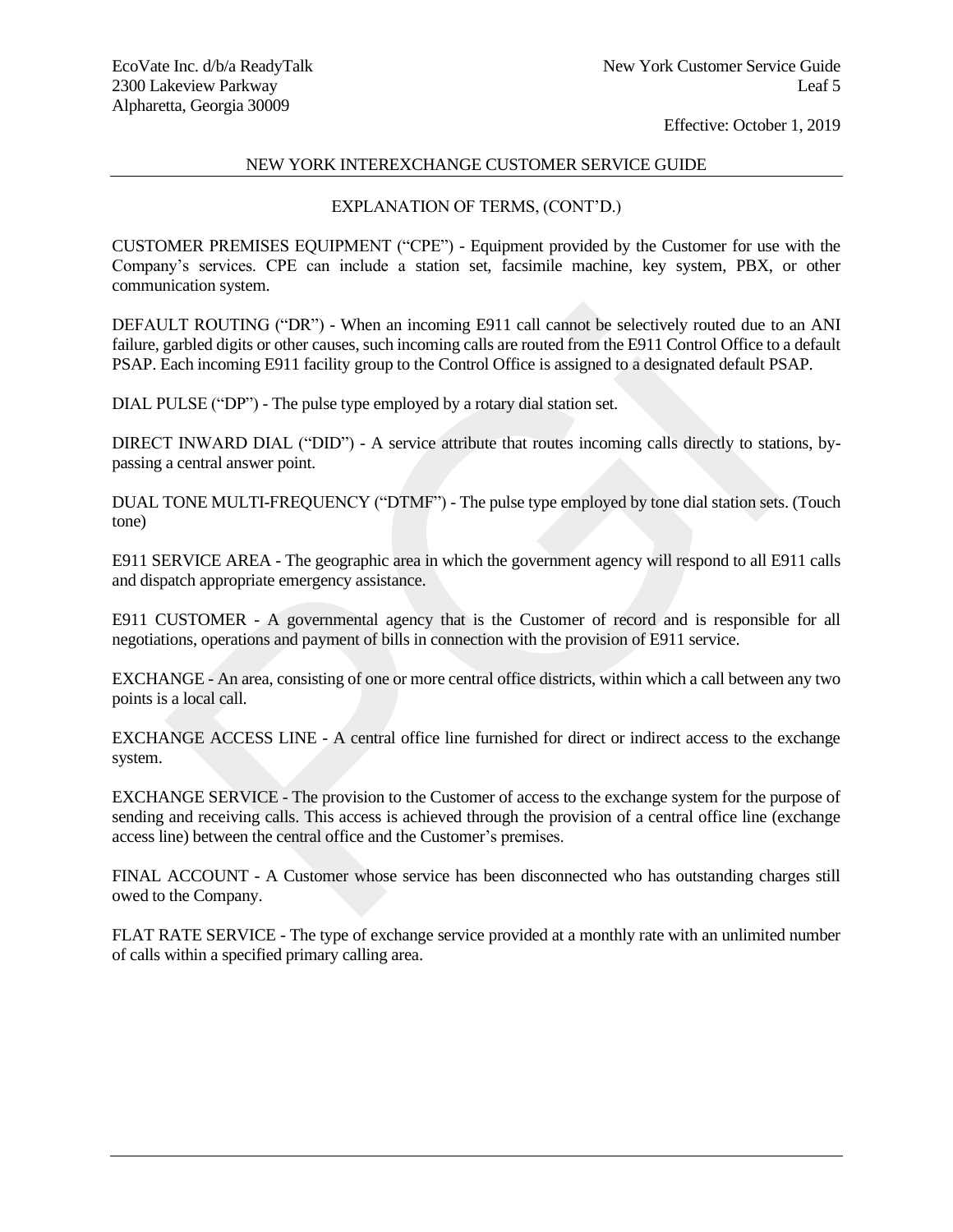## NEW YORK INTEREXCHANGE CUSTOMER SERVICE GUIDE

### EXPLANATION OF TERMS, (CONT'D.)

CUSTOMER PREMISES EQUIPMENT ("CPE") - Equipment provided by the Customer for use with the Company's services. CPE can include a station set, facsimile machine, key system, PBX, or other communication system.

DEFAULT ROUTING ("DR") - When an incoming E911 call cannot be selectively routed due to an ANI failure, garbled digits or other causes, such incoming calls are routed from the E911 Control Office to a default PSAP. Each incoming E911 facility group to the Control Office is assigned to a designated default PSAP.

DIAL PULSE ("DP") - The pulse type employed by a rotary dial station set.

DIRECT INWARD DIAL ("DID") - A service attribute that routes incoming calls directly to stations, by-passing a central answer point.

DUAL TONE MULTI-FREQUENCY ("DTMF") - The pulse type employed by tone dial station sets. (Touch tone)

E911 SERVICE AREA - The geographic area in which the government agency will respond to all E911 calls and dispatch appropriate emergency assistance.

E911 CUSTOMER - A governmental agency that is the Customer of record and is responsible for all negotiations, operations and payment of bills in connection with the provision of E911 service.

EXCHANGE - An area, consisting of one or more central office districts, within which a call between any two points is a local call.

EXCHANGE ACCESS LINE - A central office line furnished for direct or indirect access to the exchange system.

EXCHANGE SERVICE - The provision to the Customer of access to the exchange system for the purpose of sending and receiving calls. This access is achieved through the provision of a central office line (exchange access line) between the central office and the Customer's premises.

FINAL ACCOUNT - A Customer whose service has been disconnected who has outstanding charges still owed to the Company.

FLAT RATE SERVICE - The type of exchange service provided at a monthly rate with an unlimited number of calls within a specified primary calling area.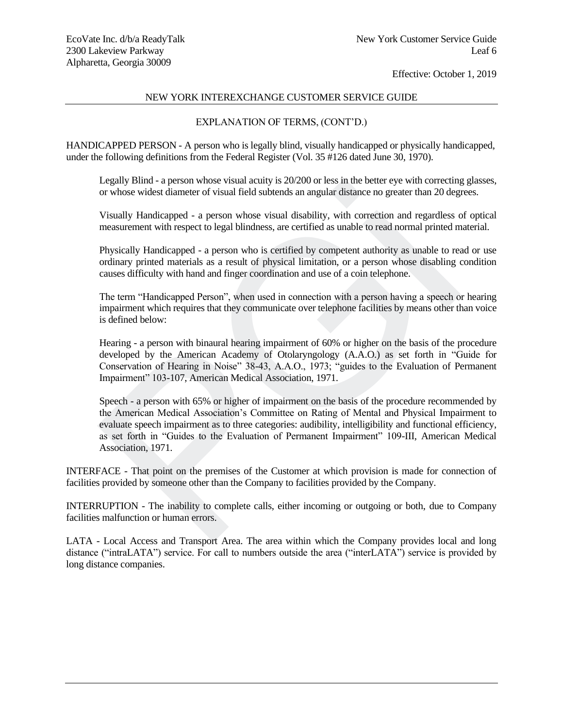## NEW YORK INTEREXCHANGE CUSTOMER SERVICE GUIDE

### EXPLANATION OF TERMS, (CONT'D.)

HANDICAPPED PERSON - A person who is legally blind, visually handicapped or physically handicapped, under the following definitions from the Federal Register (Vol. 35 #126 dated June 30, 1970).

Legally Blind - a person whose visual acuity is 20/200 or less in the better eye with correcting glasses, or whose widest diameter of visual field subtends an angular distance no greater than 20 degrees.

Visually Handicapped - a person whose visual disability, with correction and regardless of optical measurement with respect to legal blindness, are certified as unable to read normal printed material.

Physically Handicapped - a person who is certified by competent authority as unable to read or use ordinary printed materials as a result of physical limitation, or a person whose disabling condition causes difficulty with hand and finger coordination and use of a coin telephone.

The term "Handicapped Person", when used in connection with a person having a speech or hearing impairment which requires that they communicate over telephone facilities by means other than voice is defined below:

Hearing - a person with binaural hearing impairment of 60% or higher on the basis of the procedure developed by the American Academy of Otolaryngology (A.A.O.) as set forth in "Guide for Conservation of Hearing in Noise" 38-43, A.A.O., 1973; "guides to the Evaluation of Permanent Impairment" 103-107, American Medical Association, 1971.

Speech - a person with 65% or higher of impairment on the basis of the procedure recommended by the American Medical Association's Committee on Rating of Mental and Physical Impairment to evaluate speech impairment as to three categories: audibility, intelligibility and functional efficiency, as set forth in "Guides to the Evaluation of Permanent Impairment" 109-III, American Medical Association, 1971.

INTERFACE - That point on the premises of the Customer at which provision is made for connection of facilities provided by someone other than the Company to facilities provided by the Company.

INTERRUPTION - The inability to complete calls, either incoming or outgoing or both, due to Company facilities malfunction or human errors.

LATA - Local Access and Transport Area. The area within which the Company provides local and long distance ("intraLATA") service. For call to numbers outside the area ("interLATA") service is provided by long distance companies.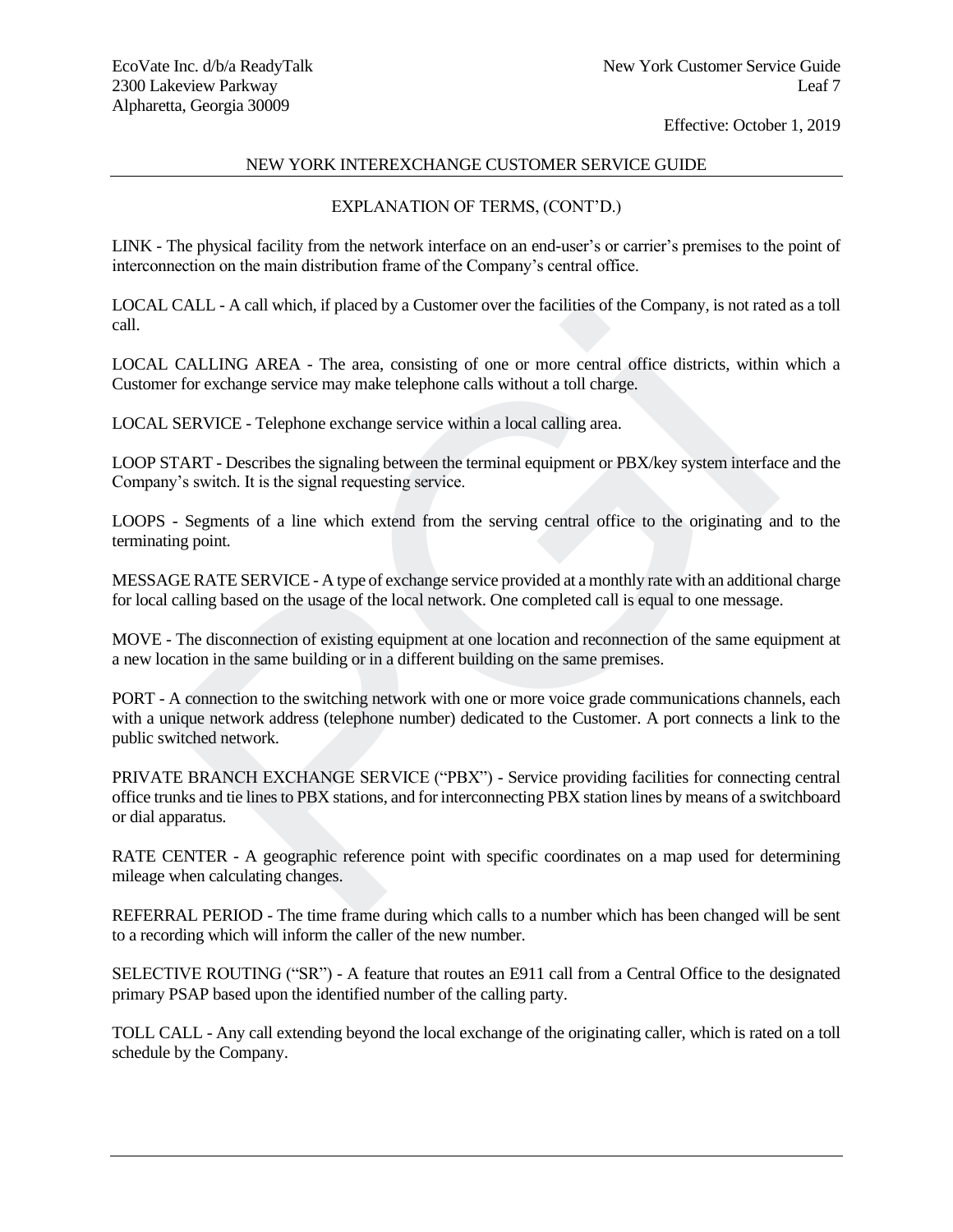## NEW YORK INTEREXCHANGE CUSTOMER SERVICE GUIDE

### EXPLANATION OF TERMS, (CONT'D.)

LINK - The physical facility from the network interface on an end-user's or carrier's premises to the point of interconnection on the main distribution frame of the Company's central office.

LOCAL CALL - A call which, if placed by a Customer over the facilities of the Company, is not rated as a toll call.

LOCAL CALLING AREA - The area, consisting of one or more central office districts, within which a Customer for exchange service may make telephone calls without a toll charge.

LOCAL SERVICE - Telephone exchange service within a local calling area.

LOOP START - Describes the signaling between the terminal equipment or PBX/key system interface and the Company's switch. It is the signal requesting service.

LOOPS - Segments of a line which extend from the serving central office to the originating and to the terminating point.

MESSAGE RATE SERVICE - A type of exchange service provided at a monthly rate with an additional charge for local calling based on the usage of the local network. One completed call is equal to one message.

MOVE - The disconnection of existing equipment at one location and reconnection of the same equipment at a new location in the same building or in a different building on the same premises.

PORT - A connection to the switching network with one or more voice grade communications channels, each with a unique network address (telephone number) dedicated to the Customer. A port connects a link to the public switched network.

PRIVATE BRANCH EXCHANGE SERVICE ("PBX") - Service providing facilities for connecting central office trunks and tie lines to PBX stations, and for interconnecting PBX station lines by means of a switchboard or dial apparatus.

RATE CENTER - A geographic reference point with specific coordinates on a map used for determining mileage when calculating changes.

REFERRAL PERIOD - The time frame during which calls to a number which has been changed will be sent to a recording which will inform the caller of the new number.

SELECTIVE ROUTING ("SR") - A feature that routes an E911 call from a Central Office to the designated primary PSAP based upon the identified number of the calling party.

TOLL CALL - Any call extending beyond the local exchange of the originating caller, which is rated on a toll schedule by the Company.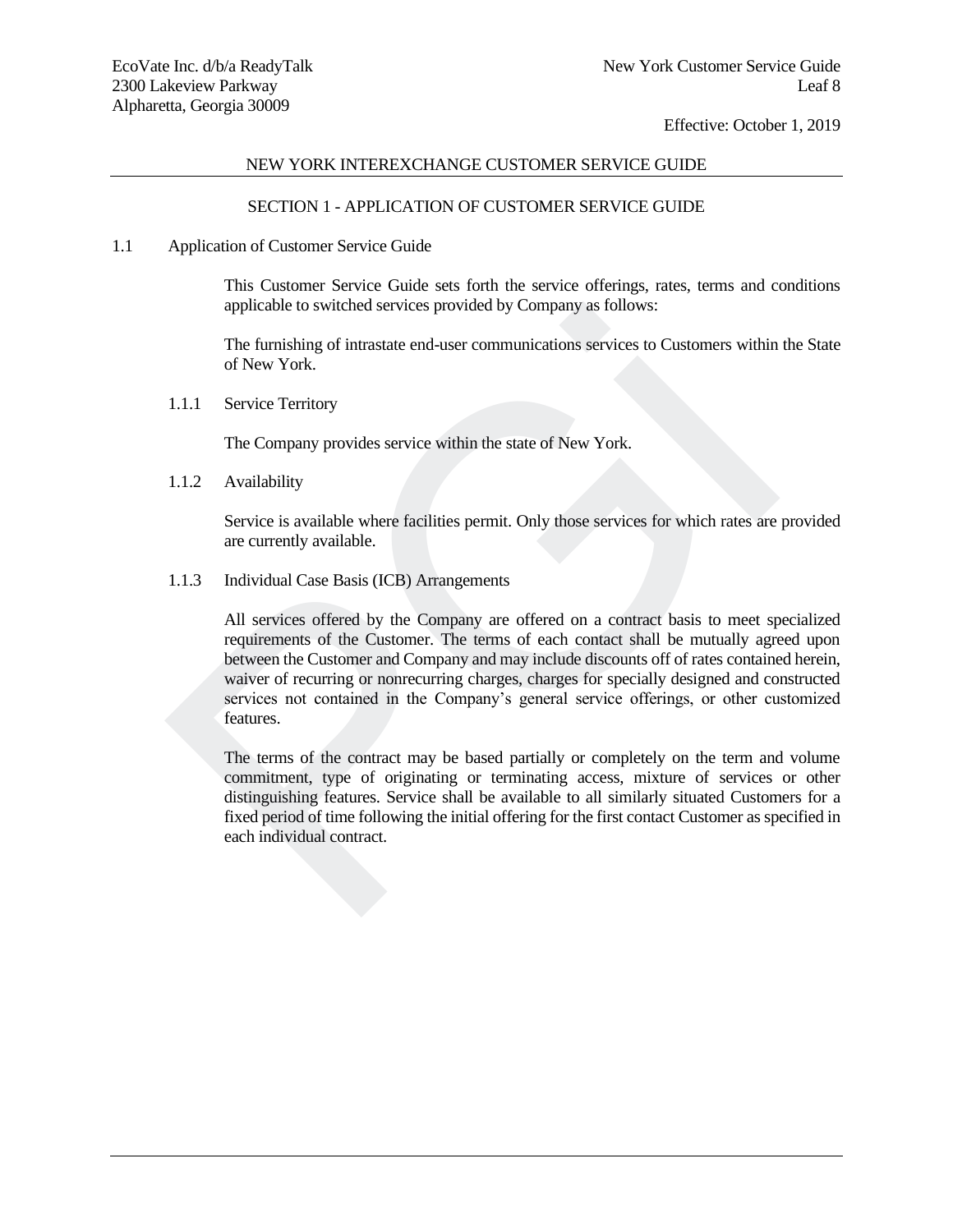## NEW YORK INTEREXCHANGE CUSTOMER SERVICE GUIDE

### SECTION 1 - APPLICATION OF CUSTOMER SERVICE GUIDE

1.1 Application of Customer Service Guide

This Customer Service Guide sets forth the service offerings, rates, terms and conditions applicable to switched services provided by Company as follows:

The furnishing of intrastate end-user communications services to Customers within the State of New York.

1.1.1 Service Territory

The Company provides service within the state of New York.

1.1.2 Availability

Service is available where facilities permit. Only those services for which rates are provided are currently available.

1.1.3 Individual Case Basis (ICB) Arrangements

All services offered by the Company are offered on a contract basis to meet specialized requirements of the Customer. The terms of each contact shall be mutually agreed upon between the Customer and Company and may include discounts off of rates contained herein, waiver of recurring or nonrecurring charges, charges for specially designed and constructed services not contained in the Company's general service offerings, or other customized features.

The terms of the contract may be based partially or completely on the term and volume commitment, type of originating or terminating access, mixture of services or other distinguishing features. Service shall be available to all similarly situated Customers for a fixed period of time following the initial offering for the first contact Customer as specified in each individual contract.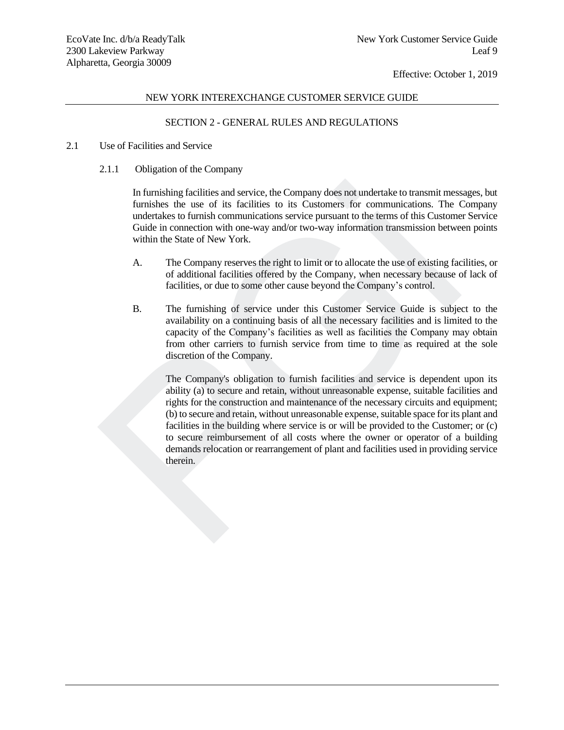## NEW YORK INTEREXCHANGE CUSTOMER SERVICE GUIDE

### SECTION 2 - GENERAL RULES AND REGULATIONS

2.1 Use of Facilities and Service

2.1.1 Obligation of the Company

In furnishing facilities and service, the Company does not undertake to transmit messages, but furnishes the use of its facilities to its Customers for communications. The Company undertakes to furnish communications service pursuant to the terms of this Customer Service Guide in connection with one-way and/or two-way information transmission between points within the State of New York.

A. The Company reserves the right to limit or to allocate the use of existing facilities, or of additional facilities offered by the Company, when necessary because of lack of facilities, or due to some other cause beyond the Company's control.

B. The furnishing of service under this Customer Service Guide is subject to the availability on a continuing basis of all the necessary facilities and is limited to the capacity of the Company's facilities as well as facilities the Company may obtain from other carriers to furnish service from time to time as required at the sole discretion of the Company.

The Company's obligation to furnish facilities and service is dependent upon its ability (a) to secure and retain, without unreasonable expense, suitable facilities and rights for the construction and maintenance of the necessary circuits and equipment; (b) to secure and retain, without unreasonable expense, suitable space for its plant and facilities in the building where service is or will be provided to the Customer; or (c) to secure reimbursement of all costs where the owner or operator of a building demands relocation or rearrangement of plant and facilities used in providing service therein.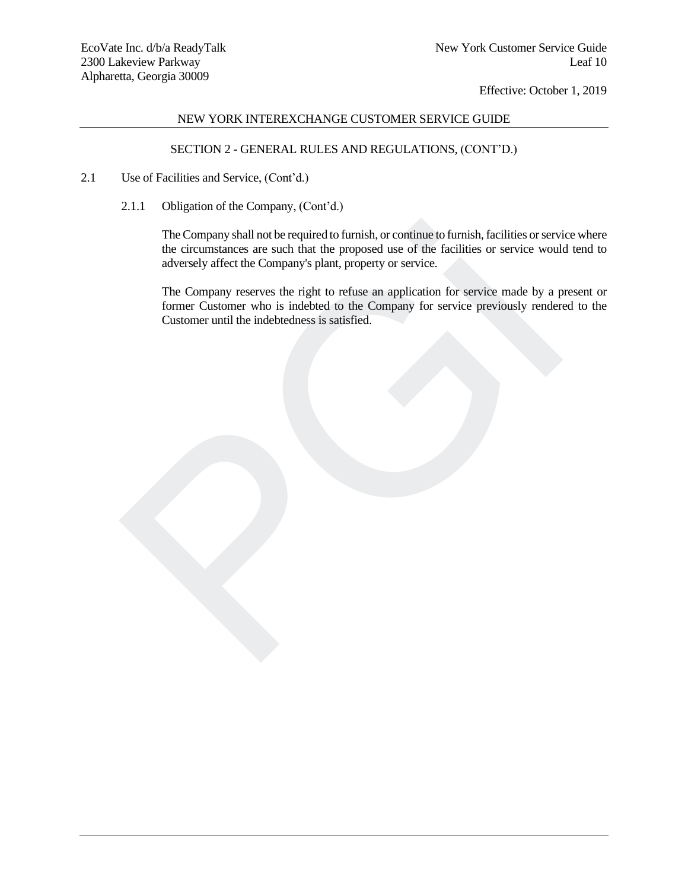## SECTION 2 - GENERAL RULES AND REGULATIONS, (CONT'D.)

2.1 Use of Facilities and Service, (Cont'd.)

2.1.1 Obligation of the Company, (Cont'd.)

The Company shall not be required to furnish, or continue to furnish, facilities or service where the circumstances are such that the proposed use of the facilities or service would tend to adversely affect the Company's plant, property or service.

The Company reserves the right to refuse an application for service made by a present or former Customer who is indebted to the Company for service previously rendered to the Customer until the indebtedness is satisfied.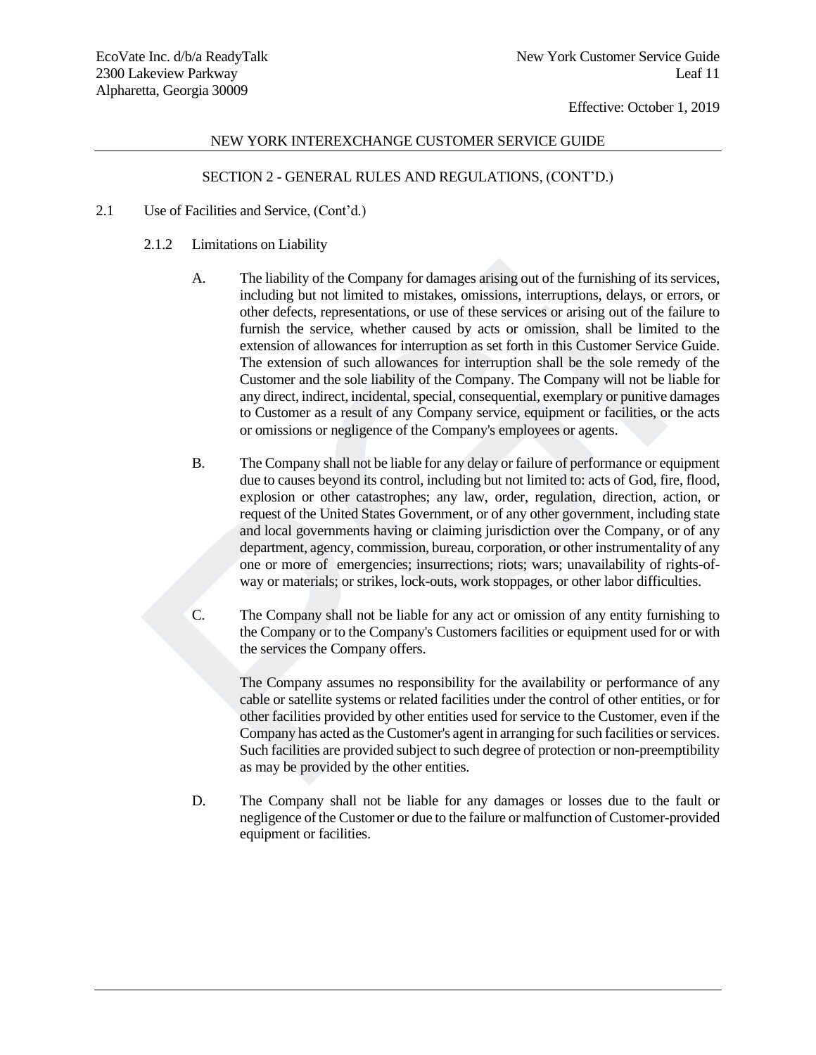NEW YORK INTEREXCHANGE CUSTOMER SERVICE GUIDE

SECTION 2 - GENERAL RULES AND REGULATIONS, (CONT'D.)

2.1 Use of Facilities and Service, (Cont'd.)

2.1.2 Limitations on Liability

A. The liability of the Company for damages arising out of the furnishing of its services, including but not limited to mistakes, omissions, interruptions, delays, or errors, or other defects, representations, or use of these services or arising out of the failure to furnish the service, whether caused by acts or omission, shall be limited to the extension of allowances for interruption as set forth in this Customer Service Guide. The extension of such allowances for interruption shall be the sole remedy of the Customer and the sole liability of the Company. The Company will not be liable for any direct, indirect, incidental, special, consequential, exemplary or punitive damages to Customer as a result of any Company service, equipment or facilities, or the acts or omissions or negligence of the Company's employees or agents.

B. The Company shall not be liable for any delay or failure of performance or equipment due to causes beyond its control, including but not limited to: acts of God, fire, flood, explosion or other catastrophes; any law, order, regulation, direction, action, or request of the United States Government, or of any other government, including state and local governments having or claiming jurisdiction over the Company, or of any department, agency, commission, bureau, corporation, or other instrumentality of any one or more of emergencies; insurrections; riots; wars; unavailability of rights-of-way or materials; or strikes, lock-outs, work stoppages, or other labor difficulties.

C. The Company shall not be liable for any act or omission of any entity furnishing to the Company or to the Company's Customers facilities or equipment used for or with the services the Company offers.

The Company assumes no responsibility for the availability or performance of any cable or satellite systems or related facilities under the control of other entities, or for other facilities provided by other entities used for service to the Customer, even if the Company has acted as the Customer's agent in arranging for such facilities or services. Such facilities are provided subject to such degree of protection or non-preemptibility as may be provided by the other entities.

D. The Company shall not be liable for any damages or losses due to the fault or negligence of the Customer or due to the failure or malfunction of Customer-provided equipment or facilities.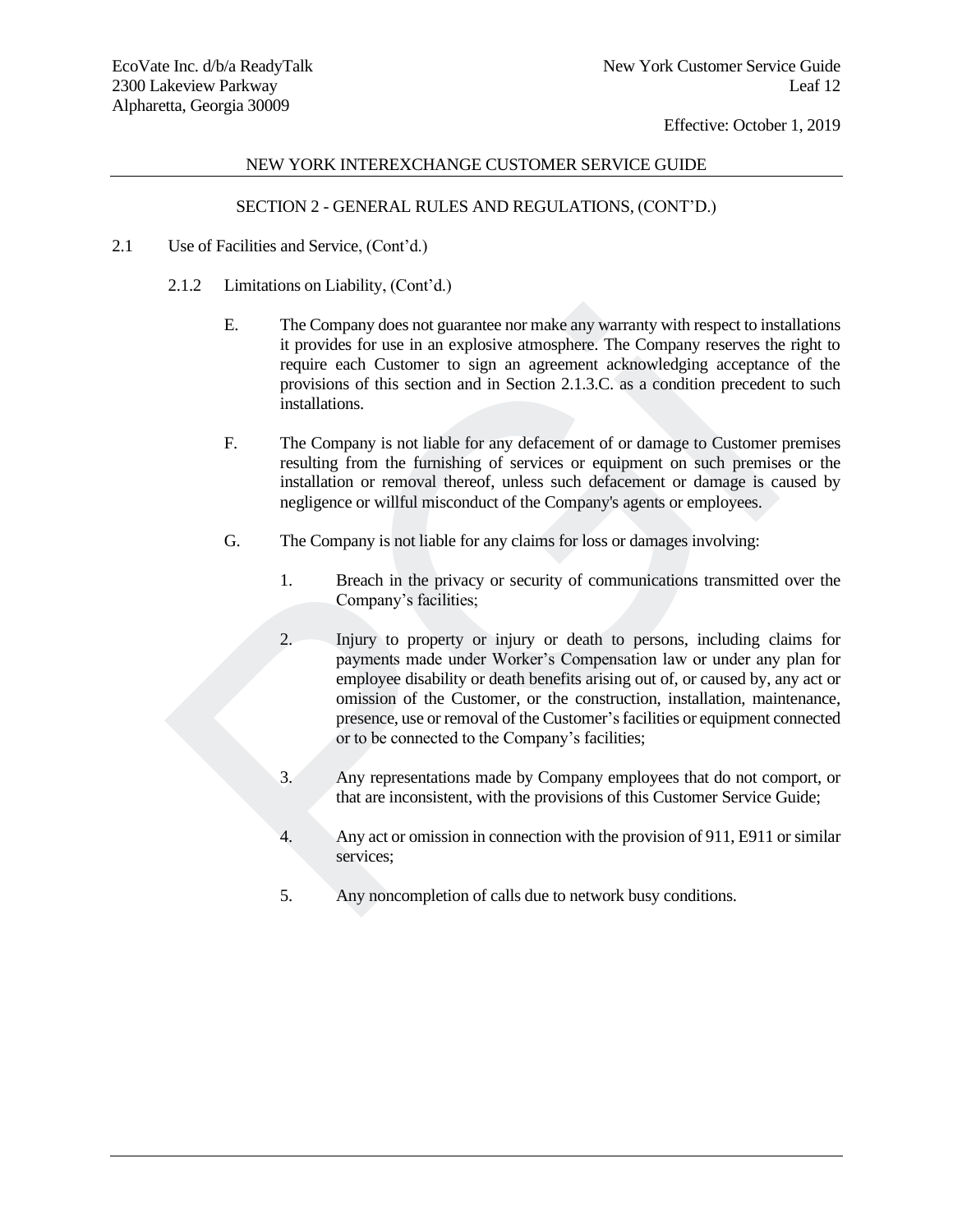## NEW YORK INTEREXCHANGE CUSTOMER SERVICE GUIDE

### SECTION 2 - GENERAL RULES AND REGULATIONS, (CONT'D.)

2.1 Use of Facilities and Service, (Cont'd.)

2.1.2 Limitations on Liability, (Cont'd.)

E. The Company does not guarantee nor make any warranty with respect to installations it provides for use in an explosive atmosphere. The Company reserves the right to require each Customer to sign an agreement acknowledging acceptance of the provisions of this section and in Section 2.1.3.C. as a condition precedent to such installations.

F. The Company is not liable for any defacement of or damage to Customer premises resulting from the furnishing of services or equipment on such premises or the installation or removal thereof, unless such defacement or damage is caused by negligence or willful misconduct of the Company's agents or employees.

G. The Company is not liable for any claims for loss or damages involving:

1. Breach in the privacy or security of communications transmitted over the Company's facilities;

2. Injury to property or injury or death to persons, including claims for payments made under Worker's Compensation law or under any plan for employee disability or death benefits arising out of, or caused by, any act or omission of the Customer, or the construction, installation, maintenance, presence, use or removal of the Customer's facilities or equipment connected or to be connected to the Company's facilities;

3. Any representations made by Company employees that do not comport, or that are inconsistent, with the provisions of this Customer Service Guide;

4. Any act or omission in connection with the provision of 911, E911 or similar services;

5. Any noncompletion of calls due to network busy conditions.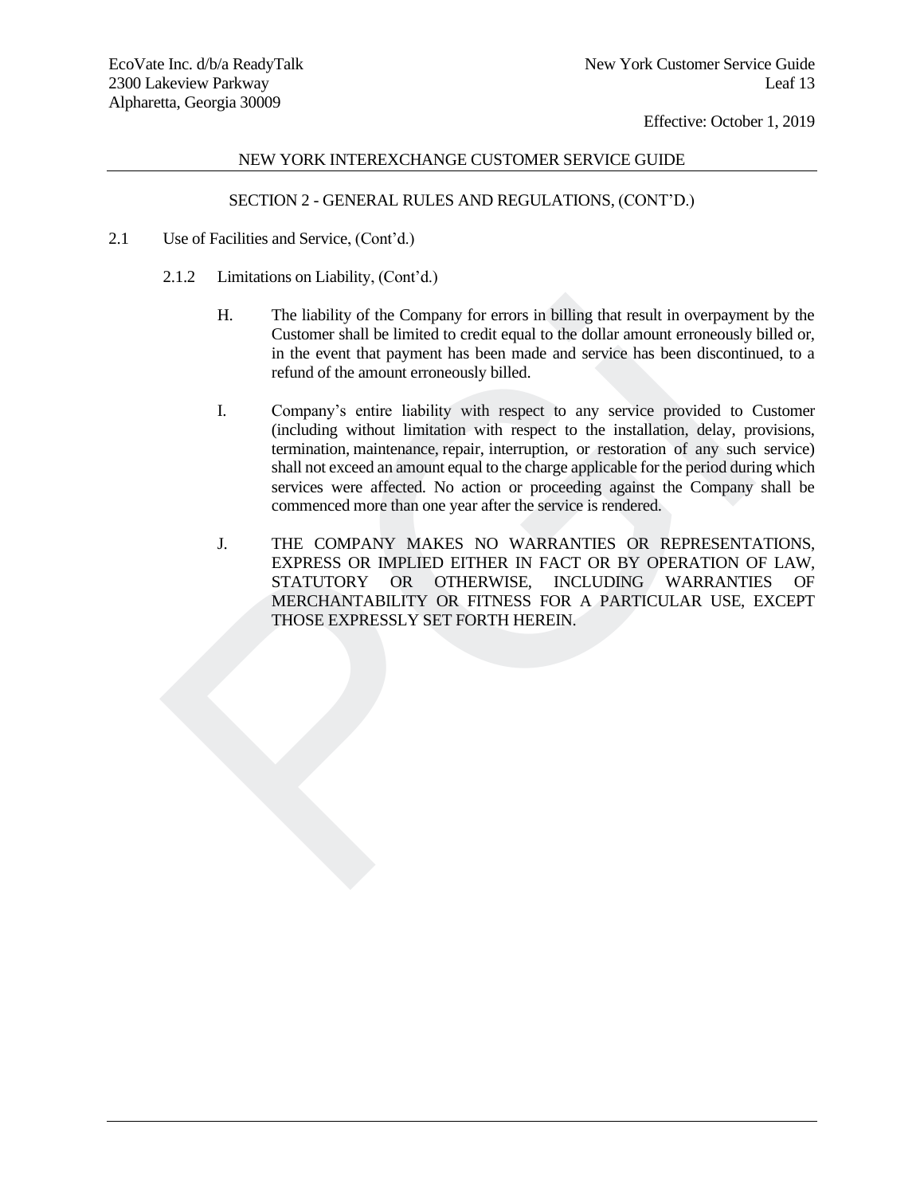## NEW YORK INTEREXCHANGE CUSTOMER SERVICE GUIDE

### SECTION 2 - GENERAL RULES AND REGULATIONS, (CONT'D.)

2.1 Use of Facilities and Service, (Cont'd.)

2.1.2 Limitations on Liability, (Cont'd.)

H. The liability of the Company for errors in billing that result in overpayment by the Customer shall be limited to credit equal to the dollar amount erroneously billed or, in the event that payment has been made and service has been discontinued, to a refund of the amount erroneously billed.

I. Company's entire liability with respect to any service provided to Customer (including without limitation with respect to the installation, delay, provisions, termination, maintenance, repair, interruption, or restoration of any such service) shall not exceed an amount equal to the charge applicable for the period during which services were affected. No action or proceeding against the Company shall be commenced more than one year after the service is rendered.

J. THE COMPANY MAKES NO WARRANTIES OR REPRESENTATIONS, EXPRESS OR IMPLIED EITHER IN FACT OR BY OPERATION OF LAW, STATUTORY OR OTHERWISE, INCLUDING WARRANTIES OF MERCHANTABILITY OR FITNESS FOR A PARTICULAR USE, EXCEPT THOSE EXPRESSLY SET FORTH HEREIN.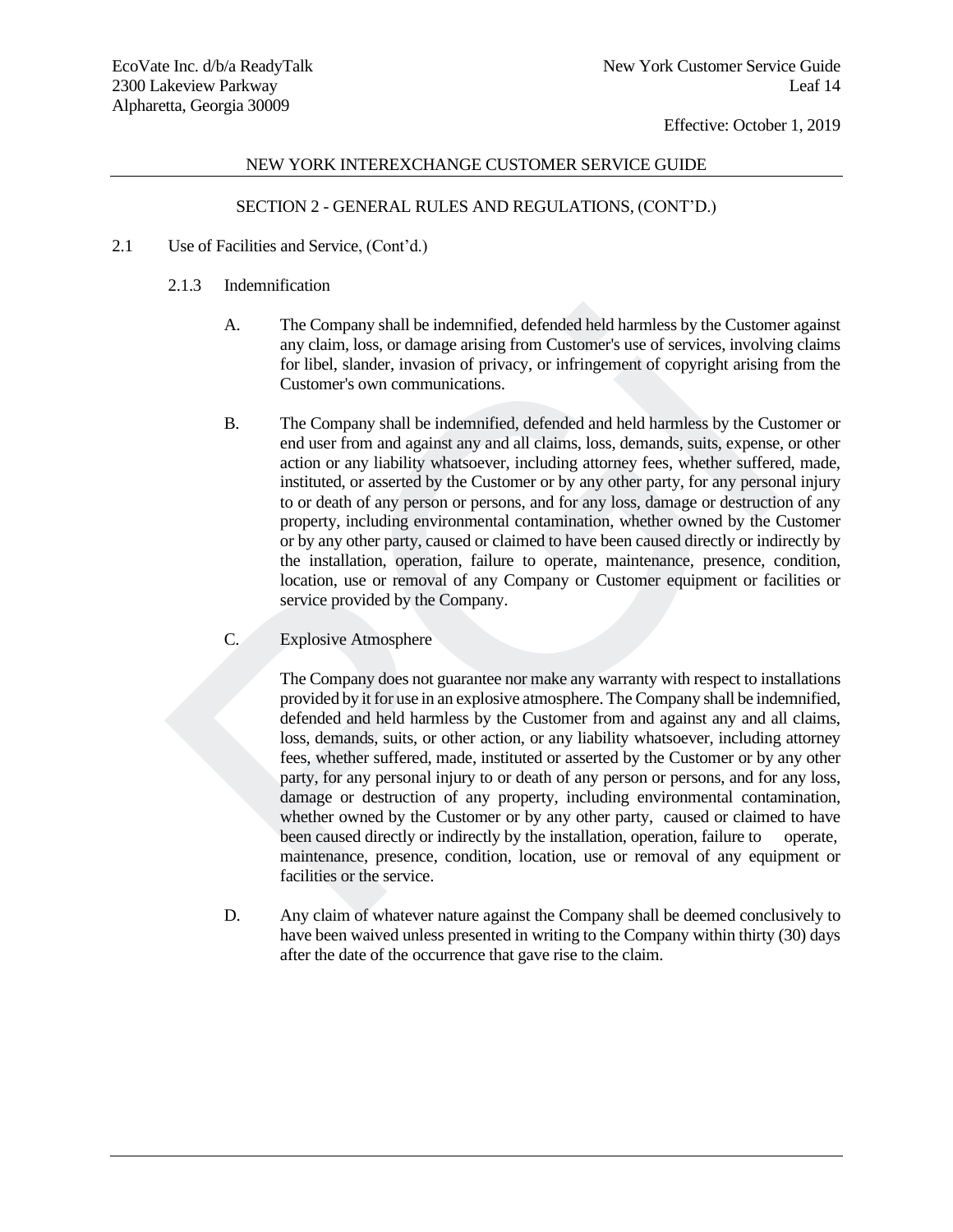NEW YORK INTEREXCHANGE CUSTOMER SERVICE GUIDE

SECTION 2 - GENERAL RULES AND REGULATIONS, (CONT'D.)

2.1 Use of Facilities and Service, (Cont'd.)

2.1.3 Indemnification

A. The Company shall be indemnified, defended held harmless by the Customer against any claim, loss, or damage arising from Customer's use of services, involving claims for libel, slander, invasion of privacy, or infringement of copyright arising from the Customer's own communications.

B. The Company shall be indemnified, defended and held harmless by the Customer or end user from and against any and all claims, loss, demands, suits, expense, or other action or any liability whatsoever, including attorney fees, whether suffered, made, instituted, or asserted by the Customer or by any other party, for any personal injury to or death of any person or persons, and for any loss, damage or destruction of any property, including environmental contamination, whether owned by the Customer or by any other party, caused or claimed to have been caused directly or indirectly by the installation, operation, failure to operate, maintenance, presence, condition, location, use or removal of any Company or Customer equipment or facilities or service provided by the Company.

C. Explosive Atmosphere

The Company does not guarantee nor make any warranty with respect to installations provided by it for use in an explosive atmosphere. The Company shall be indemnified, defended and held harmless by the Customer from and against any and all claims, loss, demands, suits, or other action, or any liability whatsoever, including attorney fees, whether suffered, made, instituted or asserted by the Customer or by any other party, for any personal injury to or death of any person or persons, and for any loss, damage or destruction of any property, including environmental contamination, whether owned by the Customer or by any other party, caused or claimed to have been caused directly or indirectly by the installation, operation, failure to operate, maintenance, presence, condition, location, use or removal of any equipment or facilities or the service.

D. Any claim of whatever nature against the Company shall be deemed conclusively to have been waived unless presented in writing to the Company within thirty (30) days after the date of the occurrence that gave rise to the claim.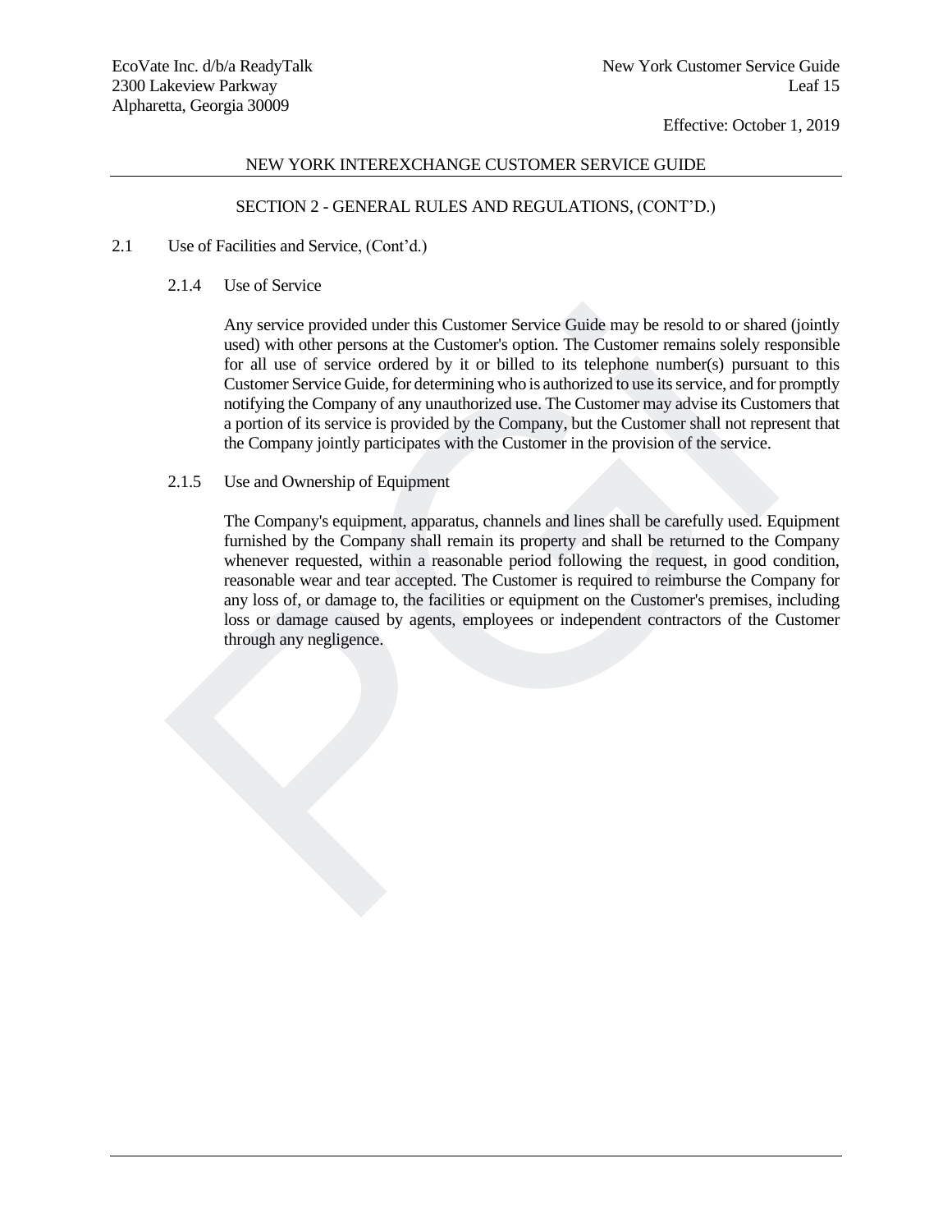## NEW YORK INTEREXCHANGE CUSTOMER SERVICE GUIDE

### SECTION 2 - GENERAL RULES AND REGULATIONS, (CONT'D.)

2.1 Use of Facilities and Service, (Cont'd.)

2.1.4 Use of Service

Any service provided under this Customer Service Guide may be resold to or shared (jointly used) with other persons at the Customer's option. The Customer remains solely responsible for all use of service ordered by it or billed to its telephone number(s) pursuant to this Customer Service Guide, for determining who is authorized to use its service, and for promptly notifying the Company of any unauthorized use. The Customer may advise its Customers that a portion of its service is provided by the Company, but the Customer shall not represent that the Company jointly participates with the Customer in the provision of the service.

2.1.5 Use and Ownership of Equipment

The Company's equipment, apparatus, channels and lines shall be carefully used. Equipment furnished by the Company shall remain its property and shall be returned to the Company whenever requested, within a reasonable period following the request, in good condition, reasonable wear and tear accepted. The Customer is required to reimburse the Company for any loss of, or damage to, the facilities or equipment on the Customer's premises, including loss or damage caused by agents, employees or independent contractors of the Customer through any negligence.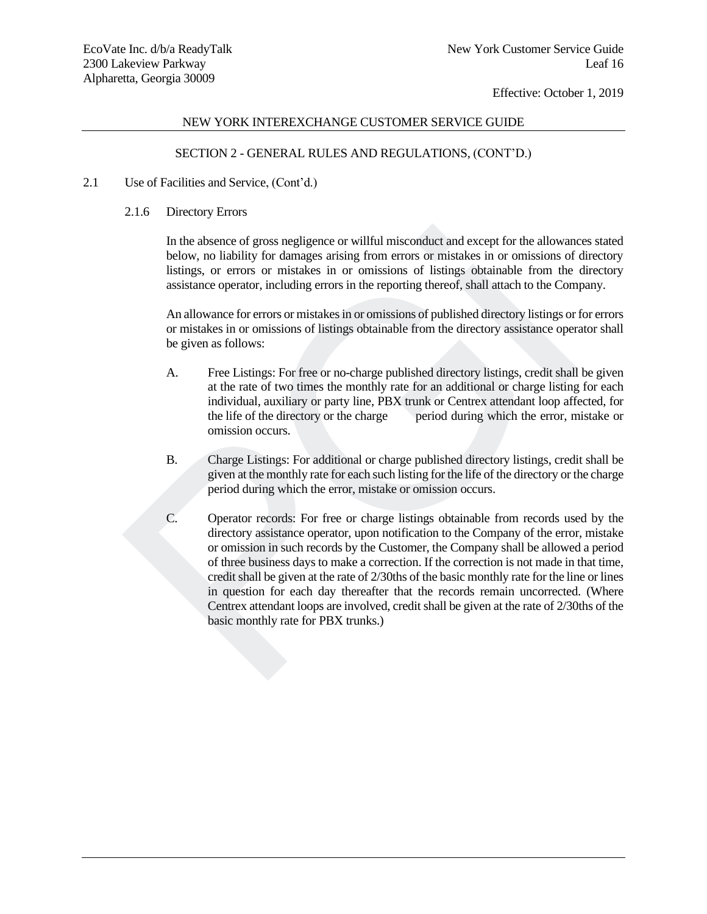## SECTION 2 - GENERAL RULES AND REGULATIONS, (CONT'D.)

2.1 Use of Facilities and Service, (Cont'd.)

2.1.6 Directory Errors

In the absence of gross negligence or willful misconduct and except for the allowances stated below, no liability for damages arising from errors or mistakes in or omissions of directory listings, or errors or mistakes in or omissions of listings obtainable from the directory assistance operator, including errors in the reporting thereof, shall attach to the Company.

An allowance for errors or mistakes in or omissions of published directory listings or for errors or mistakes in or omissions of listings obtainable from the directory assistance operator shall be given as follows:

A. Free Listings: For free or no-charge published directory listings, credit shall be given at the rate of two times the monthly rate for an additional or charge listing for each individual, auxiliary or party line, PBX trunk or Centrex attendant loop affected, for the life of the directory or the charge period during which the error, mistake or omission occurs.

B. Charge Listings: For additional or charge published directory listings, credit shall be given at the monthly rate for each such listing for the life of the directory or the charge period during which the error, mistake or omission occurs.

C. Operator records: For free or charge listings obtainable from records used by the directory assistance operator, upon notification to the Company of the error, mistake or omission in such records by the Customer, the Company shall be allowed a period of three business days to make a correction. If the correction is not made in that time, credit shall be given at the rate of 2/30ths of the basic monthly rate for the line or lines in question for each day thereafter that the records remain uncorrected. (Where Centrex attendant loops are involved, credit shall be given at the rate of 2/30ths of the basic monthly rate for PBX trunks.)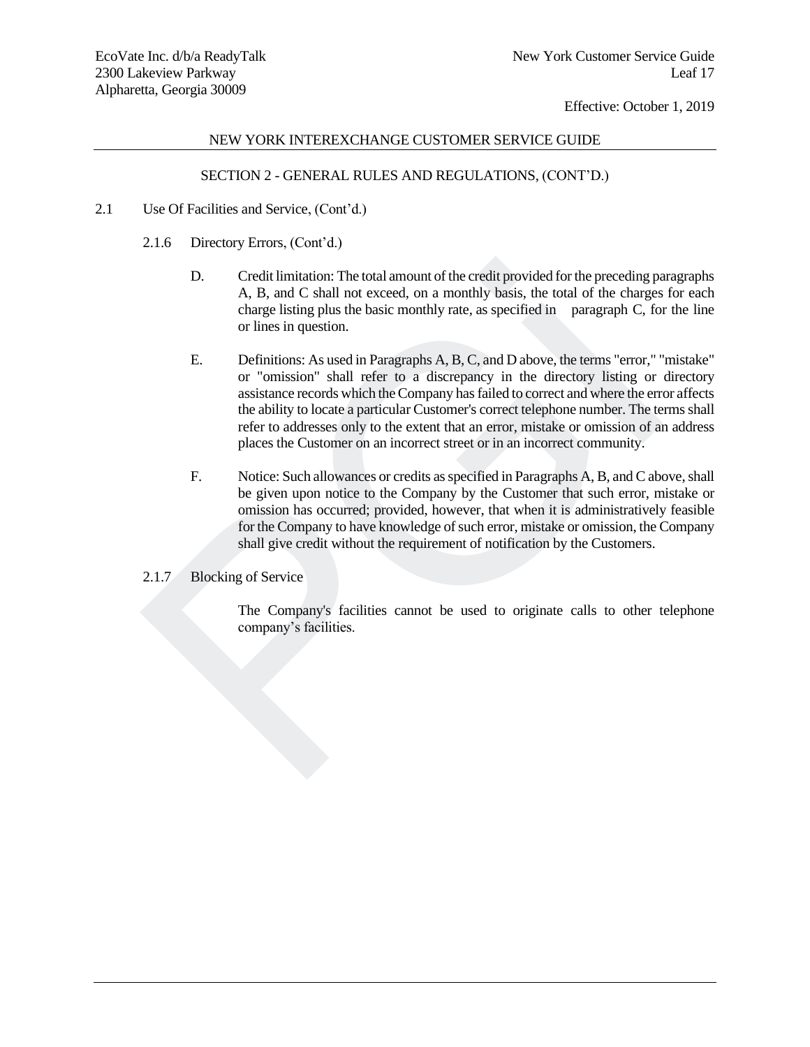NEW YORK INTEREXCHANGE CUSTOMER SERVICE GUIDE

SECTION 2 - GENERAL RULES AND REGULATIONS, (CONT'D.)

2.1 Use Of Facilities and Service, (Cont'd.)

2.1.6 Directory Errors, (Cont'd.)

D. Credit limitation: The total amount of the credit provided for the preceding paragraphs A, B, and C shall not exceed, on a monthly basis, the total of the charges for each charge listing plus the basic monthly rate, as specified in paragraph C, for the line or lines in question.

E. Definitions: As used in Paragraphs A, B, C, and D above, the terms "error," "mistake" or "omission" shall refer to a discrepancy in the directory listing or directory assistance records which the Company has failed to correct and where the error affects the ability to locate a particular Customer's correct telephone number. The terms shall refer to addresses only to the extent that an error, mistake or omission of an address places the Customer on an incorrect street or in an incorrect community.

F. Notice: Such allowances or credits as specified in Paragraphs A, B, and C above, shall be given upon notice to the Company by the Customer that such error, mistake or omission has occurred; provided, however, that when it is administratively feasible for the Company to have knowledge of such error, mistake or omission, the Company shall give credit without the requirement of notification by the Customers.

2.1.7 Blocking of Service

The Company's facilities cannot be used to originate calls to other telephone company's facilities.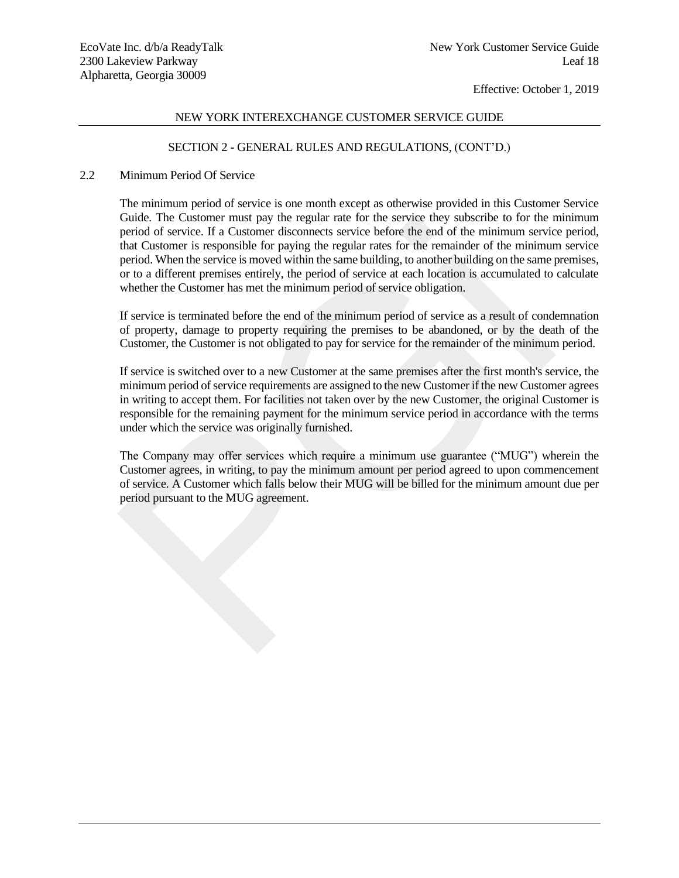## SECTION 2 - GENERAL RULES AND REGULATIONS, (CONT'D.)

### 2.2 Minimum Period Of Service

The minimum period of service is one month except as otherwise provided in this Customer Service Guide. The Customer must pay the regular rate for the service they subscribe to for the minimum period of service. If a Customer disconnects service before the end of the minimum service period, that Customer is responsible for paying the regular rates for the remainder of the minimum service period. When the service is moved within the same building, to another building on the same premises, or to a different premises entirely, the period of service at each location is accumulated to calculate whether the Customer has met the minimum period of service obligation.

If service is terminated before the end of the minimum period of service as a result of condemnation of property, damage to property requiring the premises to be abandoned, or by the death of the Customer, the Customer is not obligated to pay for service for the remainder of the minimum period.

If service is switched over to a new Customer at the same premises after the first month's service, the minimum period of service requirements are assigned to the new Customer if the new Customer agrees in writing to accept them. For facilities not taken over by the new Customer, the original Customer is responsible for the remaining payment for the minimum service period in accordance with the terms under which the service was originally furnished.

The Company may offer services which require a minimum use guarantee ("MUG") wherein the Customer agrees, in writing, to pay the minimum amount per period agreed to upon commencement of service. A Customer which falls below their MUG will be billed for the minimum amount due per period pursuant to the MUG agreement.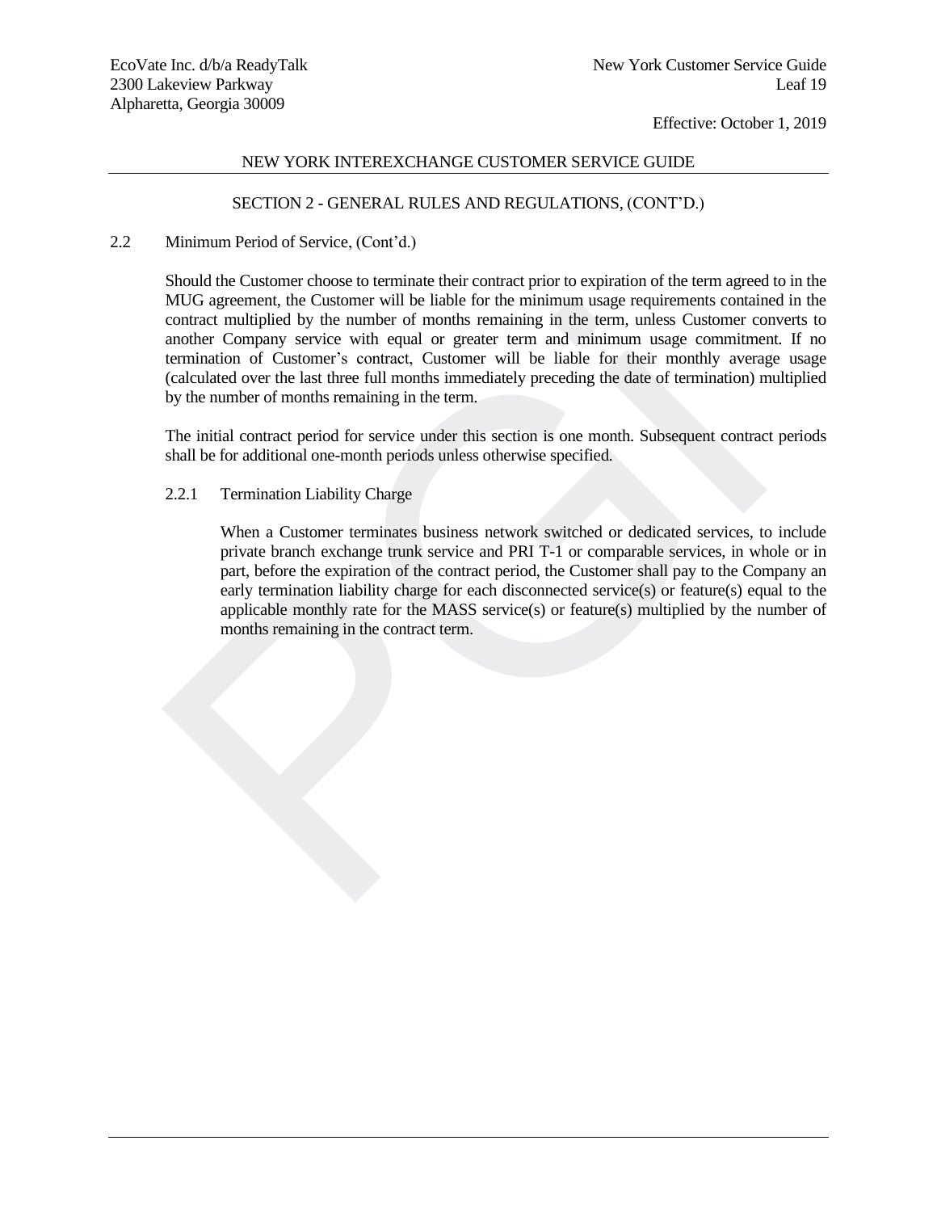## SECTION 2 - GENERAL RULES AND REGULATIONS, (CONT'D.)

2.2 Minimum Period of Service, (Cont'd.)

Should the Customer choose to terminate their contract prior to expiration of the term agreed to in the MUG agreement, the Customer will be liable for the minimum usage requirements contained in the contract multiplied by the number of months remaining in the term, unless Customer converts to another Company service with equal or greater term and minimum usage commitment. If no termination of Customer's contract, Customer will be liable for their monthly average usage (calculated over the last three full months immediately preceding the date of termination) multiplied by the number of months remaining in the term.

The initial contract period for service under this section is one month. Subsequent contract periods shall be for additional one-month periods unless otherwise specified.

2.2.1 Termination Liability Charge

When a Customer terminates business network switched or dedicated services, to include private branch exchange trunk service and PRI T-1 or comparable services, in whole or in part, before the expiration of the contract period, the Customer shall pay to the Company an early termination liability charge for each disconnected service(s) or feature(s) equal to the applicable monthly rate for the MASS service(s) or feature(s) multiplied by the number of months remaining in the contract term.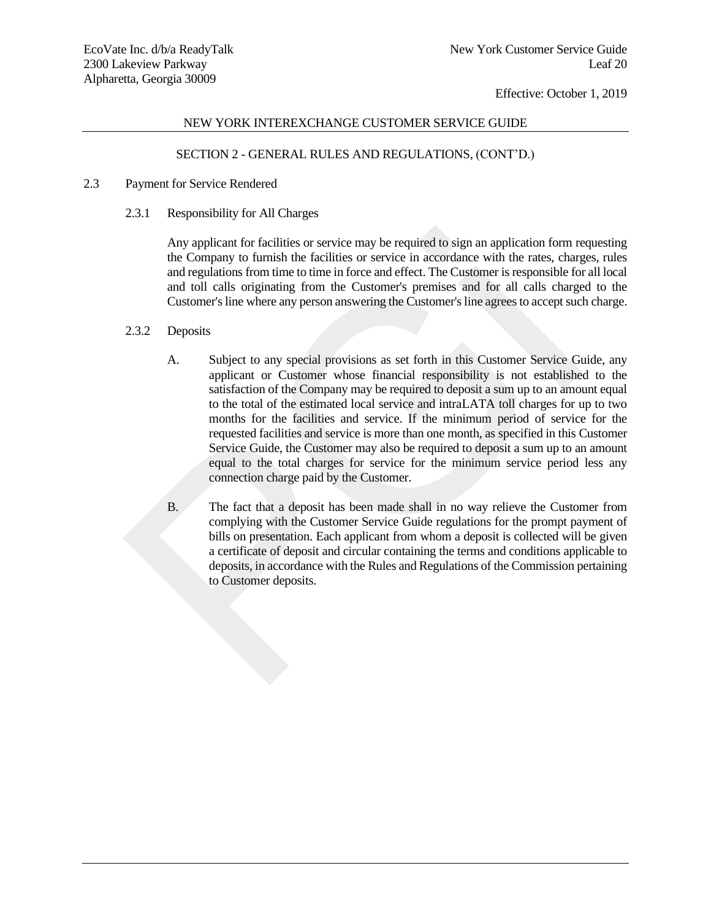## NEW YORK INTEREXCHANGE CUSTOMER SERVICE GUIDE

### SECTION 2 - GENERAL RULES AND REGULATIONS, (CONT'D.)

2.3 Payment for Service Rendered

2.3.1 Responsibility for All Charges

Any applicant for facilities or service may be required to sign an application form requesting the Company to furnish the facilities or service in accordance with the rates, charges, rules and regulations from time to time in force and effect. The Customer is responsible for all local and toll calls originating from the Customer's premises and for all calls charged to the Customer's line where any person answering the Customer's line agrees to accept such charge.

2.3.2 Deposits

A. Subject to any special provisions as set forth in this Customer Service Guide, any applicant or Customer whose financial responsibility is not established to the satisfaction of the Company may be required to deposit a sum up to an amount equal to the total of the estimated local service and intraLATA toll charges for up to two months for the facilities and service. If the minimum period of service for the requested facilities and service is more than one month, as specified in this Customer Service Guide, the Customer may also be required to deposit a sum up to an amount equal to the total charges for service for the minimum service period less any connection charge paid by the Customer.

B. The fact that a deposit has been made shall in no way relieve the Customer from complying with the Customer Service Guide regulations for the prompt payment of bills on presentation. Each applicant from whom a deposit is collected will be given a certificate of deposit and circular containing the terms and conditions applicable to deposits, in accordance with the Rules and Regulations of the Commission pertaining to Customer deposits.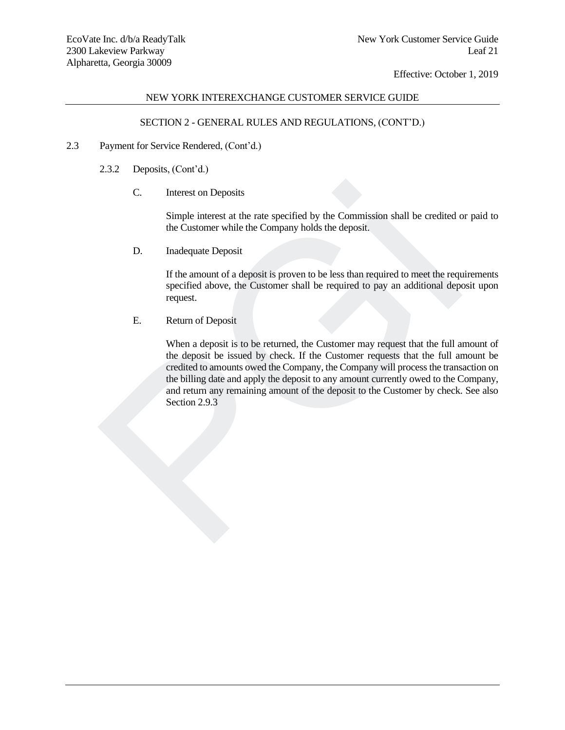## SECTION 2 - GENERAL RULES AND REGULATIONS, (CONT'D.)

2.3 Payment for Service Rendered, (Cont'd.)

2.3.2 Deposits, (Cont'd.)

C. Interest on Deposits

Simple interest at the rate specified by the Commission shall be credited or paid to the Customer while the Company holds the deposit.

D. Inadequate Deposit

If the amount of a deposit is proven to be less than required to meet the requirements specified above, the Customer shall be required to pay an additional deposit upon request.

E. Return of Deposit

When a deposit is to be returned, the Customer may request that the full amount of the deposit be issued by check. If the Customer requests that the full amount be credited to amounts owed the Company, the Company will process the transaction on the billing date and apply the deposit to any amount currently owed to the Company, and return any remaining amount of the deposit to the Customer by check. See also Section 2.9.3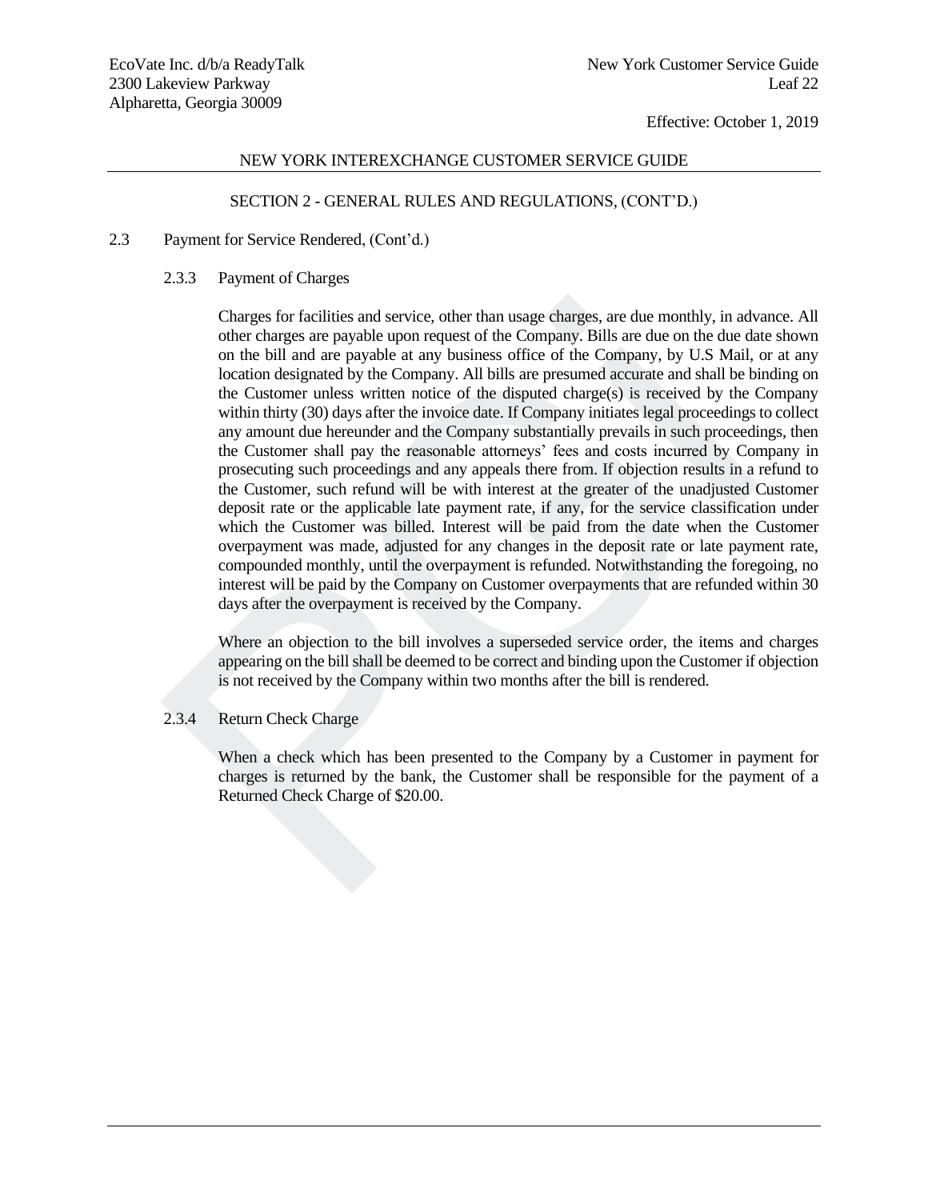## SECTION 2 - GENERAL RULES AND REGULATIONS, (CONT'D.)

2.3 Payment for Service Rendered, (Cont'd.)

### 2.3.3 Payment of Charges

Charges for facilities and service, other than usage charges, are due monthly, in advance. All other charges are payable upon request of the Company. Bills are due on the due date shown on the bill and are payable at any business office of the Company, by U.S Mail, or at any location designated by the Company. All bills are presumed accurate and shall be binding on the Customer unless written notice of the disputed charge(s) is received by the Company within thirty (30) days after the invoice date. If Company initiates legal proceedings to collect any amount due hereunder and the Company substantially prevails in such proceedings, then the Customer shall pay the reasonable attorneys' fees and costs incurred by Company in prosecuting such proceedings and any appeals there from. If objection results in a refund to the Customer, such refund will be with interest at the greater of the unadjusted Customer deposit rate or the applicable late payment rate, if any, for the service classification under which the Customer was billed. Interest will be paid from the date when the Customer overpayment was made, adjusted for any changes in the deposit rate or late payment rate, compounded monthly, until the overpayment is refunded. Notwithstanding the foregoing, no interest will be paid by the Company on Customer overpayments that are refunded within 30 days after the overpayment is received by the Company.

Where an objection to the bill involves a superseded service order, the items and charges appearing on the bill shall be deemed to be correct and binding upon the Customer if objection is not received by the Company within two months after the bill is rendered.

### 2.3.4 Return Check Charge

When a check which has been presented to the Company by a Customer in payment for charges is returned by the bank, the Customer shall be responsible for the payment of a Returned Check Charge of $20.00.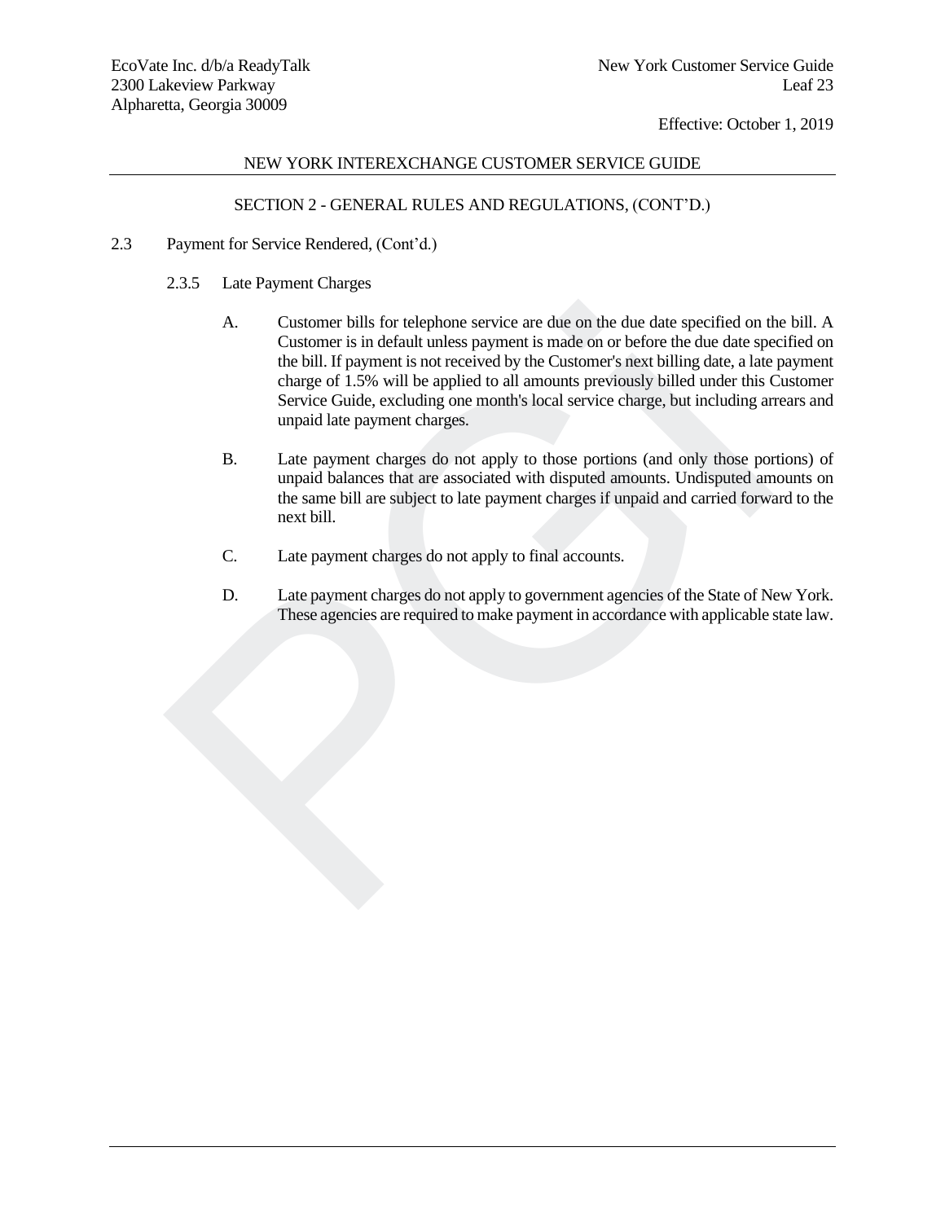## SECTION 2 - GENERAL RULES AND REGULATIONS, (CONT'D.)

2.3 Payment for Service Rendered, (Cont'd.)

2.3.5 Late Payment Charges

A. Customer bills for telephone service are due on the due date specified on the bill. A Customer is in default unless payment is made on or before the due date specified on the bill. If payment is not received by the Customer's next billing date, a late payment charge of 1.5% will be applied to all amounts previously billed under this Customer Service Guide, excluding one month's local service charge, but including arrears and unpaid late payment charges.

B. Late payment charges do not apply to those portions (and only those portions) of unpaid balances that are associated with disputed amounts. Undisputed amounts on the same bill are subject to late payment charges if unpaid and carried forward to the next bill.

C. Late payment charges do not apply to final accounts.

D. Late payment charges do not apply to government agencies of the State of New York. These agencies are required to make payment in accordance with applicable state law.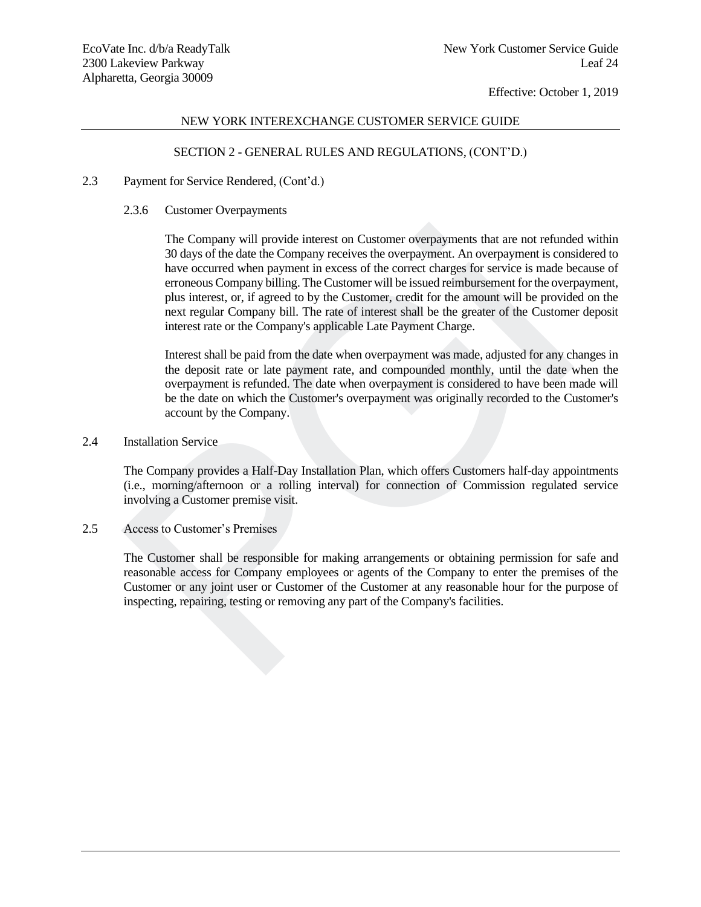## NEW YORK INTEREXCHANGE CUSTOMER SERVICE GUIDE

### SECTION 2 - GENERAL RULES AND REGULATIONS, (CONT'D.)

2.3 Payment for Service Rendered, (Cont'd.)

2.3.6 Customer Overpayments

The Company will provide interest on Customer overpayments that are not refunded within 30 days of the date the Company receives the overpayment. An overpayment is considered to have occurred when payment in excess of the correct charges for service is made because of erroneous Company billing. The Customer will be issued reimbursement for the overpayment, plus interest, or, if agreed to by the Customer, credit for the amount will be provided on the next regular Company bill. The rate of interest shall be the greater of the Customer deposit interest rate or the Company's applicable Late Payment Charge.

Interest shall be paid from the date when overpayment was made, adjusted for any changes in the deposit rate or late payment rate, and compounded monthly, until the date when the overpayment is refunded. The date when overpayment is considered to have been made will be the date on which the Customer's overpayment was originally recorded to the Customer's account by the Company.

2.4 Installation Service

The Company provides a Half-Day Installation Plan, which offers Customers half-day appointments (i.e., morning/afternoon or a rolling interval) for connection of Commission regulated service involving a Customer premise visit.

2.5 Access to Customer's Premises

The Customer shall be responsible for making arrangements or obtaining permission for safe and reasonable access for Company employees or agents of the Company to enter the premises of the Customer or any joint user or Customer of the Customer at any reasonable hour for the purpose of inspecting, repairing, testing or removing any part of the Company's facilities.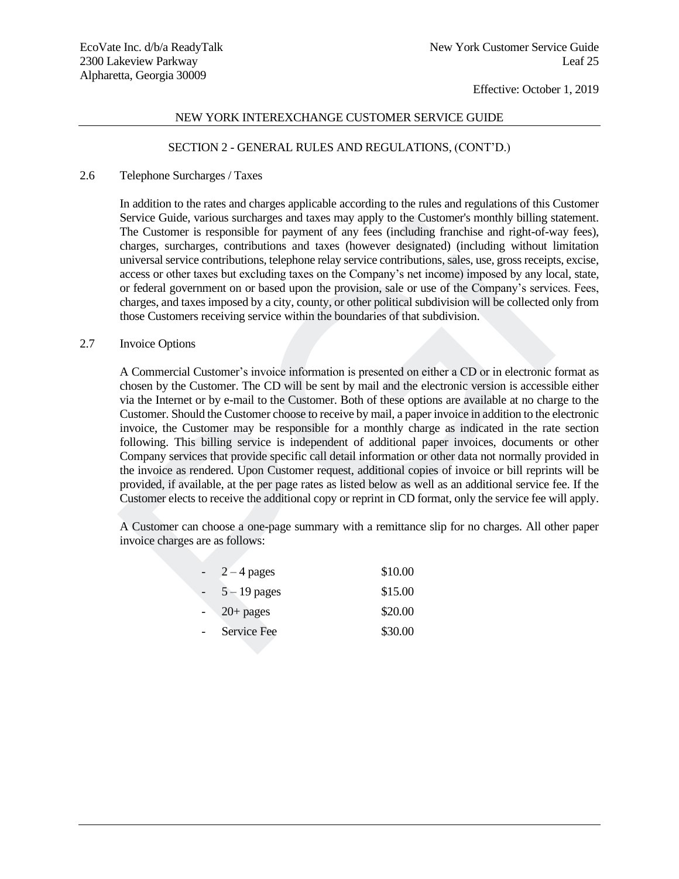## NEW YORK INTEREXCHANGE CUSTOMER SERVICE GUIDE

### SECTION 2 - GENERAL RULES AND REGULATIONS, (CONT'D.)

2.6 Telephone Surcharges / Taxes

In addition to the rates and charges applicable according to the rules and regulations of this Customer Service Guide, various surcharges and taxes may apply to the Customer's monthly billing statement. The Customer is responsible for payment of any fees (including franchise and right-of-way fees), charges, surcharges, contributions and taxes (however designated) (including without limitation universal service contributions, telephone relay service contributions, sales, use, gross receipts, excise, access or other taxes but excluding taxes on the Company's net income) imposed by any local, state, or federal government on or based upon the provision, sale or use of the Company's services. Fees, charges, and taxes imposed by a city, county, or other political subdivision will be collected only from those Customers receiving service within the boundaries of that subdivision.

2.7 Invoice Options

A Commercial Customer's invoice information is presented on either a CD or in electronic format as chosen by the Customer. The CD will be sent by mail and the electronic version is accessible either via the Internet or by e-mail to the Customer. Both of these options are available at no charge to the Customer. Should the Customer choose to receive by mail, a paper invoice in addition to the electronic invoice, the Customer may be responsible for a monthly charge as indicated in the rate section following. This billing service is independent of additional paper invoices, documents or other Company services that provide specific call detail information or other data not normally provided in the invoice as rendered. Upon Customer request, additional copies of invoice or bill reprints will be provided, if available, at the per page rates as listed below as well as an additional service fee. If the Customer elects to receive the additional copy or reprint in CD format, only the service fee will apply.

A Customer can choose a one-page summary with a remittance slip for no charges. All other paper invoice charges are as follows:

| | |
|---|---|
| - 2 – 4 pages | \$10.00 |
| - 5 – 19 pages | \$15.00 |
| - 20+ pages | \$20.00 |
| - Service Fee | \$30.00 |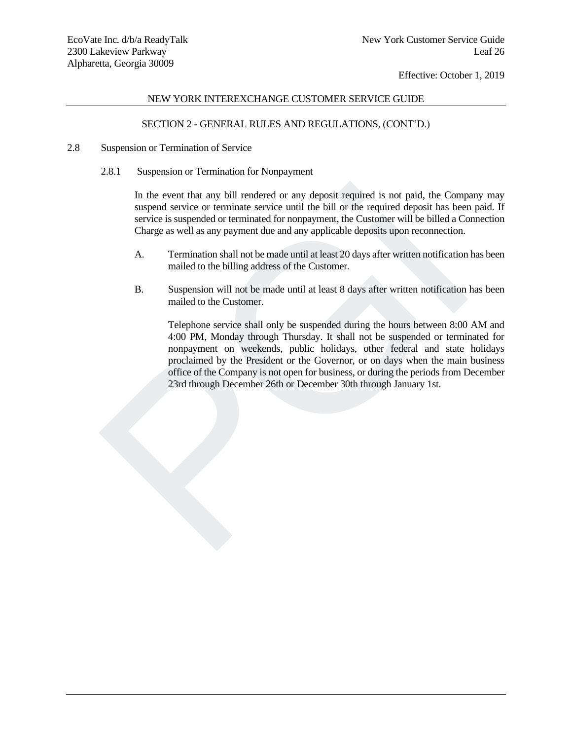## SECTION 2 - GENERAL RULES AND REGULATIONS, (CONT'D.)

### 2.8 Suspension or Termination of Service

#### 2.8.1 Suspension or Termination for Nonpayment

In the event that any bill rendered or any deposit required is not paid, the Company may suspend service or terminate service until the bill or the required deposit has been paid. If service is suspended or terminated for nonpayment, the Customer will be billed a Connection Charge as well as any payment due and any applicable deposits upon reconnection.

A. Termination shall not be made until at least 20 days after written notification has been mailed to the billing address of the Customer.

B. Suspension will not be made until at least 8 days after written notification has been mailed to the Customer.

Telephone service shall only be suspended during the hours between 8:00 AM and 4:00 PM, Monday through Thursday. It shall not be suspended or terminated for nonpayment on weekends, public holidays, other federal and state holidays proclaimed by the President or the Governor, or on days when the main business office of the Company is not open for business, or during the periods from December 23rd through December 26th or December 30th through January 1st.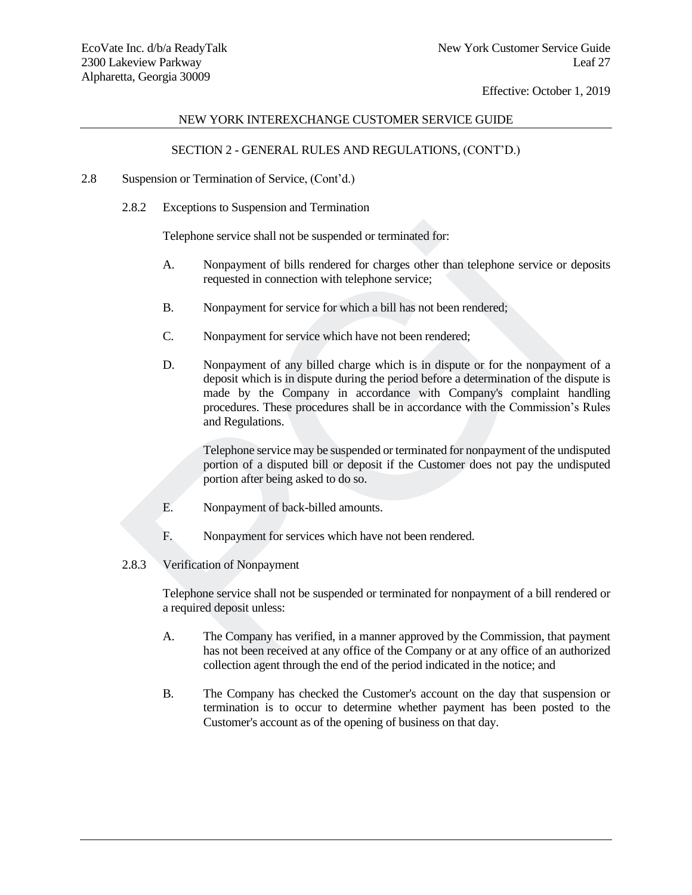## NEW YORK INTEREXCHANGE CUSTOMER SERVICE GUIDE

### SECTION 2 - GENERAL RULES AND REGULATIONS, (CONT'D.)

2.8 Suspension or Termination of Service, (Cont'd.)

2.8.2 Exceptions to Suspension and Termination

Telephone service shall not be suspended or terminated for:

A. Nonpayment of bills rendered for charges other than telephone service or deposits requested in connection with telephone service;

B. Nonpayment for service for which a bill has not been rendered;

C. Nonpayment for service which have not been rendered;

D. Nonpayment of any billed charge which is in dispute or for the nonpayment of a deposit which is in dispute during the period before a determination of the dispute is made by the Company in accordance with Company's complaint handling procedures. These procedures shall be in accordance with the Commission's Rules and Regulations.

Telephone service may be suspended or terminated for nonpayment of the undisputed portion of a disputed bill or deposit if the Customer does not pay the undisputed portion after being asked to do so.

E. Nonpayment of back-billed amounts.

F. Nonpayment for services which have not been rendered.

2.8.3 Verification of Nonpayment

Telephone service shall not be suspended or terminated for nonpayment of a bill rendered or a required deposit unless:

A. The Company has verified, in a manner approved by the Commission, that payment has not been received at any office of the Company or at any office of an authorized collection agent through the end of the period indicated in the notice; and

B. The Company has checked the Customer's account on the day that suspension or termination is to occur to determine whether payment has been posted to the Customer's account as of the opening of business on that day.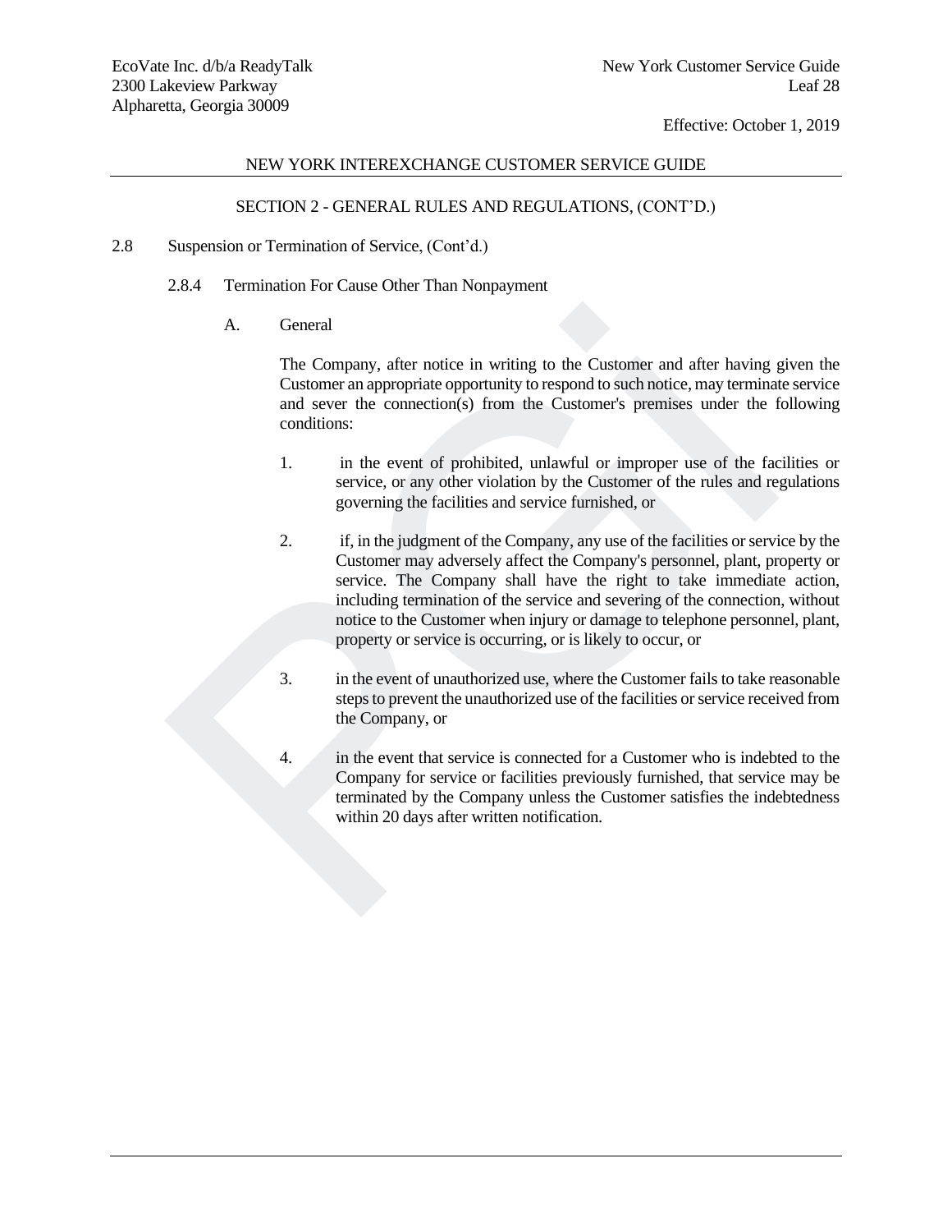## NEW YORK INTEREXCHANGE CUSTOMER SERVICE GUIDE

### SECTION 2 - GENERAL RULES AND REGULATIONS, (CONT'D.)

2.8 Suspension or Termination of Service, (Cont'd.)

2.8.4 Termination For Cause Other Than Nonpayment

A. General

The Company, after notice in writing to the Customer and after having given the Customer an appropriate opportunity to respond to such notice, may terminate service and sever the connection(s) from the Customer's premises under the following conditions:

1. in the event of prohibited, unlawful or improper use of the facilities or service, or any other violation by the Customer of the rules and regulations governing the facilities and service furnished, or

2. if, in the judgment of the Company, any use of the facilities or service by the Customer may adversely affect the Company's personnel, plant, property or service. The Company shall have the right to take immediate action, including termination of the service and severing of the connection, without notice to the Customer when injury or damage to telephone personnel, plant, property or service is occurring, or is likely to occur, or

3. in the event of unauthorized use, where the Customer fails to take reasonable steps to prevent the unauthorized use of the facilities or service received from the Company, or

4. in the event that service is connected for a Customer who is indebted to the Company for service or facilities previously furnished, that service may be terminated by the Company unless the Customer satisfies the indebtedness within 20 days after written notification.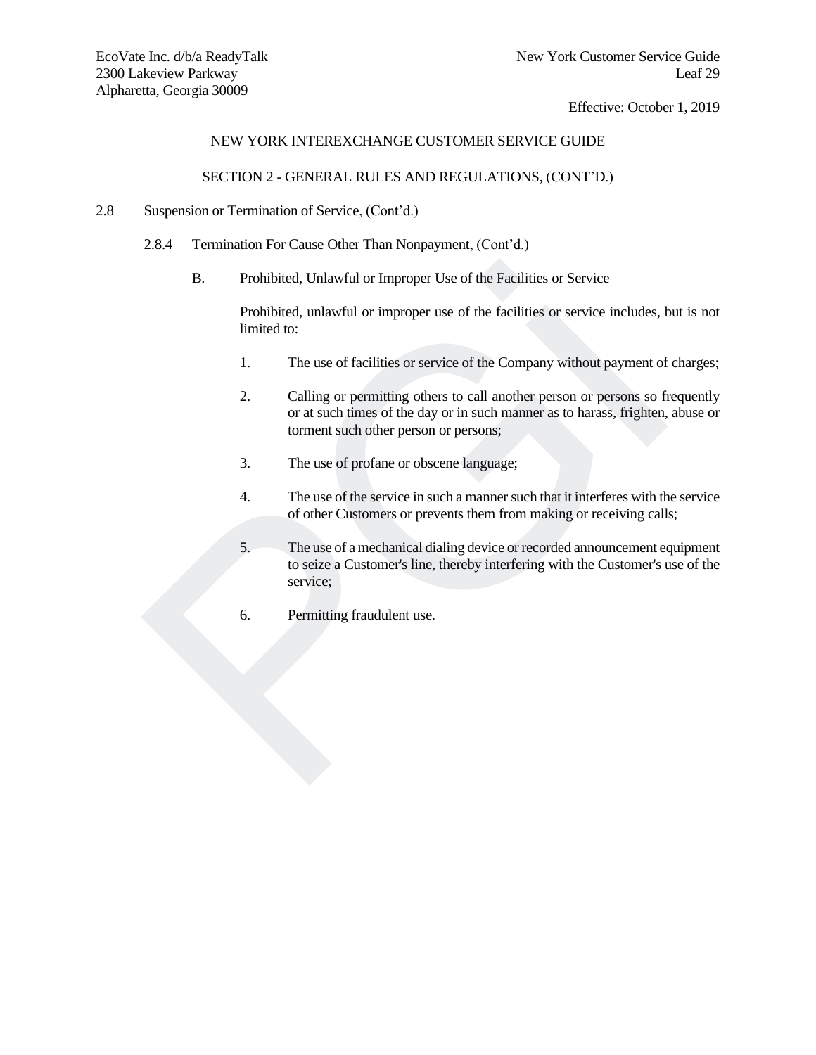## NEW YORK INTEREXCHANGE CUSTOMER SERVICE GUIDE

### SECTION 2 - GENERAL RULES AND REGULATIONS, (CONT'D.)

2.8 Suspension or Termination of Service, (Cont'd.)

2.8.4 Termination For Cause Other Than Nonpayment, (Cont'd.)

B. Prohibited, Unlawful or Improper Use of the Facilities or Service

Prohibited, unlawful or improper use of the facilities or service includes, but is not limited to:

1. The use of facilities or service of the Company without payment of charges;

2. Calling or permitting others to call another person or persons so frequently or at such times of the day or in such manner as to harass, frighten, abuse or torment such other person or persons;

3. The use of profane or obscene language;

4. The use of the service in such a manner such that it interferes with the service of other Customers or prevents them from making or receiving calls;

5. The use of a mechanical dialing device or recorded announcement equipment to seize a Customer's line, thereby interfering with the Customer's use of the service;

6. Permitting fraudulent use.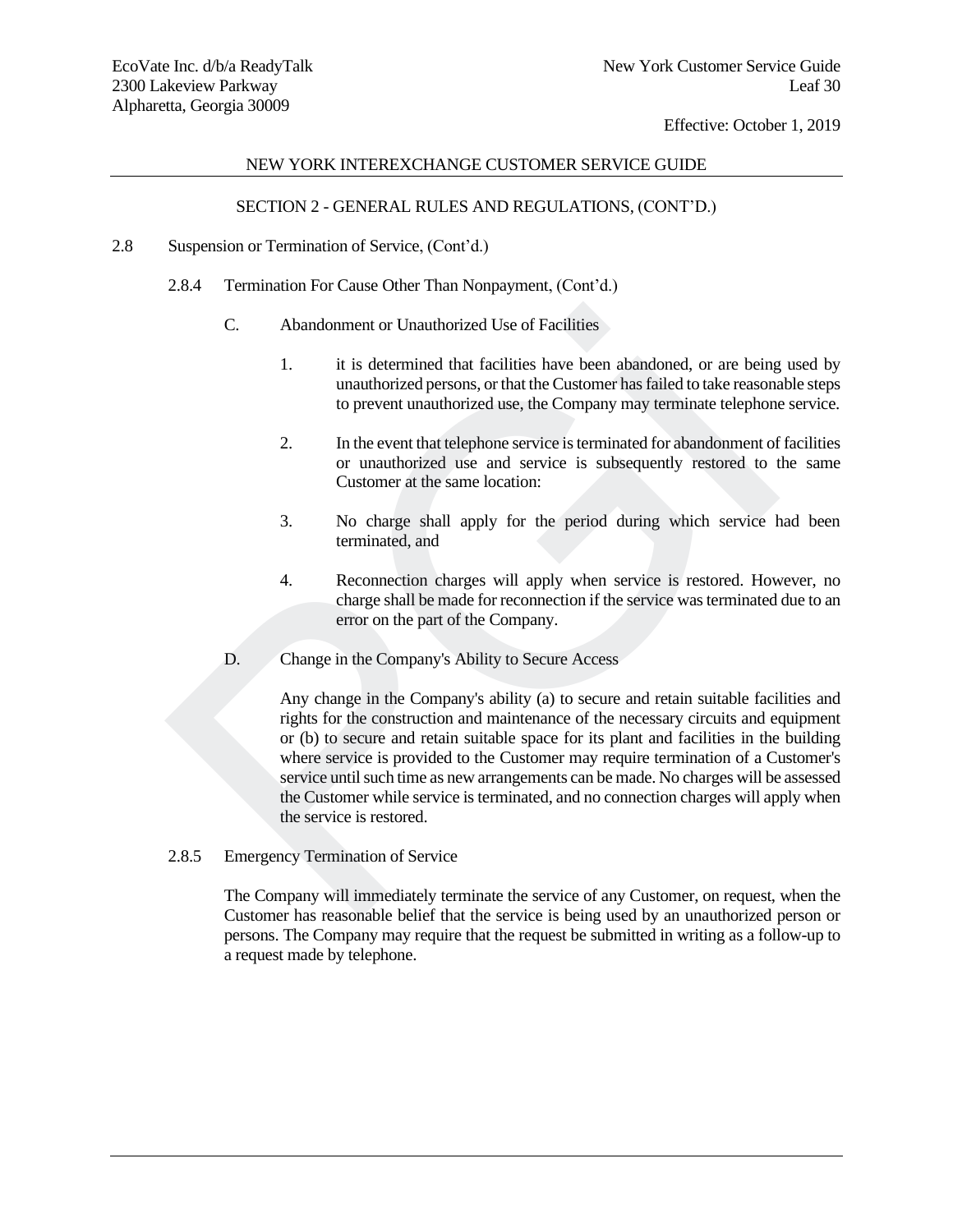NEW YORK INTEREXCHANGE CUSTOMER SERVICE GUIDE

SECTION 2 - GENERAL RULES AND REGULATIONS, (CONT'D.)

2.8 Suspension or Termination of Service, (Cont'd.)

2.8.4 Termination For Cause Other Than Nonpayment, (Cont'd.)

C. Abandonment or Unauthorized Use of Facilities

1. it is determined that facilities have been abandoned, or are being used by unauthorized persons, or that the Customer has failed to take reasonable steps to prevent unauthorized use, the Company may terminate telephone service.

2. In the event that telephone service is terminated for abandonment of facilities or unauthorized use and service is subsequently restored to the same Customer at the same location:

3. No charge shall apply for the period during which service had been terminated, and

4. Reconnection charges will apply when service is restored. However, no charge shall be made for reconnection if the service was terminated due to an error on the part of the Company.

D. Change in the Company's Ability to Secure Access

Any change in the Company's ability (a) to secure and retain suitable facilities and rights for the construction and maintenance of the necessary circuits and equipment or (b) to secure and retain suitable space for its plant and facilities in the building where service is provided to the Customer may require termination of a Customer's service until such time as new arrangements can be made. No charges will be assessed the Customer while service is terminated, and no connection charges will apply when the service is restored.

2.8.5 Emergency Termination of Service

The Company will immediately terminate the service of any Customer, on request, when the Customer has reasonable belief that the service is being used by an unauthorized person or persons. The Company may require that the request be submitted in writing as a follow-up to a request made by telephone.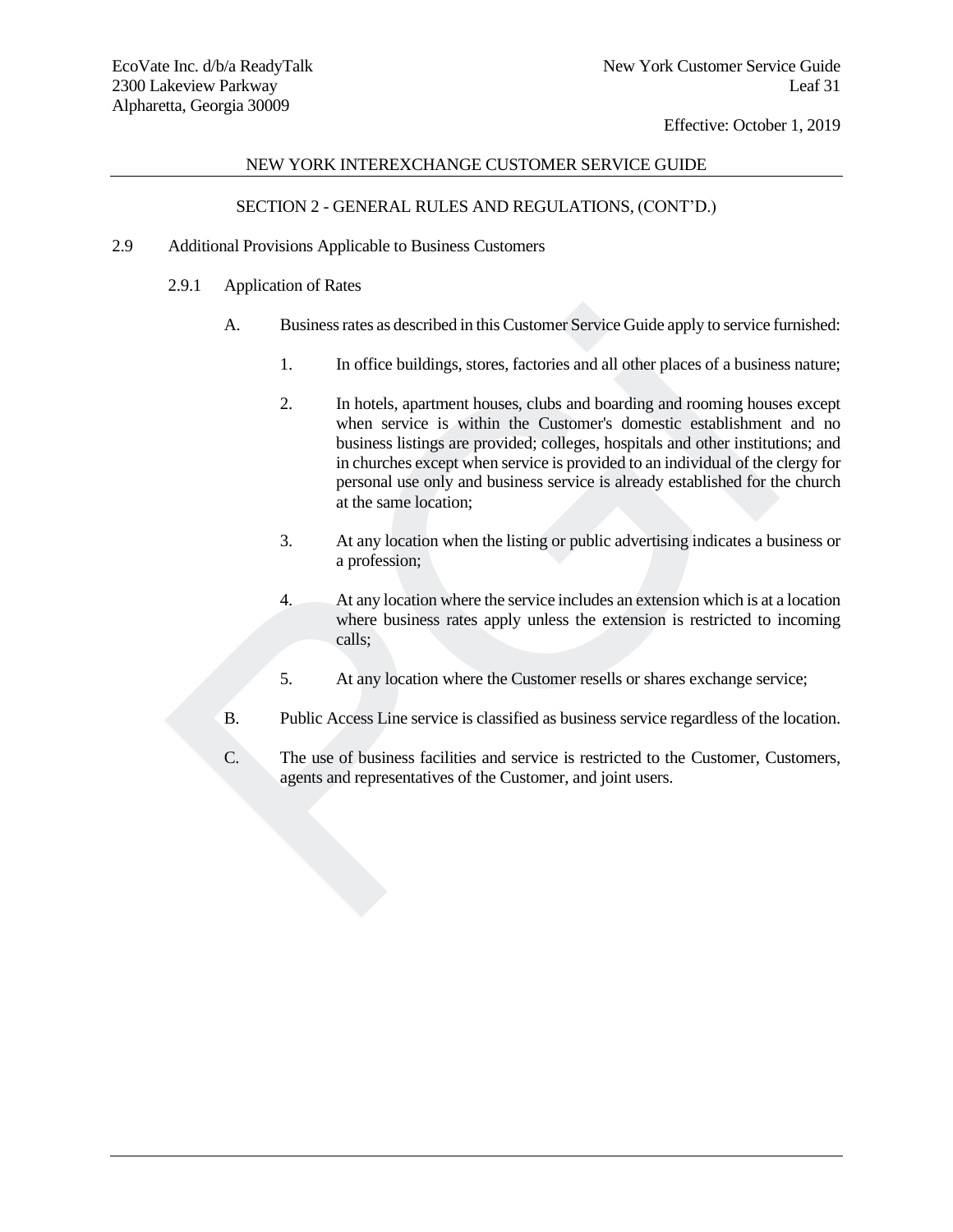NEW YORK INTEREXCHANGE CUSTOMER SERVICE GUIDE

SECTION 2 - GENERAL RULES AND REGULATIONS, (CONT'D.)

2.9 Additional Provisions Applicable to Business Customers

2.9.1 Application of Rates

A. Business rates as described in this Customer Service Guide apply to service furnished:

1. In office buildings, stores, factories and all other places of a business nature;

2. In hotels, apartment houses, clubs and boarding and rooming houses except when service is within the Customer's domestic establishment and no business listings are provided; colleges, hospitals and other institutions; and in churches except when service is provided to an individual of the clergy for personal use only and business service is already established for the church at the same location;

3. At any location when the listing or public advertising indicates a business or a profession;

4. At any location where the service includes an extension which is at a location where business rates apply unless the extension is restricted to incoming calls;

5. At any location where the Customer resells or shares exchange service;

B. Public Access Line service is classified as business service regardless of the location.

C. The use of business facilities and service is restricted to the Customer, Customers, agents and representatives of the Customer, and joint users.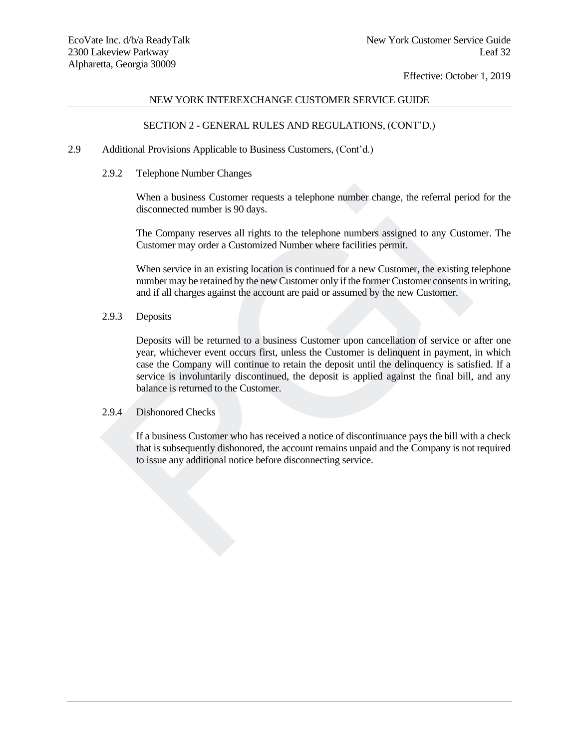NEW YORK INTEREXCHANGE CUSTOMER SERVICE GUIDE

SECTION 2 - GENERAL RULES AND REGULATIONS, (CONT'D.)

2.9 Additional Provisions Applicable to Business Customers, (Cont'd.)

2.9.2 Telephone Number Changes

When a business Customer requests a telephone number change, the referral period for the disconnected number is 90 days.

The Company reserves all rights to the telephone numbers assigned to any Customer. The Customer may order a Customized Number where facilities permit.

When service in an existing location is continued for a new Customer, the existing telephone number may be retained by the new Customer only if the former Customer consents in writing, and if all charges against the account are paid or assumed by the new Customer.

2.9.3 Deposits

Deposits will be returned to a business Customer upon cancellation of service or after one year, whichever event occurs first, unless the Customer is delinquent in payment, in which case the Company will continue to retain the deposit until the delinquency is satisfied. If a service is involuntarily discontinued, the deposit is applied against the final bill, and any balance is returned to the Customer.

2.9.4 Dishonored Checks

If a business Customer who has received a notice of discontinuance pays the bill with a check that is subsequently dishonored, the account remains unpaid and the Company is not required to issue any additional notice before disconnecting service.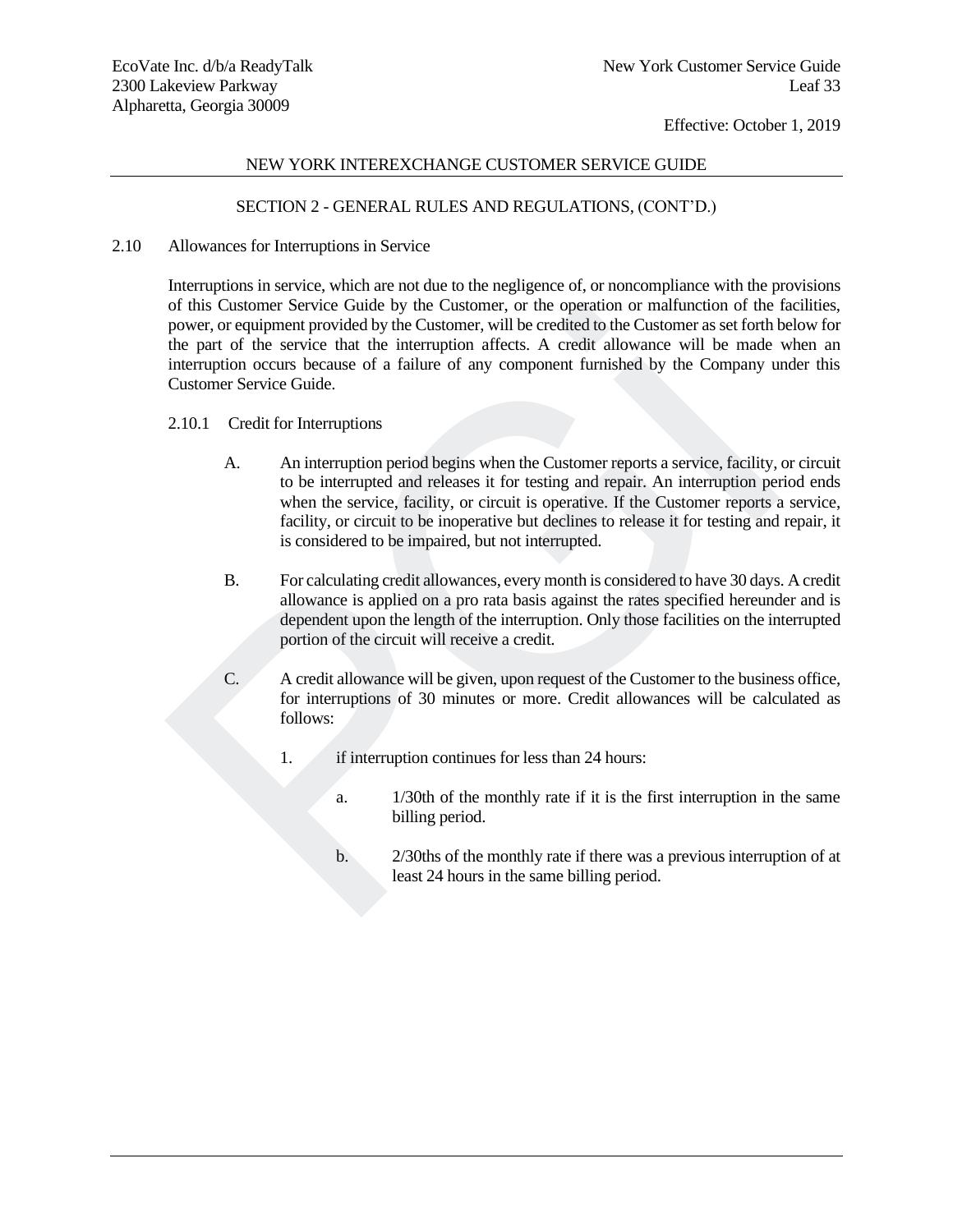NEW YORK INTEREXCHANGE CUSTOMER SERVICE GUIDE

SECTION 2 - GENERAL RULES AND REGULATIONS, (CONT'D.)

## 2.10 Allowances for Interruptions in Service

Interruptions in service, which are not due to the negligence of, or noncompliance with the provisions of this Customer Service Guide by the Customer, or the operation or malfunction of the facilities, power, or equipment provided by the Customer, will be credited to the Customer as set forth below for the part of the service that the interruption affects. A credit allowance will be made when an interruption occurs because of a failure of any component furnished by the Company under this Customer Service Guide.

### 2.10.1 Credit for Interruptions

A. An interruption period begins when the Customer reports a service, facility, or circuit to be interrupted and releases it for testing and repair. An interruption period ends when the service, facility, or circuit is operative. If the Customer reports a service, facility, or circuit to be inoperative but declines to release it for testing and repair, it is considered to be impaired, but not interrupted.

B. For calculating credit allowances, every month is considered to have 30 days. A credit allowance is applied on a pro rata basis against the rates specified hereunder and is dependent upon the length of the interruption. Only those facilities on the interrupted portion of the circuit will receive a credit.

C. A credit allowance will be given, upon request of the Customer to the business office, for interruptions of 30 minutes or more. Credit allowances will be calculated as follows:

1. if interruption continues for less than 24 hours:

   a. 1/30th of the monthly rate if it is the first interruption in the same billing period.

   b. 2/30ths of the monthly rate if there was a previous interruption of at least 24 hours in the same billing period.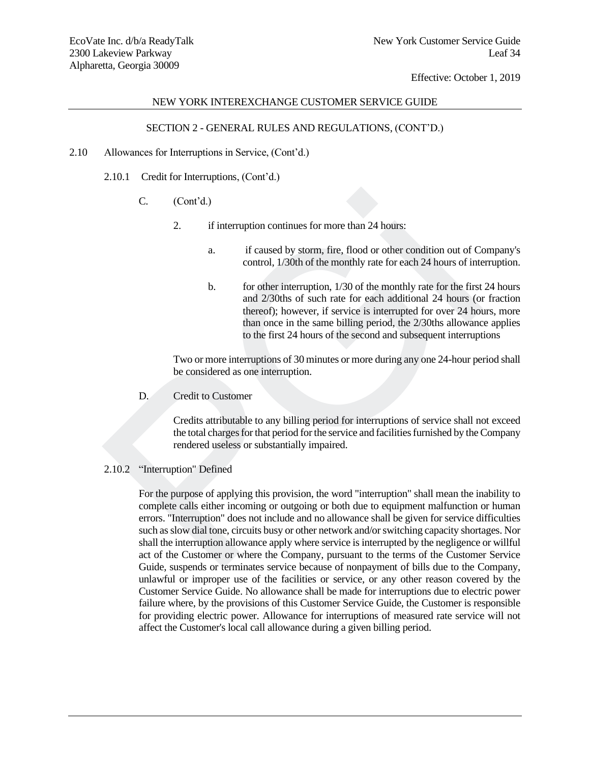NEW YORK INTEREXCHANGE CUSTOMER SERVICE GUIDE

SECTION 2 - GENERAL RULES AND REGULATIONS, (CONT'D.)

2.10 Allowances for Interruptions in Service, (Cont'd.)

2.10.1 Credit for Interruptions, (Cont'd.)

C. (Cont'd.)

2. if interruption continues for more than 24 hours:

a. if caused by storm, fire, flood or other condition out of Company's control, 1/30th of the monthly rate for each 24 hours of interruption.

b. for other interruption, 1/30 of the monthly rate for the first 24 hours and 2/30ths of such rate for each additional 24 hours (or fraction thereof); however, if service is interrupted for over 24 hours, more than once in the same billing period, the 2/30ths allowance applies to the first 24 hours of the second and subsequent interruptions

Two or more interruptions of 30 minutes or more during any one 24-hour period shall be considered as one interruption.

D. Credit to Customer

Credits attributable to any billing period for interruptions of service shall not exceed the total charges for that period for the service and facilities furnished by the Company rendered useless or substantially impaired.

2.10.2 "Interruption" Defined

For the purpose of applying this provision, the word "interruption" shall mean the inability to complete calls either incoming or outgoing or both due to equipment malfunction or human errors. "Interruption" does not include and no allowance shall be given for service difficulties such as slow dial tone, circuits busy or other network and/or switching capacity shortages. Nor shall the interruption allowance apply where service is interrupted by the negligence or willful act of the Customer or where the Company, pursuant to the terms of the Customer Service Guide, suspends or terminates service because of nonpayment of bills due to the Company, unlawful or improper use of the facilities or service, or any other reason covered by the Customer Service Guide. No allowance shall be made for interruptions due to electric power failure where, by the provisions of this Customer Service Guide, the Customer is responsible for providing electric power. Allowance for interruptions of measured rate service will not affect the Customer's local call allowance during a given billing period.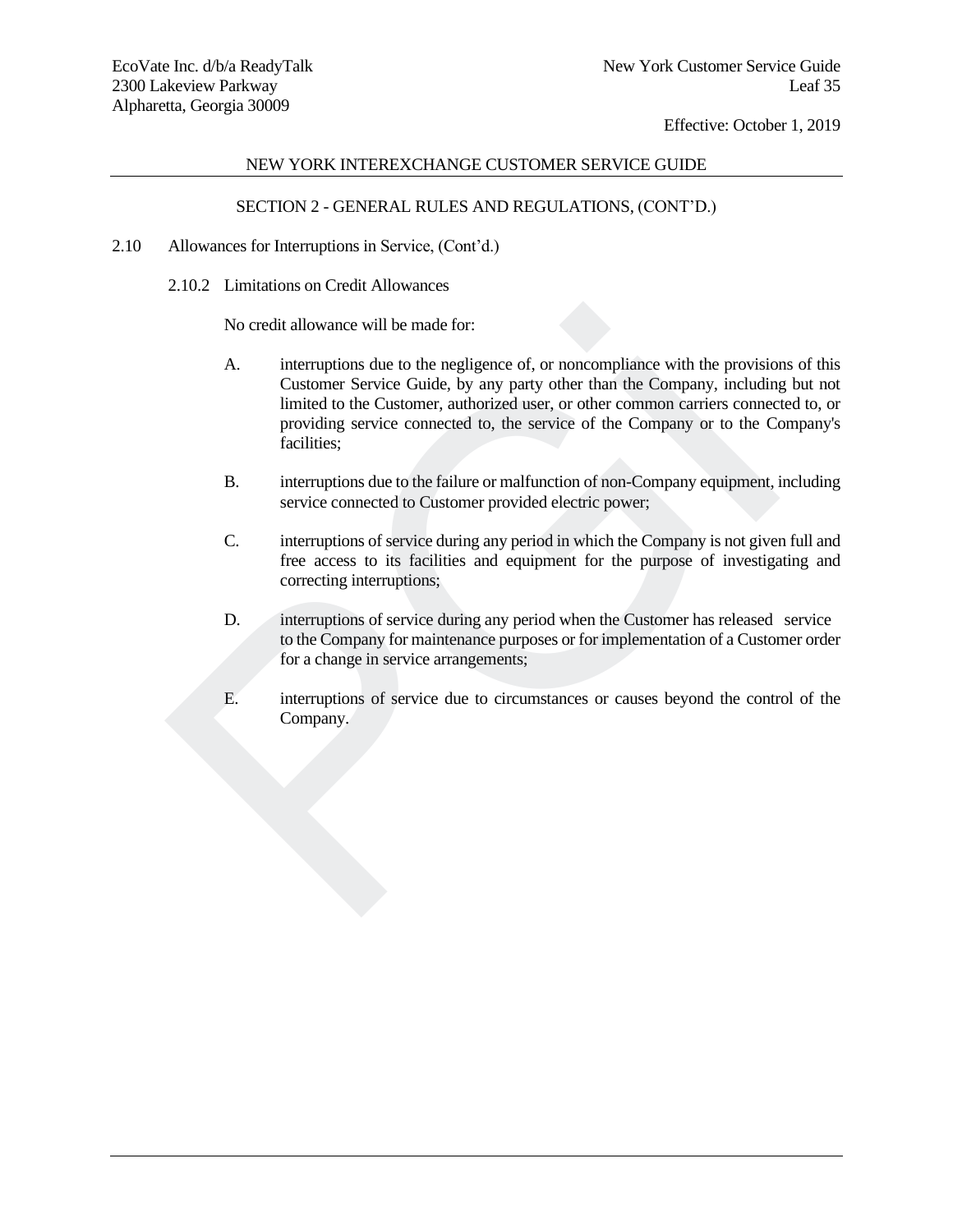## NEW YORK INTEREXCHANGE CUSTOMER SERVICE GUIDE

### SECTION 2 - GENERAL RULES AND REGULATIONS, (CONT'D.)

2.10 Allowances for Interruptions in Service, (Cont'd.)

2.10.2 Limitations on Credit Allowances

No credit allowance will be made for:

A. interruptions due to the negligence of, or noncompliance with the provisions of this Customer Service Guide, by any party other than the Company, including but not limited to the Customer, authorized user, or other common carriers connected to, or providing service connected to, the service of the Company or to the Company's facilities;

B. interruptions due to the failure or malfunction of non-Company equipment, including service connected to Customer provided electric power;

C. interruptions of service during any period in which the Company is not given full and free access to its facilities and equipment for the purpose of investigating and correcting interruptions;

D. interruptions of service during any period when the Customer has released service to the Company for maintenance purposes or for implementation of a Customer order for a change in service arrangements;

E. interruptions of service due to circumstances or causes beyond the control of the Company.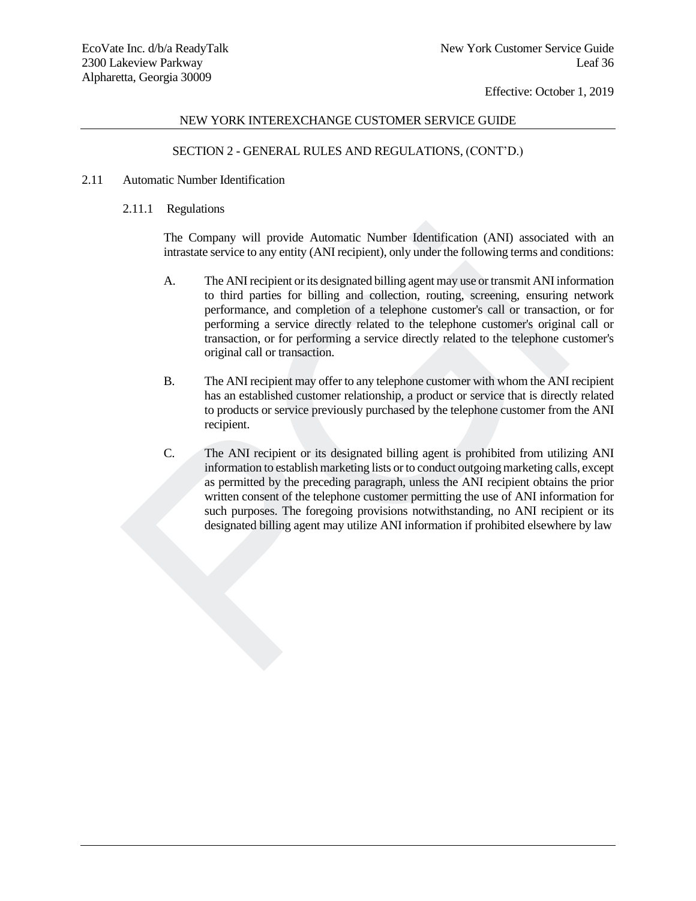NEW YORK INTEREXCHANGE CUSTOMER SERVICE GUIDE

SECTION 2 - GENERAL RULES AND REGULATIONS, (CONT'D.)

## 2.11 Automatic Number Identification

### 2.11.1 Regulations

The Company will provide Automatic Number Identification (ANI) associated with an intrastate service to any entity (ANI recipient), only under the following terms and conditions:

A. The ANI recipient or its designated billing agent may use or transmit ANI information to third parties for billing and collection, routing, screening, ensuring network performance, and completion of a telephone customer's call or transaction, or for performing a service directly related to the telephone customer's original call or transaction, or for performing a service directly related to the telephone customer's original call or transaction.

B. The ANI recipient may offer to any telephone customer with whom the ANI recipient has an established customer relationship, a product or service that is directly related to products or service previously purchased by the telephone customer from the ANI recipient.

C. The ANI recipient or its designated billing agent is prohibited from utilizing ANI information to establish marketing lists or to conduct outgoing marketing calls, except as permitted by the preceding paragraph, unless the ANI recipient obtains the prior written consent of the telephone customer permitting the use of ANI information for such purposes. The foregoing provisions notwithstanding, no ANI recipient or its designated billing agent may utilize ANI information if prohibited elsewhere by law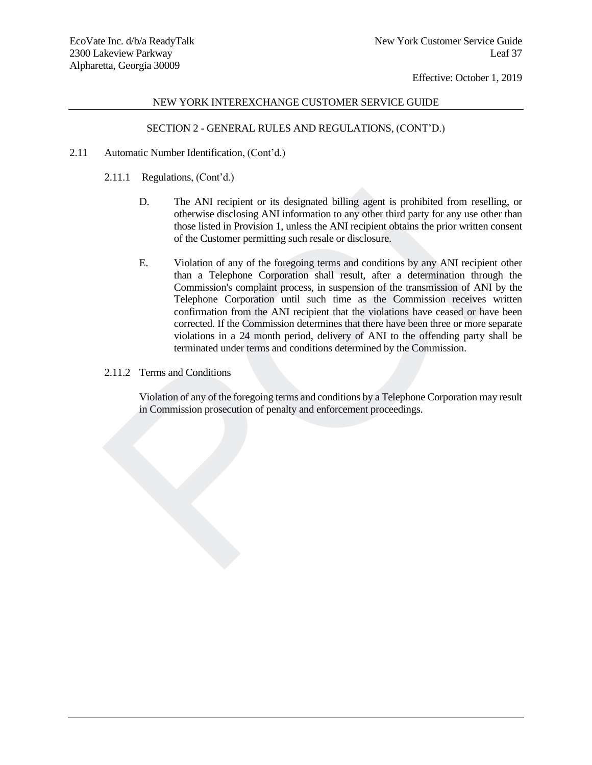SECTION 2 - GENERAL RULES AND REGULATIONS, (CONT'D.)

2.11 Automatic Number Identification, (Cont'd.)

2.11.1 Regulations, (Cont'd.)

D. The ANI recipient or its designated billing agent is prohibited from reselling, or otherwise disclosing ANI information to any other third party for any use other than those listed in Provision 1, unless the ANI recipient obtains the prior written consent of the Customer permitting such resale or disclosure.

E. Violation of any of the foregoing terms and conditions by any ANI recipient other than a Telephone Corporation shall result, after a determination through the Commission's complaint process, in suspension of the transmission of ANI by the Telephone Corporation until such time as the Commission receives written confirmation from the ANI recipient that the violations have ceased or have been corrected. If the Commission determines that there have been three or more separate violations in a 24 month period, delivery of ANI to the offending party shall be terminated under terms and conditions determined by the Commission.

2.11.2 Terms and Conditions

Violation of any of the foregoing terms and conditions by a Telephone Corporation may result in Commission prosecution of penalty and enforcement proceedings.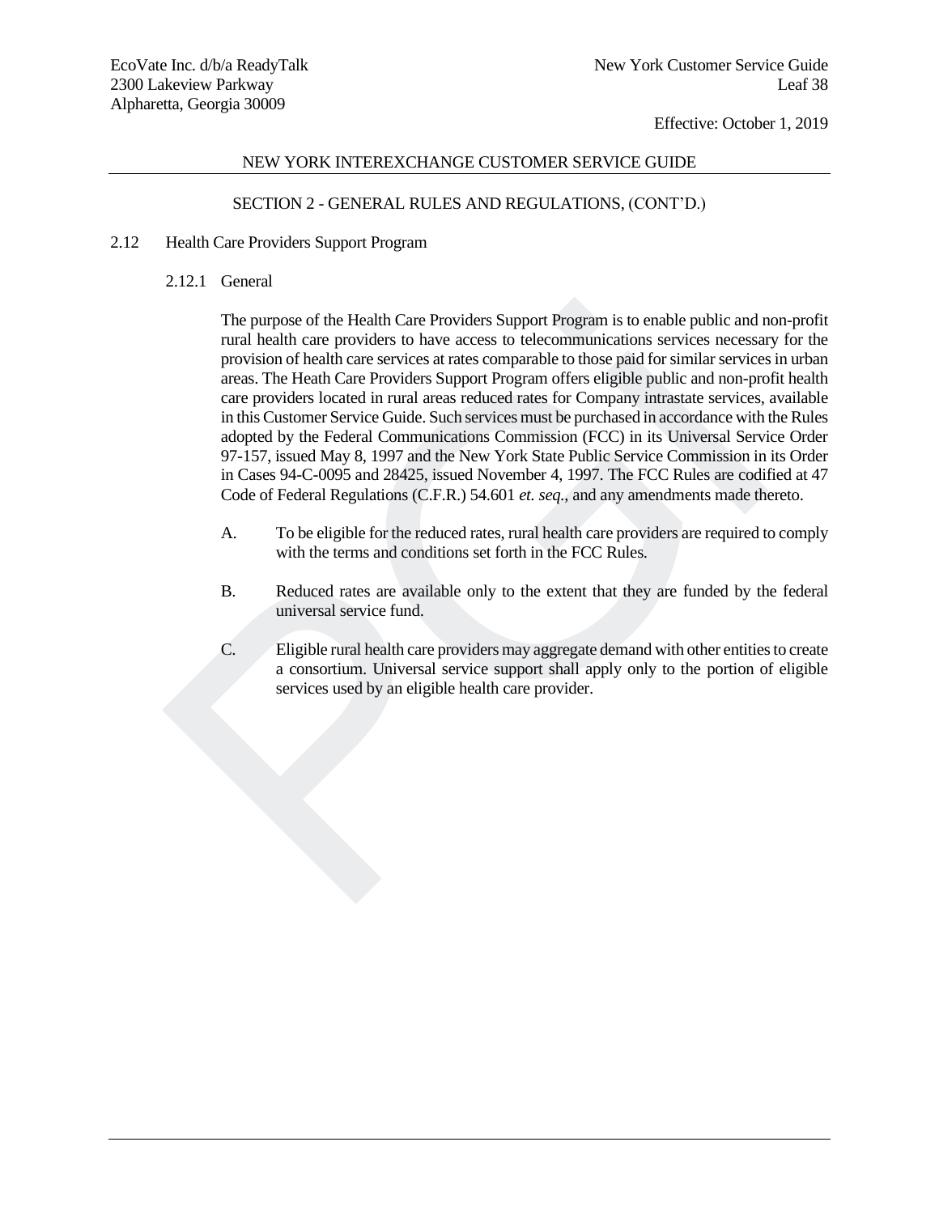## SECTION 2 - GENERAL RULES AND REGULATIONS, (CONT'D.)

### 2.12 Health Care Providers Support Program

#### 2.12.1 General

The purpose of the Health Care Providers Support Program is to enable public and non-profit rural health care providers to have access to telecommunications services necessary for the provision of health care services at rates comparable to those paid for similar services in urban areas. The Heath Care Providers Support Program offers eligible public and non-profit health care providers located in rural areas reduced rates for Company intrastate services, available in this Customer Service Guide. Such services must be purchased in accordance with the Rules adopted by the Federal Communications Commission (FCC) in its Universal Service Order 97-157, issued May 8, 1997 and the New York State Public Service Commission in its Order in Cases 94-C-0095 and 28425, issued November 4, 1997. The FCC Rules are codified at 47 Code of Federal Regulations (C.F.R.) 54.601 *et. seq*., and any amendments made thereto.

A. To be eligible for the reduced rates, rural health care providers are required to comply with the terms and conditions set forth in the FCC Rules.

B. Reduced rates are available only to the extent that they are funded by the federal universal service fund.

C. Eligible rural health care providers may aggregate demand with other entities to create a consortium. Universal service support shall apply only to the portion of eligible services used by an eligible health care provider.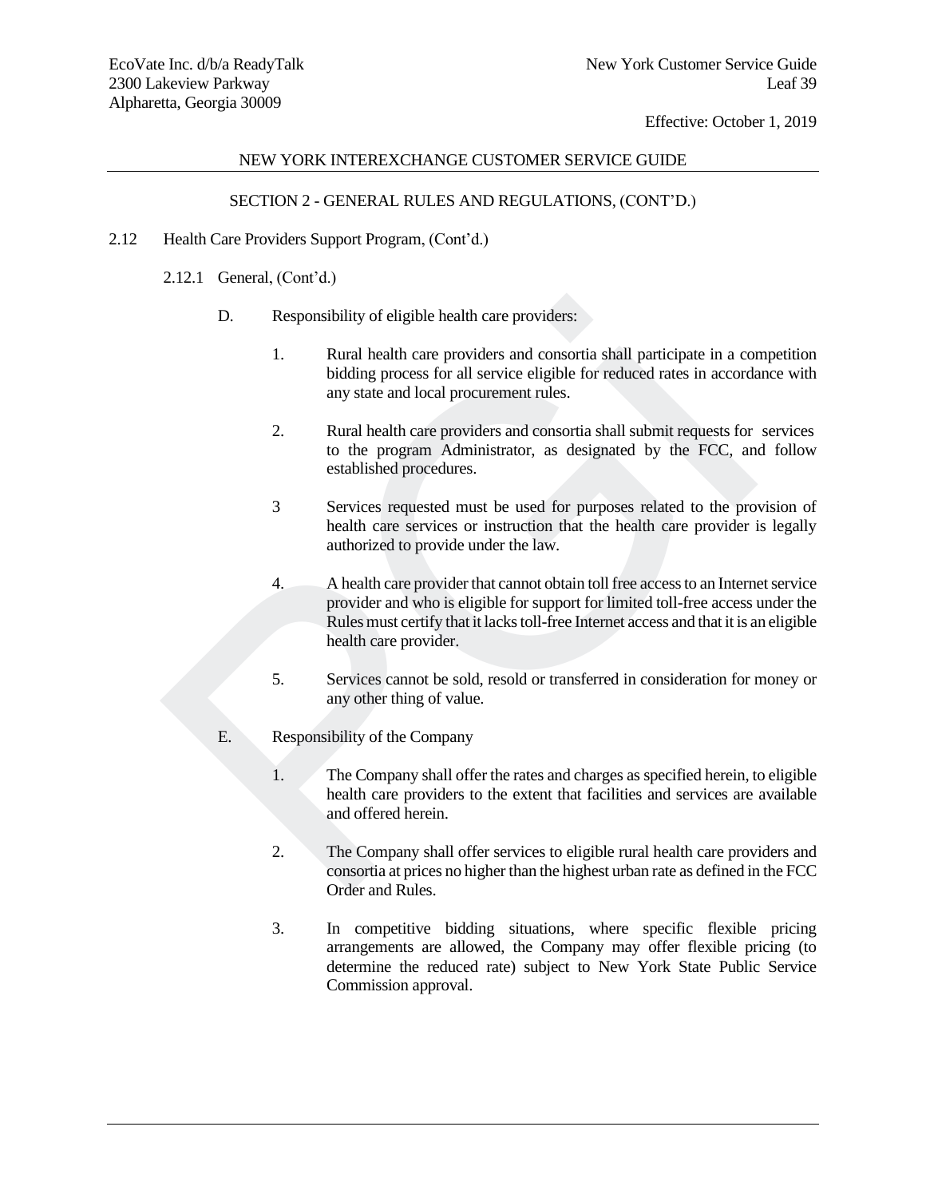NEW YORK INTEREXCHANGE CUSTOMER SERVICE GUIDE

SECTION 2 - GENERAL RULES AND REGULATIONS, (CONT'D.)

2.12 Health Care Providers Support Program, (Cont'd.)

2.12.1 General, (Cont'd.)

D. Responsibility of eligible health care providers:

1. Rural health care providers and consortia shall participate in a competition bidding process for all service eligible for reduced rates in accordance with any state and local procurement rules.

2. Rural health care providers and consortia shall submit requests for services to the program Administrator, as designated by the FCC, and follow established procedures.

3 Services requested must be used for purposes related to the provision of health care services or instruction that the health care provider is legally authorized to provide under the law.

4. A health care provider that cannot obtain toll free access to an Internet service provider and who is eligible for support for limited toll-free access under the Rules must certify that it lacks toll-free Internet access and that it is an eligible health care provider.

5. Services cannot be sold, resold or transferred in consideration for money or any other thing of value.

E. Responsibility of the Company

1. The Company shall offer the rates and charges as specified herein, to eligible health care providers to the extent that facilities and services are available and offered herein.

2. The Company shall offer services to eligible rural health care providers and consortia at prices no higher than the highest urban rate as defined in the FCC Order and Rules.

3. In competitive bidding situations, where specific flexible pricing arrangements are allowed, the Company may offer flexible pricing (to determine the reduced rate) subject to New York State Public Service Commission approval.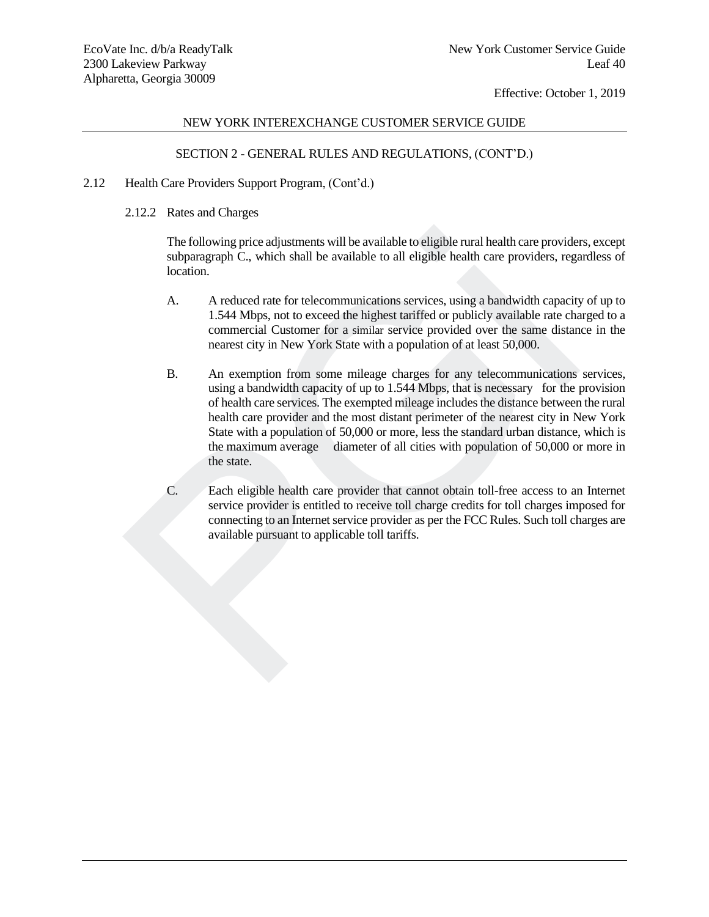NEW YORK INTEREXCHANGE CUSTOMER SERVICE GUIDE

SECTION 2 - GENERAL RULES AND REGULATIONS, (CONT'D.)

2.12 Health Care Providers Support Program, (Cont'd.)

2.12.2 Rates and Charges

The following price adjustments will be available to eligible rural health care providers, except subparagraph C., which shall be available to all eligible health care providers, regardless of location.

A. A reduced rate for telecommunications services, using a bandwidth capacity of up to 1.544 Mbps, not to exceed the highest tariffed or publicly available rate charged to a commercial Customer for a similar service provided over the same distance in the nearest city in New York State with a population of at least 50,000.

B. An exemption from some mileage charges for any telecommunications services, using a bandwidth capacity of up to 1.544 Mbps, that is necessary for the provision of health care services. The exempted mileage includes the distance between the rural health care provider and the most distant perimeter of the nearest city in New York State with a population of 50,000 or more, less the standard urban distance, which is the maximum average diameter of all cities with population of 50,000 or more in the state.

C. Each eligible health care provider that cannot obtain toll-free access to an Internet service provider is entitled to receive toll charge credits for toll charges imposed for connecting to an Internet service provider as per the FCC Rules. Such toll charges are available pursuant to applicable toll tariffs.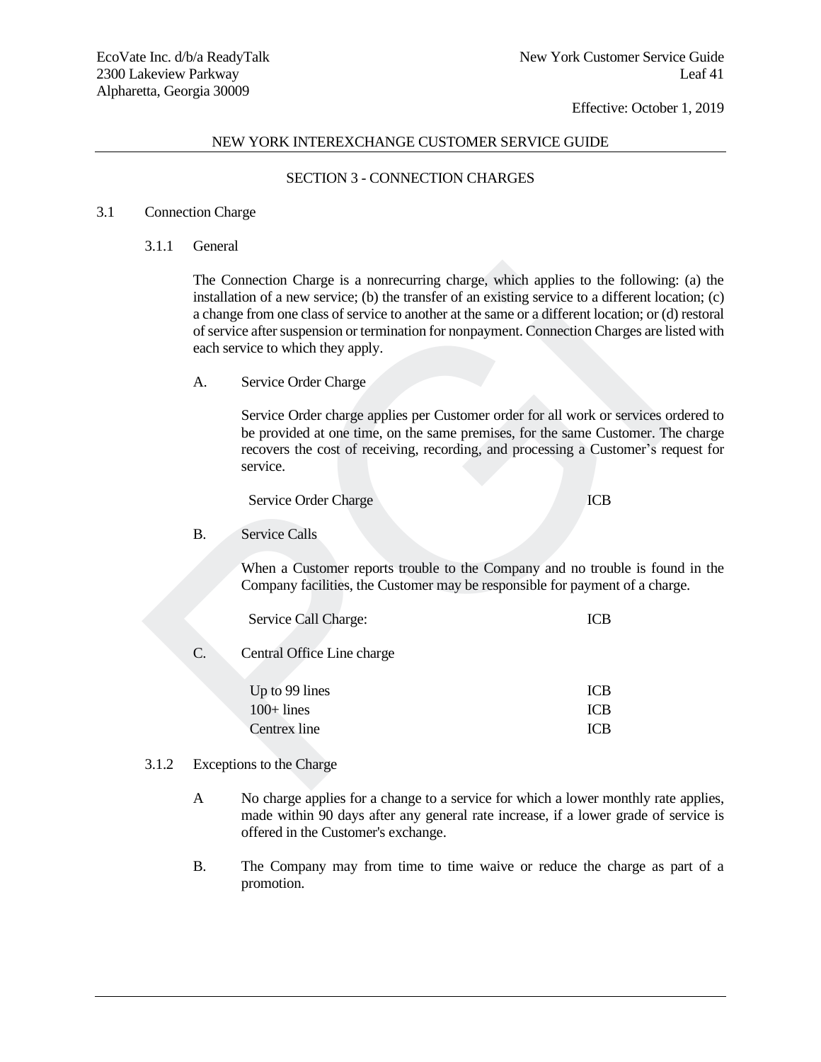## SECTION 3 - CONNECTION CHARGES

### 3.1 Connection Charge

#### 3.1.1 General

The Connection Charge is a nonrecurring charge, which applies to the following: (a) the installation of a new service; (b) the transfer of an existing service to a different location; (c) a change from one class of service to another at the same or a different location; or (d) restoral of service after suspension or termination for nonpayment. Connection Charges are listed with each service to which they apply.

A. Service Order Charge

Service Order charge applies per Customer order for all work or services ordered to be provided at one time, on the same premises, for the same Customer. The charge recovers the cost of receiving, recording, and processing a Customer's request for service.

| | |
|---|---|
| Service Order Charge | ICB |

B. Service Calls

When a Customer reports trouble to the Company and no trouble is found in the Company facilities, the Customer may be responsible for payment of a charge.

| | |
|---|---|
| Service Call Charge: | ICB |

C. Central Office Line charge

| | |
|---|---|
| Up to 99 lines | ICB |
| 100+ lines | ICB |
| Centrex line | ICB |

#### 3.1.2 Exceptions to the Charge

A No charge applies for a change to a service for which a lower monthly rate applies, made within 90 days after any general rate increase, if a lower grade of service is offered in the Customer's exchange.

B. The Company may from time to time waive or reduce the charge as part of a promotion.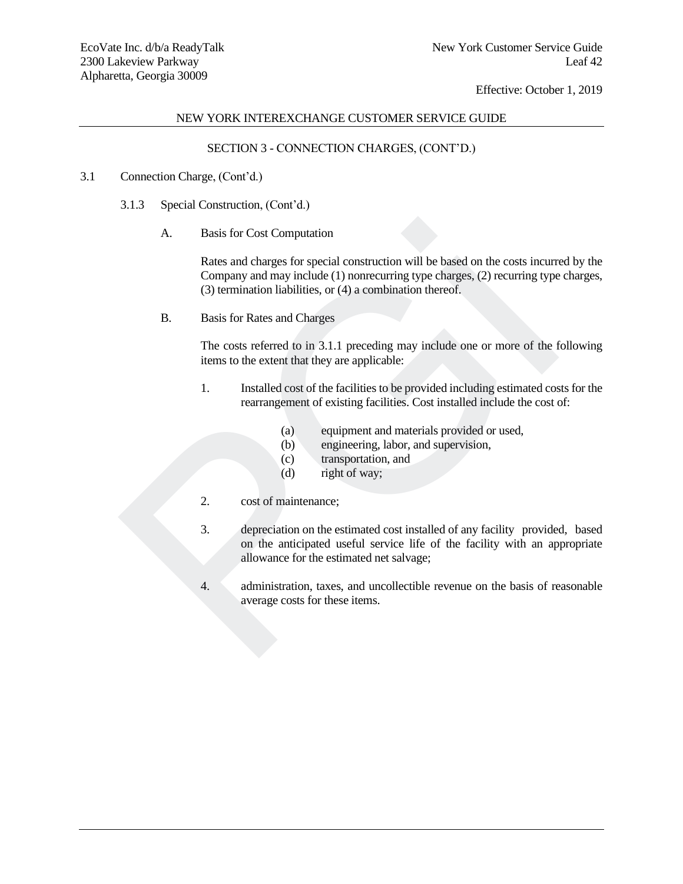## NEW YORK INTEREXCHANGE CUSTOMER SERVICE GUIDE

### SECTION 3 - CONNECTION CHARGES, (CONT'D.)

3.1 Connection Charge, (Cont'd.)

3.1.3 Special Construction, (Cont'd.)

A. Basis for Cost Computation

Rates and charges for special construction will be based on the costs incurred by the Company and may include (1) nonrecurring type charges, (2) recurring type charges, (3) termination liabilities, or (4) a combination thereof.

B. Basis for Rates and Charges

The costs referred to in 3.1.1 preceding may include one or more of the following items to the extent that they are applicable:

1. Installed cost of the facilities to be provided including estimated costs for the rearrangement of existing facilities. Cost installed include the cost of:

   (a) equipment and materials provided or used,
   (b) engineering, labor, and supervision,
   (c) transportation, and
   (d) right of way;

2. cost of maintenance;

3. depreciation on the estimated cost installed of any facility provided, based on the anticipated useful service life of the facility with an appropriate allowance for the estimated net salvage;

4. administration, taxes, and uncollectible revenue on the basis of reasonable average costs for these items.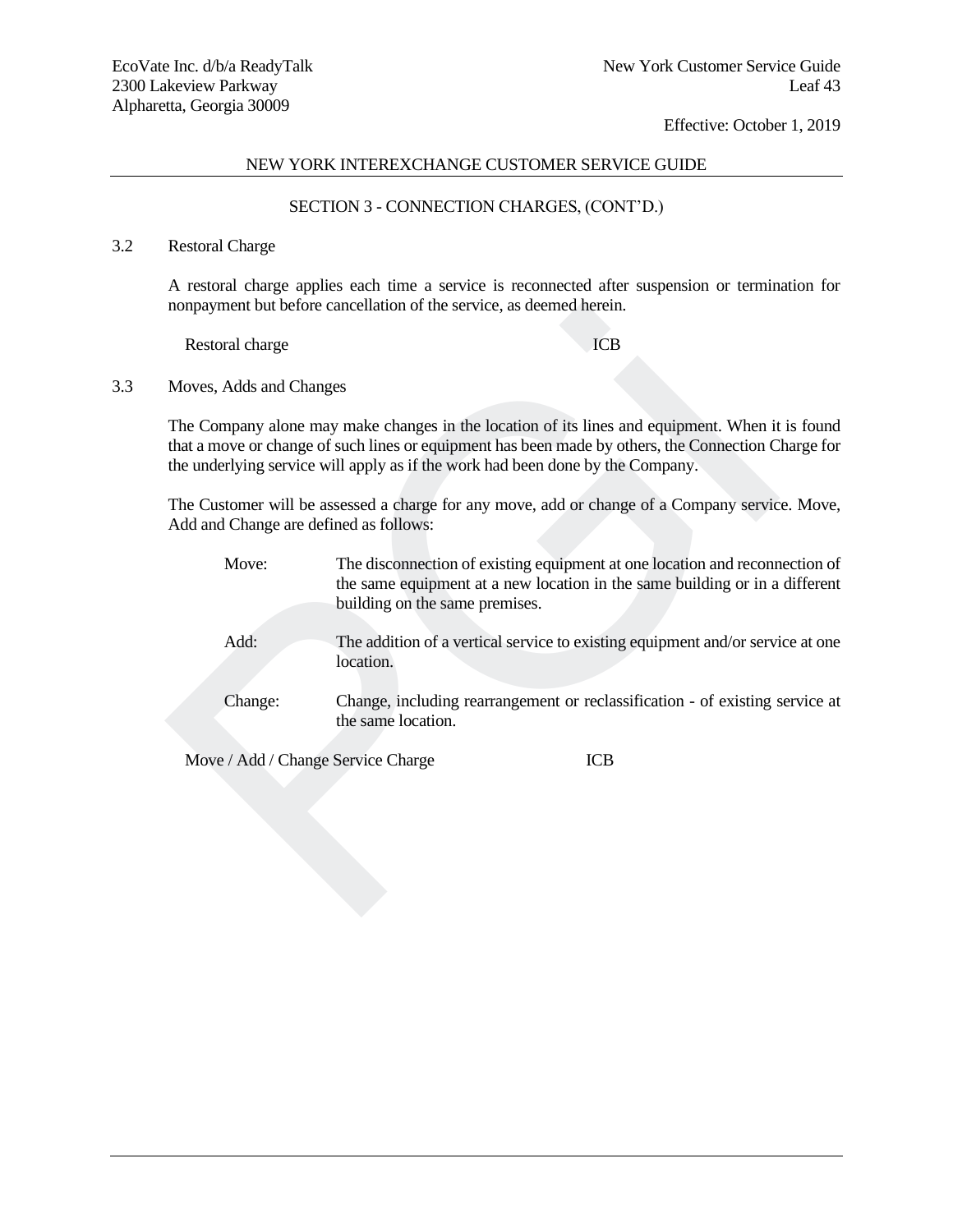## SECTION 3 - CONNECTION CHARGES, (CONT'D.)

### 3.2 Restoral Charge

A restoral charge applies each time a service is reconnected after suspension or termination for nonpayment but before cancellation of the service, as deemed herein.

| | |
|---|---|
| Restoral charge | ICB |

### 3.3 Moves, Adds and Changes

The Company alone may make changes in the location of its lines and equipment. When it is found that a move or change of such lines or equipment has been made by others, the Connection Charge for the underlying service will apply as if the work had been done by the Company.

The Customer will be assessed a charge for any move, add or change of a Company service. Move, Add and Change are defined as follows:

- Move: The disconnection of existing equipment at one location and reconnection of the same equipment at a new location in the same building or in a different building on the same premises.
- Add: The addition of a vertical service to existing equipment and/or service at one location.
- Change: Change, including rearrangement or reclassification - of existing service at the same location.

| | |
|---|---|
| Move / Add / Change Service Charge | ICB |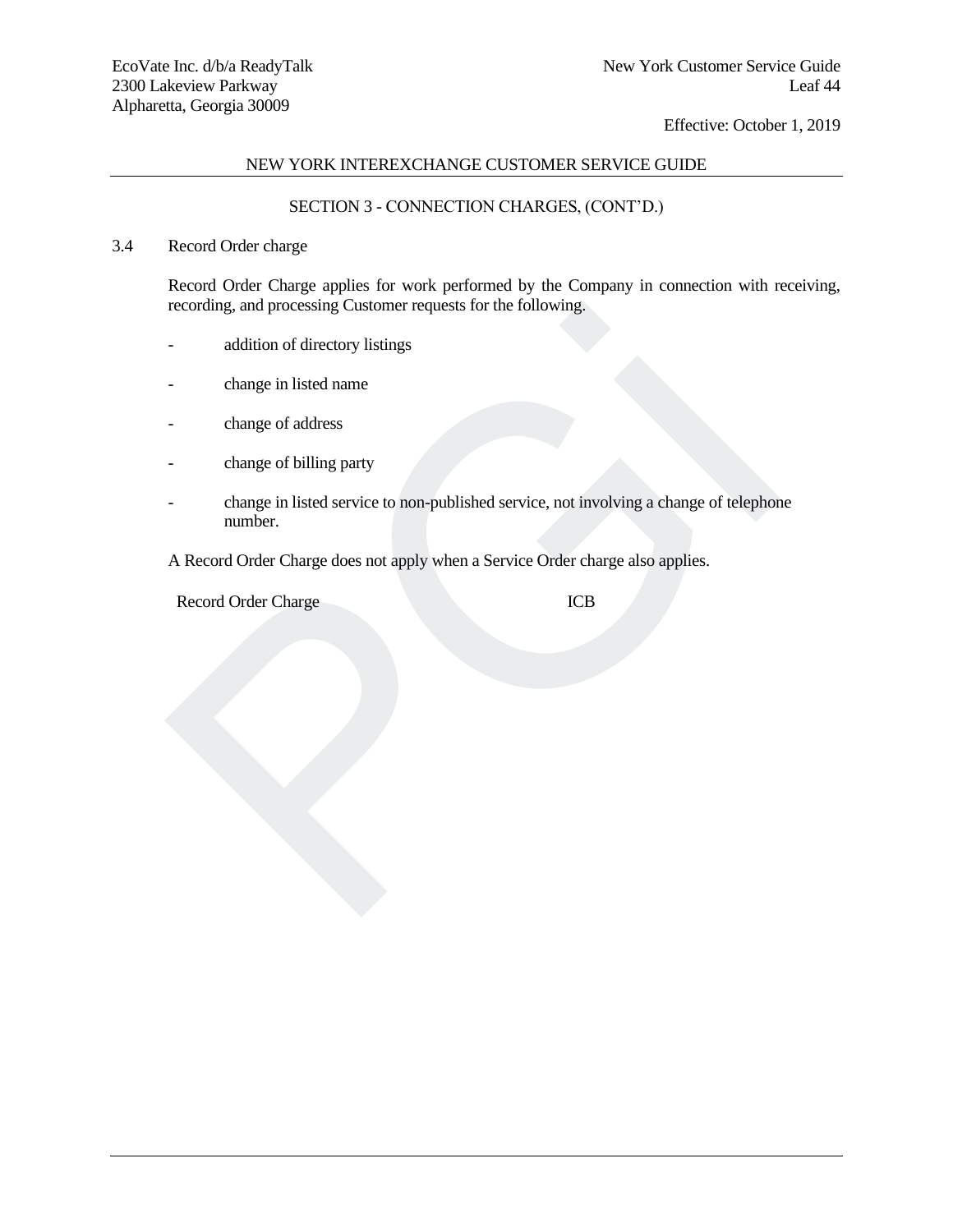## SECTION 3 - CONNECTION CHARGES, (CONT'D.)

### 3.4 Record Order charge

Record Order Charge applies for work performed by the Company in connection with receiving, recording, and processing Customer requests for the following.

- addition of directory listings
- change in listed name
- change of address
- change of billing party
- change in listed service to non-published service, not involving a change of telephone number.

A Record Order Charge does not apply when a Service Order charge also applies.

| | |
|---|---|
| Record Order Charge | ICB |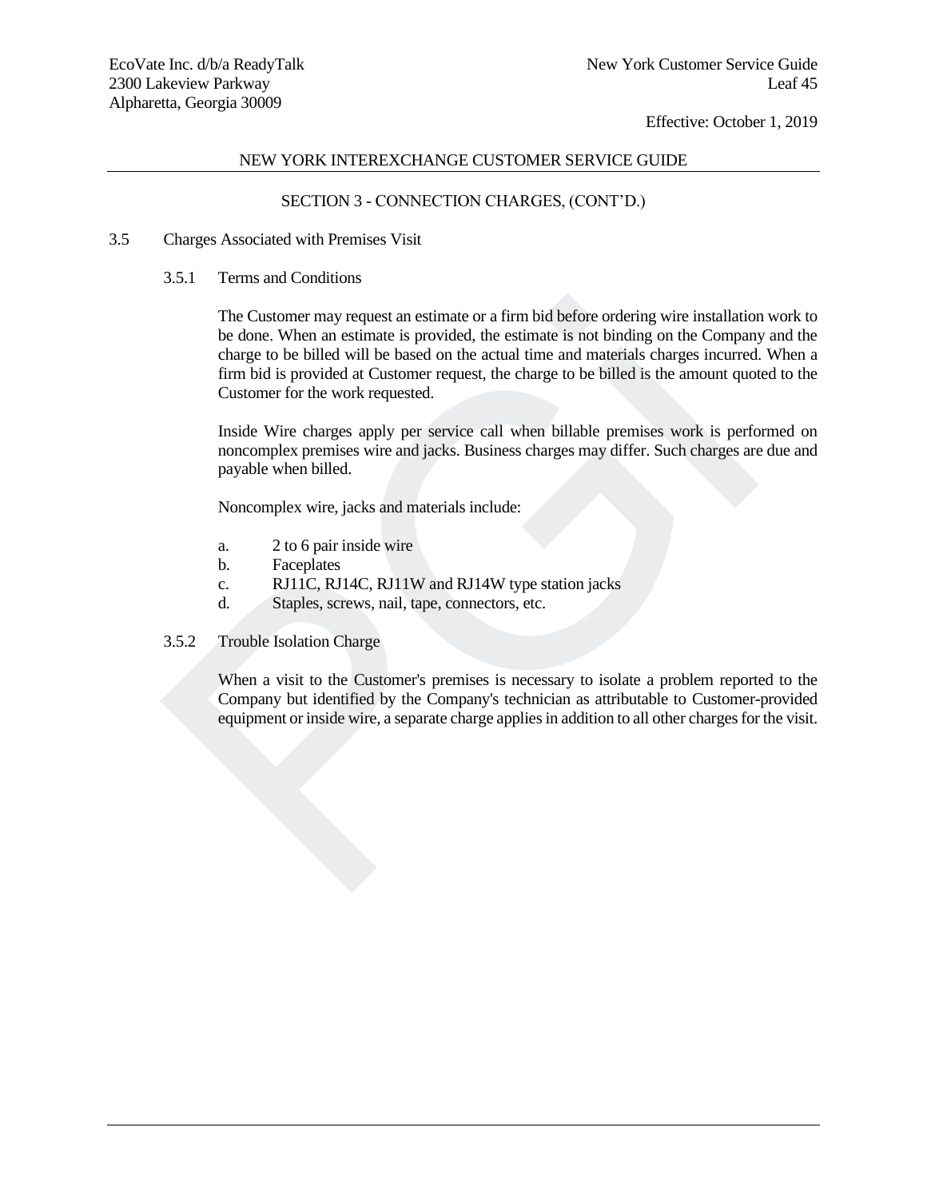NEW YORK INTEREXCHANGE CUSTOMER SERVICE GUIDE

SECTION 3 - CONNECTION CHARGES, (CONT'D.)

## 3.5 Charges Associated with Premises Visit

### 3.5.1 Terms and Conditions

The Customer may request an estimate or a firm bid before ordering wire installation work to be done. When an estimate is provided, the estimate is not binding on the Company and the charge to be billed will be based on the actual time and materials charges incurred. When a firm bid is provided at Customer request, the charge to be billed is the amount quoted to the Customer for the work requested.

Inside Wire charges apply per service call when billable premises work is performed on noncomplex premises wire and jacks. Business charges may differ. Such charges are due and payable when billed.

Noncomplex wire, jacks and materials include:

a. 2 to 6 pair inside wire
b. Faceplates
c. RJ11C, RJ14C, RJ11W and RJ14W type station jacks
d. Staples, screws, nail, tape, connectors, etc.

### 3.5.2 Trouble Isolation Charge

When a visit to the Customer's premises is necessary to isolate a problem reported to the Company but identified by the Company's technician as attributable to Customer-provided equipment or inside wire, a separate charge applies in addition to all other charges for the visit.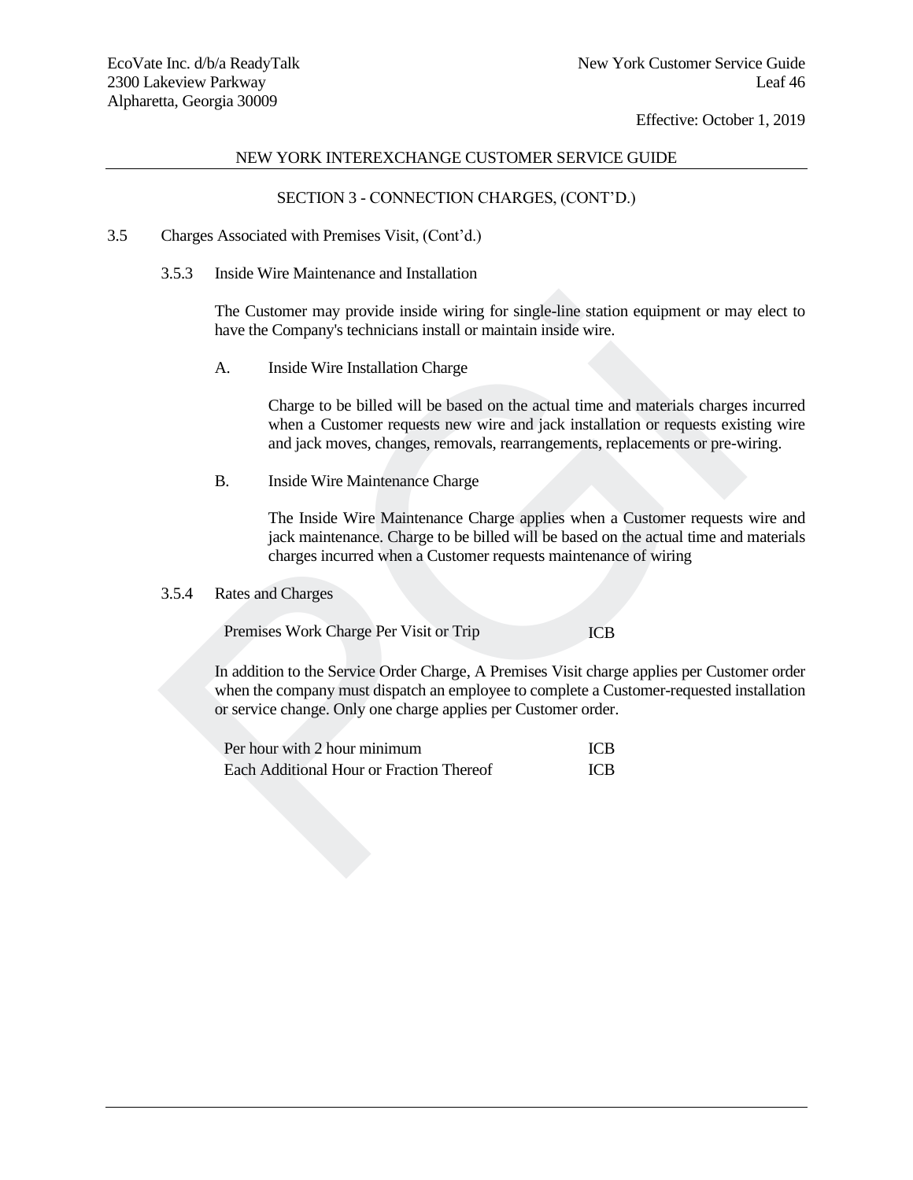NEW YORK INTEREXCHANGE CUSTOMER SERVICE GUIDE

SECTION 3 - CONNECTION CHARGES, (CONT'D.)

3.5 Charges Associated with Premises Visit, (Cont'd.)

3.5.3 Inside Wire Maintenance and Installation

The Customer may provide inside wiring for single-line station equipment or may elect to have the Company's technicians install or maintain inside wire.

A. Inside Wire Installation Charge

Charge to be billed will be based on the actual time and materials charges incurred when a Customer requests new wire and jack installation or requests existing wire and jack moves, changes, removals, rearrangements, replacements or pre-wiring.

B. Inside Wire Maintenance Charge

The Inside Wire Maintenance Charge applies when a Customer requests wire and jack maintenance. Charge to be billed will be based on the actual time and materials charges incurred when a Customer requests maintenance of wiring

3.5.4 Rates and Charges

| | |
|---|---|
| Premises Work Charge Per Visit or Trip | ICB |

In addition to the Service Order Charge, A Premises Visit charge applies per Customer order when the company must dispatch an employee to complete a Customer-requested installation or service change. Only one charge applies per Customer order.

| | |
|---|---|
| Per hour with 2 hour minimum | ICB |
| Each Additional Hour or Fraction Thereof | ICB |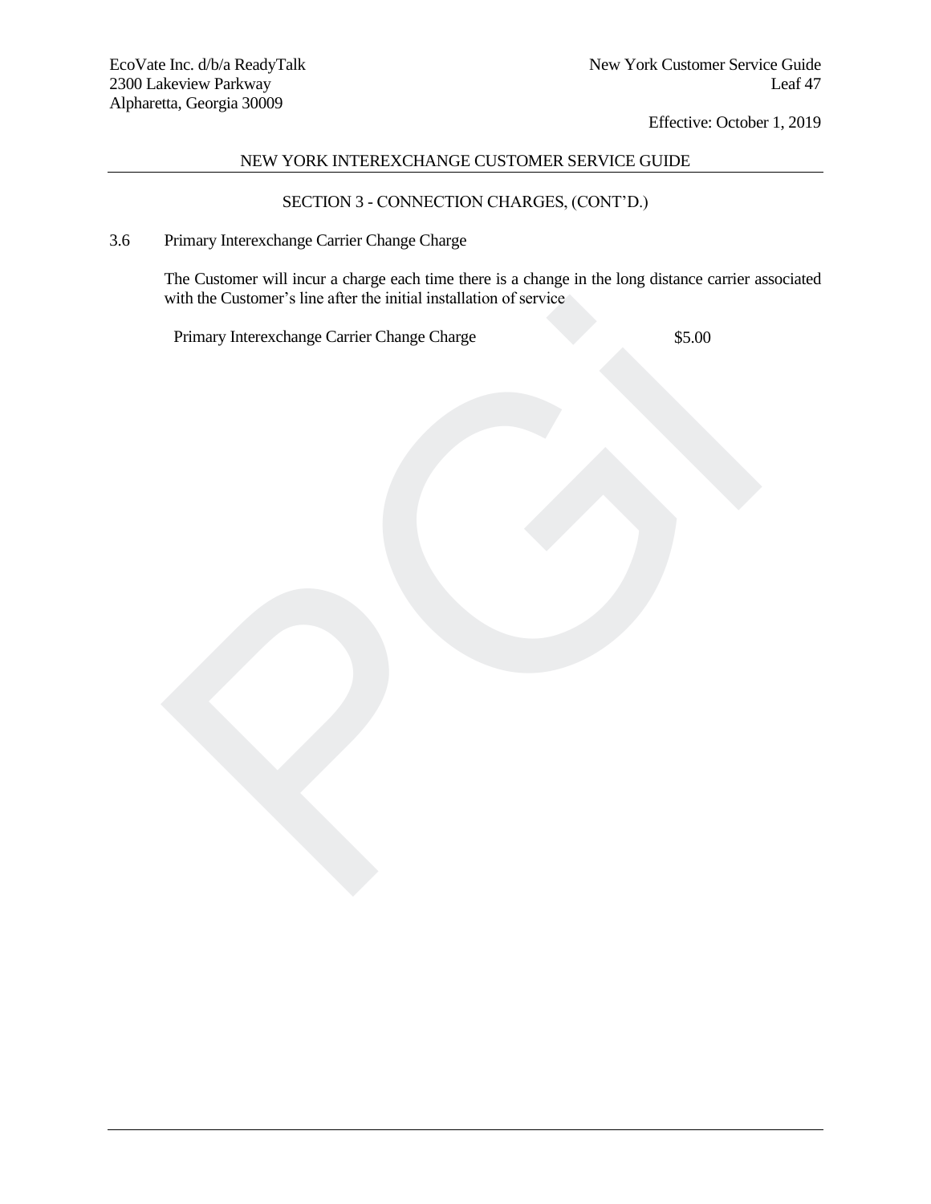## SECTION 3 - CONNECTION CHARGES, (CONT'D.)

### 3.6 Primary Interexchange Carrier Change Charge

The Customer will incur a charge each time there is a change in the long distance carrier associated with the Customer's line after the initial installation of service

| | |
|---|---|
| Primary Interexchange Carrier Change Charge | $5.00 |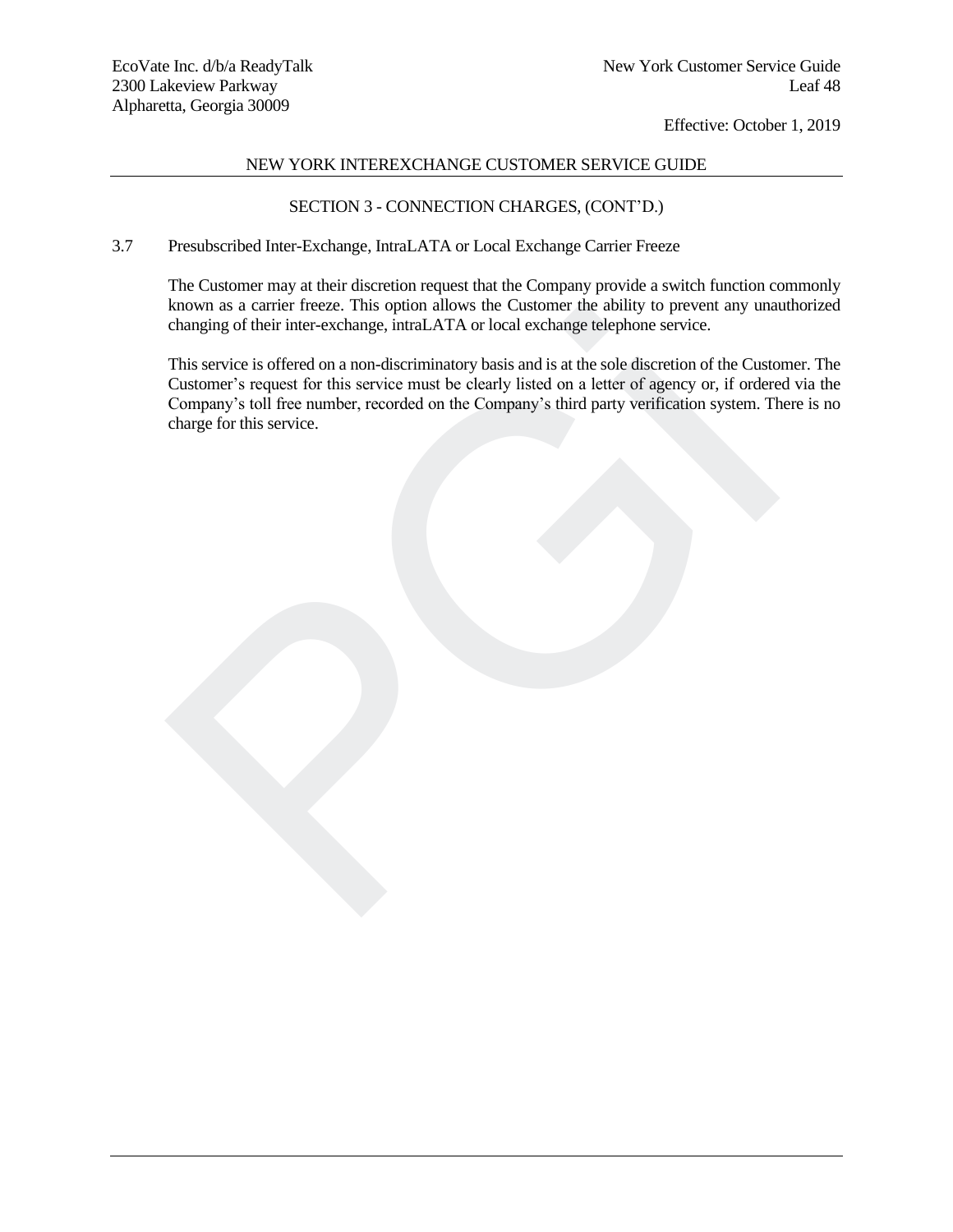## SECTION 3 - CONNECTION CHARGES, (CONT'D.)

3.7 Presubscribed Inter-Exchange, IntraLATA or Local Exchange Carrier Freeze

The Customer may at their discretion request that the Company provide a switch function commonly known as a carrier freeze. This option allows the Customer the ability to prevent any unauthorized changing of their inter-exchange, intraLATA or local exchange telephone service.

This service is offered on a non-discriminatory basis and is at the sole discretion of the Customer. The Customer's request for this service must be clearly listed on a letter of agency or, if ordered via the Company's toll free number, recorded on the Company's third party verification system. There is no charge for this service.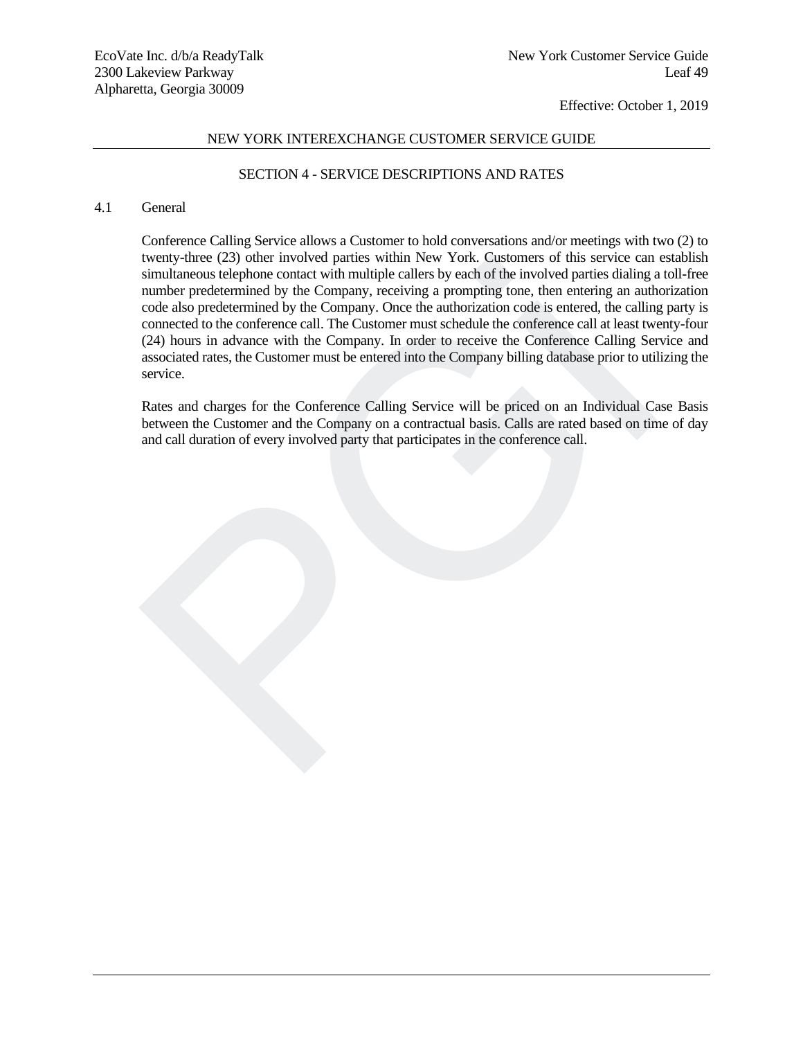## SECTION 4 - SERVICE DESCRIPTIONS AND RATES

### 4.1 General

Conference Calling Service allows a Customer to hold conversations and/or meetings with two (2) to twenty-three (23) other involved parties within New York. Customers of this service can establish simultaneous telephone contact with multiple callers by each of the involved parties dialing a toll-free number predetermined by the Company, receiving a prompting tone, then entering an authorization code also predetermined by the Company. Once the authorization code is entered, the calling party is connected to the conference call. The Customer must schedule the conference call at least twenty-four (24) hours in advance with the Company. In order to receive the Conference Calling Service and associated rates, the Customer must be entered into the Company billing database prior to utilizing the service.

Rates and charges for the Conference Calling Service will be priced on an Individual Case Basis between the Customer and the Company on a contractual basis. Calls are rated based on time of day and call duration of every involved party that participates in the conference call.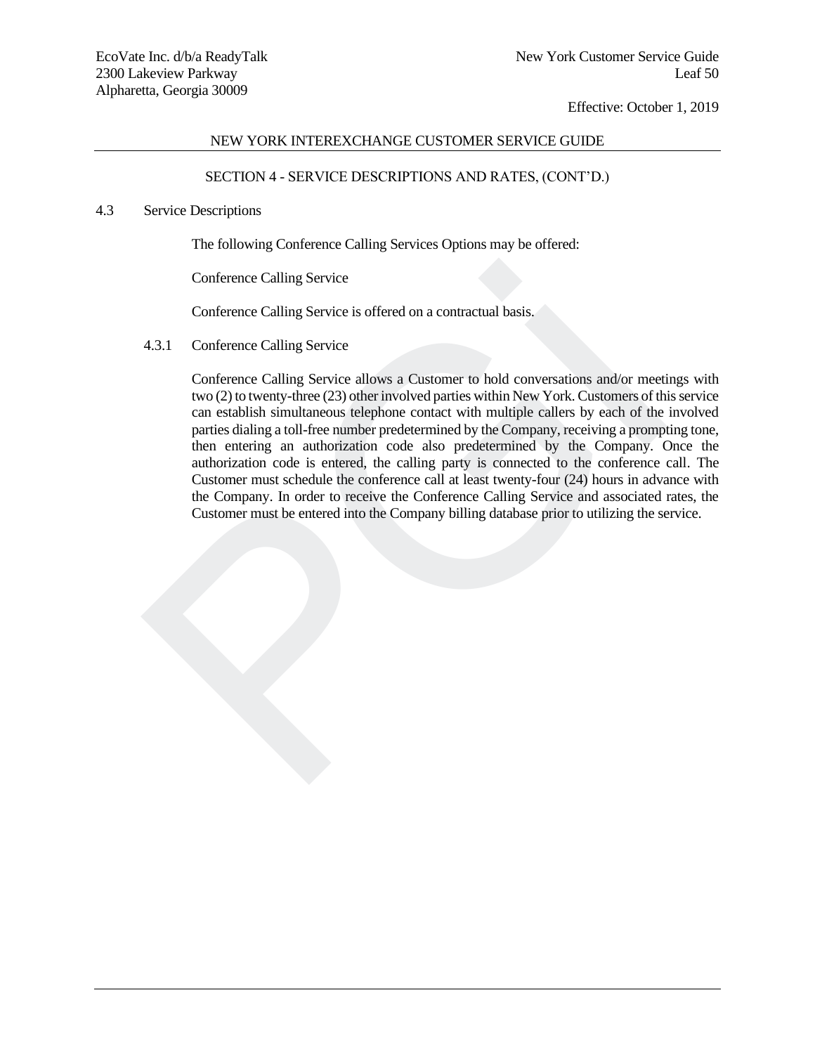## NEW YORK INTEREXCHANGE CUSTOMER SERVICE GUIDE

### SECTION 4 - SERVICE DESCRIPTIONS AND RATES, (CONT'D.)

4.3 Service Descriptions

The following Conference Calling Services Options may be offered:

Conference Calling Service

Conference Calling Service is offered on a contractual basis.

4.3.1 Conference Calling Service

Conference Calling Service allows a Customer to hold conversations and/or meetings with two (2) to twenty-three (23) other involved parties within New York. Customers of this service can establish simultaneous telephone contact with multiple callers by each of the involved parties dialing a toll-free number predetermined by the Company, receiving a prompting tone, then entering an authorization code also predetermined by the Company. Once the authorization code is entered, the calling party is connected to the conference call. The Customer must schedule the conference call at least twenty-four (24) hours in advance with the Company. In order to receive the Conference Calling Service and associated rates, the Customer must be entered into the Company billing database prior to utilizing the service.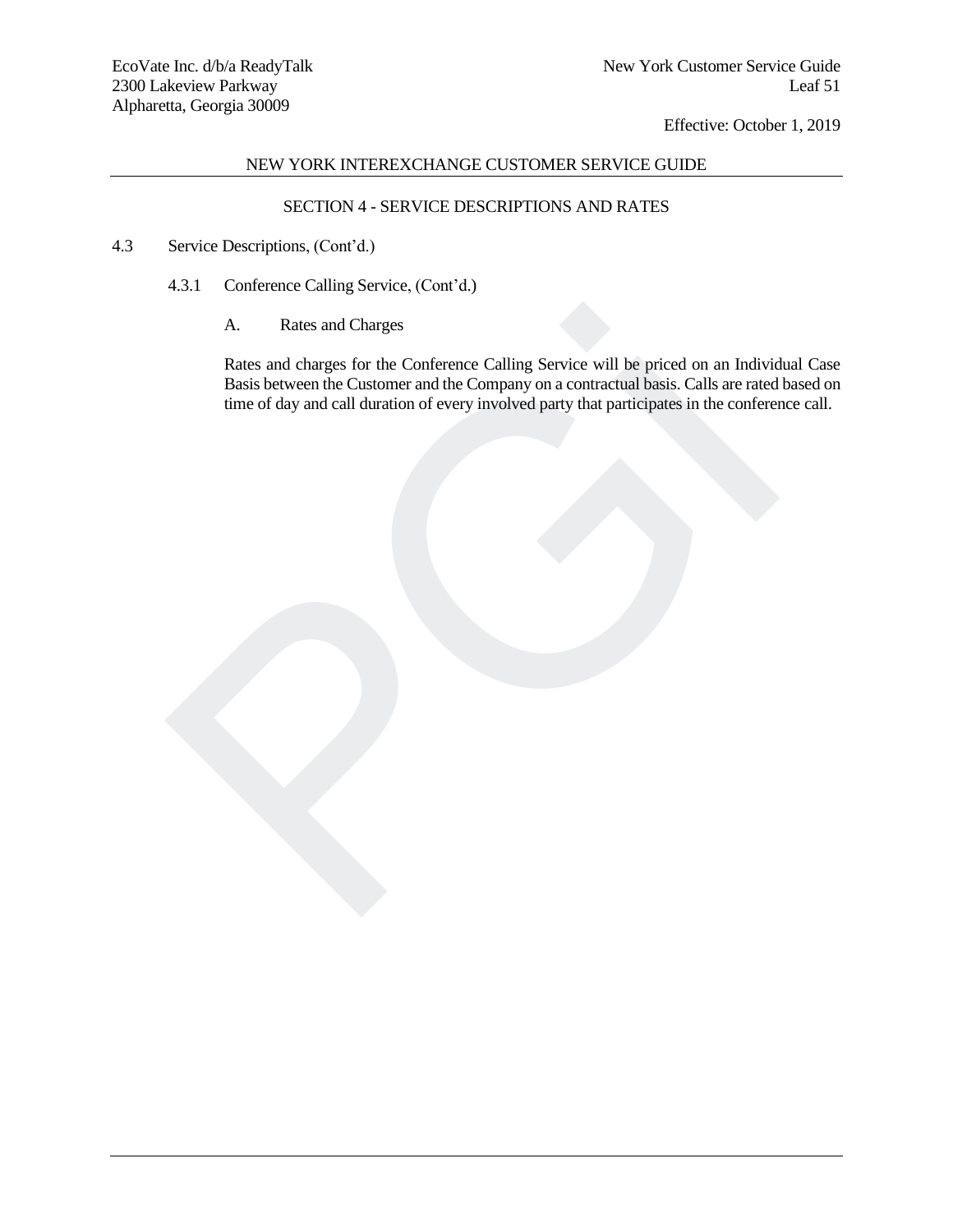## SECTION 4 - SERVICE DESCRIPTIONS AND RATES

4.3 Service Descriptions, (Cont'd.)

4.3.1 Conference Calling Service, (Cont'd.)

A. Rates and Charges

Rates and charges for the Conference Calling Service will be priced on an Individual Case Basis between the Customer and the Company on a contractual basis. Calls are rated based on time of day and call duration of every involved party that participates in the conference call.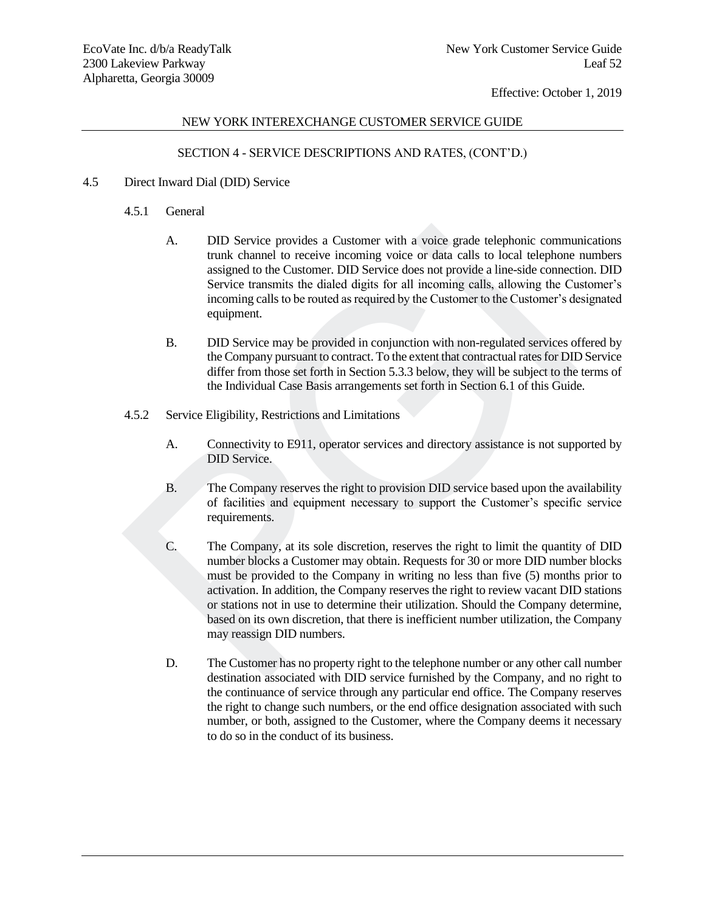## NEW YORK INTEREXCHANGE CUSTOMER SERVICE GUIDE

### SECTION 4 - SERVICE DESCRIPTIONS AND RATES, (CONT'D.)

4.5 Direct Inward Dial (DID) Service

4.5.1 General

A. DID Service provides a Customer with a voice grade telephonic communications trunk channel to receive incoming voice or data calls to local telephone numbers assigned to the Customer. DID Service does not provide a line-side connection. DID Service transmits the dialed digits for all incoming calls, allowing the Customer's incoming calls to be routed as required by the Customer to the Customer's designated equipment.

B. DID Service may be provided in conjunction with non-regulated services offered by the Company pursuant to contract. To the extent that contractual rates for DID Service differ from those set forth in Section 5.3.3 below, they will be subject to the terms of the Individual Case Basis arrangements set forth in Section 6.1 of this Guide.

4.5.2 Service Eligibility, Restrictions and Limitations

A. Connectivity to E911, operator services and directory assistance is not supported by DID Service.

B. The Company reserves the right to provision DID service based upon the availability of facilities and equipment necessary to support the Customer's specific service requirements.

C. The Company, at its sole discretion, reserves the right to limit the quantity of DID number blocks a Customer may obtain. Requests for 30 or more DID number blocks must be provided to the Company in writing no less than five (5) months prior to activation. In addition, the Company reserves the right to review vacant DID stations or stations not in use to determine their utilization. Should the Company determine, based on its own discretion, that there is inefficient number utilization, the Company may reassign DID numbers.

D. The Customer has no property right to the telephone number or any other call number destination associated with DID service furnished by the Company, and no right to the continuance of service through any particular end office. The Company reserves the right to change such numbers, or the end office designation associated with such number, or both, assigned to the Customer, where the Company deems it necessary to do so in the conduct of its business.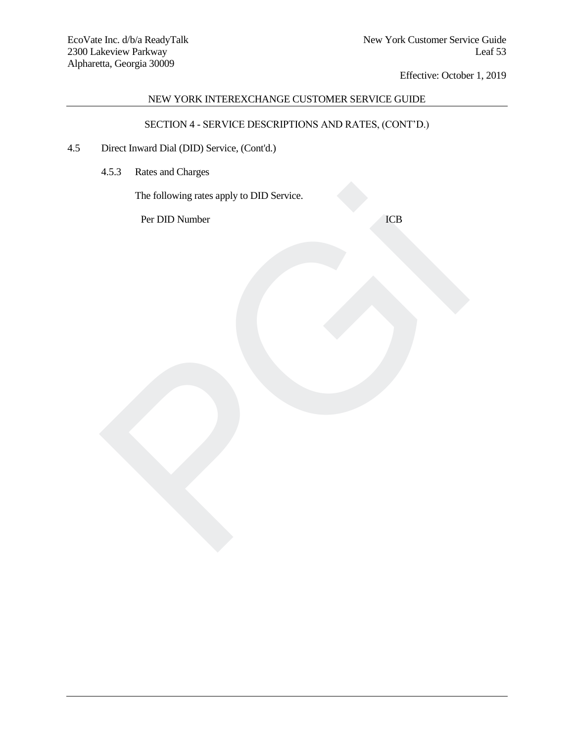## SECTION 4 - SERVICE DESCRIPTIONS AND RATES, (CONT'D.)

4.5 Direct Inward Dial (DID) Service, (Cont'd.)

4.5.3 Rates and Charges

The following rates apply to DID Service.

| | |
|---|---|
| Per DID Number | ICB |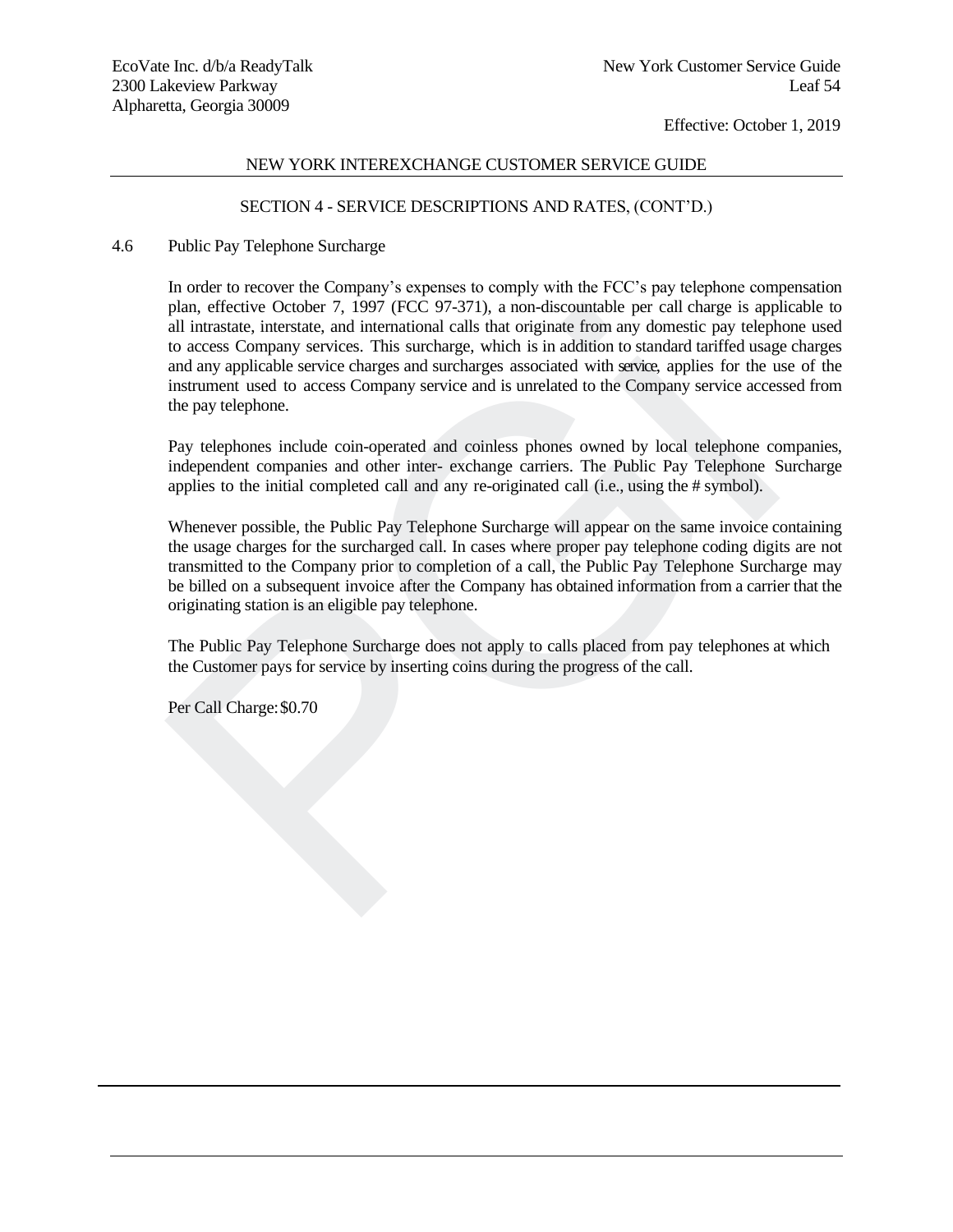## NEW YORK INTEREXCHANGE CUSTOMER SERVICE GUIDE

### SECTION 4 - SERVICE DESCRIPTIONS AND RATES, (CONT'D.)

4.6 Public Pay Telephone Surcharge

In order to recover the Company's expenses to comply with the FCC's pay telephone compensation plan, effective October 7, 1997 (FCC 97-371), a non-discountable per call charge is applicable to all intrastate, interstate, and international calls that originate from any domestic pay telephone used to access Company services. This surcharge, which is in addition to standard tariffed usage charges and any applicable service charges and surcharges associated with service, applies for the use of the instrument used to access Company service and is unrelated to the Company service accessed from the pay telephone.

Pay telephones include coin-operated and coinless phones owned by local telephone companies, independent companies and other inter- exchange carriers. The Public Pay Telephone Surcharge applies to the initial completed call and any re-originated call (i.e., using the # symbol).

Whenever possible, the Public Pay Telephone Surcharge will appear on the same invoice containing the usage charges for the surcharged call. In cases where proper pay telephone coding digits are not transmitted to the Company prior to completion of a call, the Public Pay Telephone Surcharge may be billed on a subsequent invoice after the Company has obtained information from a carrier that the originating station is an eligible pay telephone.

The Public Pay Telephone Surcharge does not apply to calls placed from pay telephones at which the Customer pays for service by inserting coins during the progress of the call.

Per Call Charge: $0.70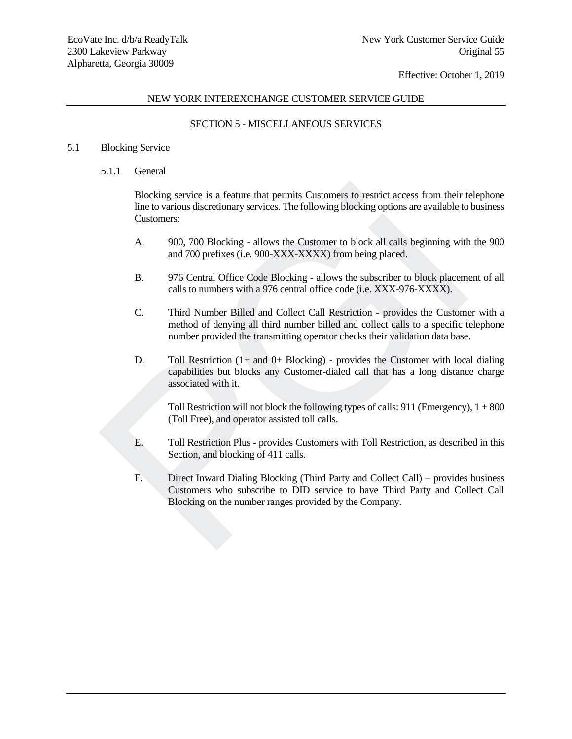## NEW YORK INTEREXCHANGE CUSTOMER SERVICE GUIDE

### SECTION 5 - MISCELLANEOUS SERVICES

5.1 Blocking Service

5.1.1 General

Blocking service is a feature that permits Customers to restrict access from their telephone line to various discretionary services. The following blocking options are available to business Customers:

A. 900, 700 Blocking - allows the Customer to block all calls beginning with the 900 and 700 prefixes (i.e. 900-XXX-XXXX) from being placed.

B. 976 Central Office Code Blocking - allows the subscriber to block placement of all calls to numbers with a 976 central office code (i.e. XXX-976-XXXX).

C. Third Number Billed and Collect Call Restriction - provides the Customer with a method of denying all third number billed and collect calls to a specific telephone number provided the transmitting operator checks their validation data base.

D. Toll Restriction (1+ and 0+ Blocking) - provides the Customer with local dialing capabilities but blocks any Customer-dialed call that has a long distance charge associated with it.

Toll Restriction will not block the following types of calls: 911 (Emergency), 1 + 800 (Toll Free), and operator assisted toll calls.

E. Toll Restriction Plus - provides Customers with Toll Restriction, as described in this Section, and blocking of 411 calls.

F. Direct Inward Dialing Blocking (Third Party and Collect Call) – provides business Customers who subscribe to DID service to have Third Party and Collect Call Blocking on the number ranges provided by the Company.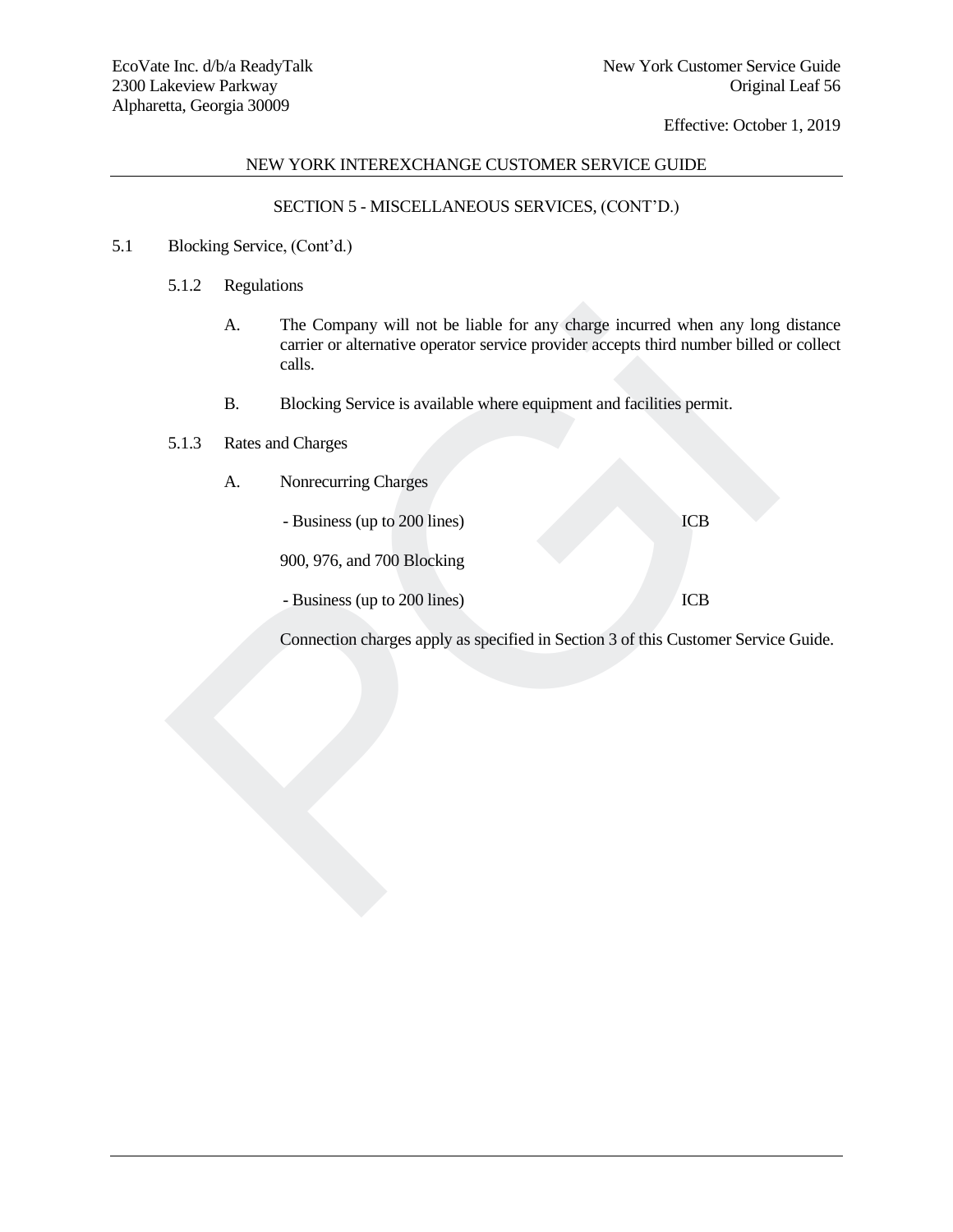## SECTION 5 - MISCELLANEOUS SERVICES, (CONT'D.)

5.1 Blocking Service, (Cont'd.)

5.1.2 Regulations

A. The Company will not be liable for any charge incurred when any long distance carrier or alternative operator service provider accepts third number billed or collect calls.

B. Blocking Service is available where equipment and facilities permit.

5.1.3 Rates and Charges

A. Nonrecurring Charges

| | |
|---|---|
| - Business (up to 200 lines) | ICB |
| 900, 976, and 700 Blocking | |
| - Business (up to 200 lines) | ICB |

Connection charges apply as specified in Section 3 of this Customer Service Guide.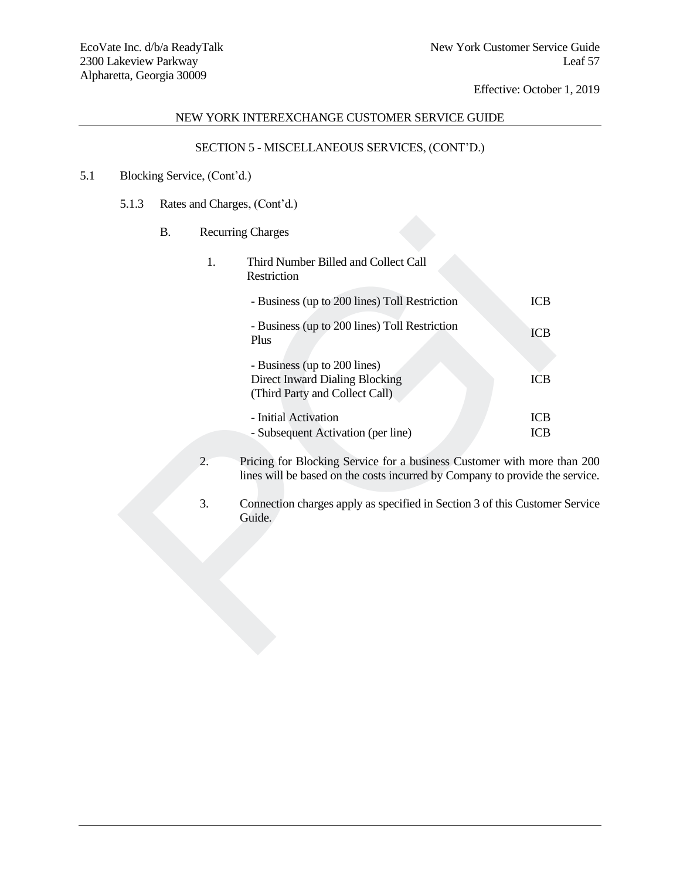## NEW YORK INTEREXCHANGE CUSTOMER SERVICE GUIDE

### SECTION 5 - MISCELLANEOUS SERVICES, (CONT'D.)

5.1 Blocking Service, (Cont'd.)

5.1.3 Rates and Charges, (Cont'd.)

B. Recurring Charges

1. Third Number Billed and Collect Call Restriction

| | |
|---|---|
| - Business (up to 200 lines) Toll Restriction | ICB |
| - Business (up to 200 lines) Toll Restriction Plus | ICB |
| - Business (up to 200 lines) Direct Inward Dialing Blocking (Third Party and Collect Call) | ICB |
| - Initial Activation | ICB |
| - Subsequent Activation (per line) | ICB |

2. Pricing for Blocking Service for a business Customer with more than 200 lines will be based on the costs incurred by Company to provide the service.

3. Connection charges apply as specified in Section 3 of this Customer Service Guide.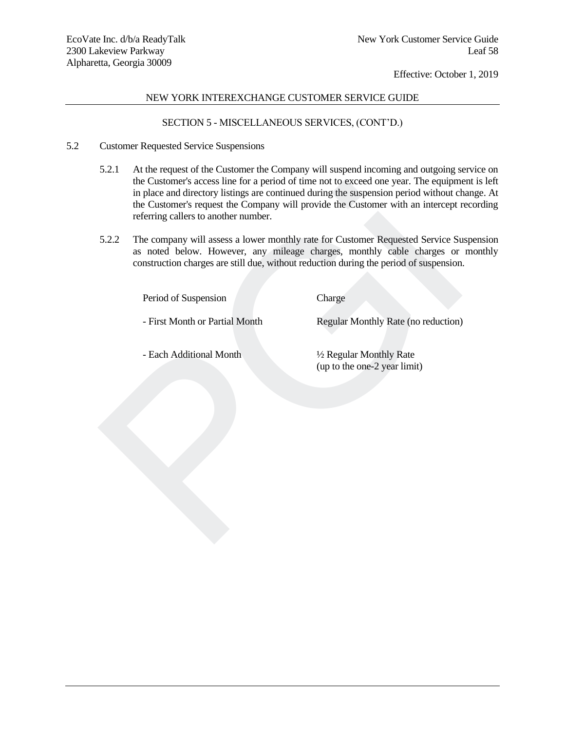NEW YORK INTEREXCHANGE CUSTOMER SERVICE GUIDE

SECTION 5 - MISCELLANEOUS SERVICES, (CONT'D.)

5.2 Customer Requested Service Suspensions

5.2.1 At the request of the Customer the Company will suspend incoming and outgoing service on the Customer's access line for a period of time not to exceed one year. The equipment is left in place and directory listings are continued during the suspension period without change. At the Customer's request the Company will provide the Customer with an intercept recording referring callers to another number.

5.2.2 The company will assess a lower monthly rate for Customer Requested Service Suspension as noted below. However, any mileage charges, monthly cable charges or monthly construction charges are still due, without reduction during the period of suspension.

| Period of Suspension | Charge |
|---|---|
| - First Month or Partial Month | Regular Monthly Rate (no reduction) |
| - Each Additional Month | ½ Regular Monthly Rate (up to the one-2 year limit) |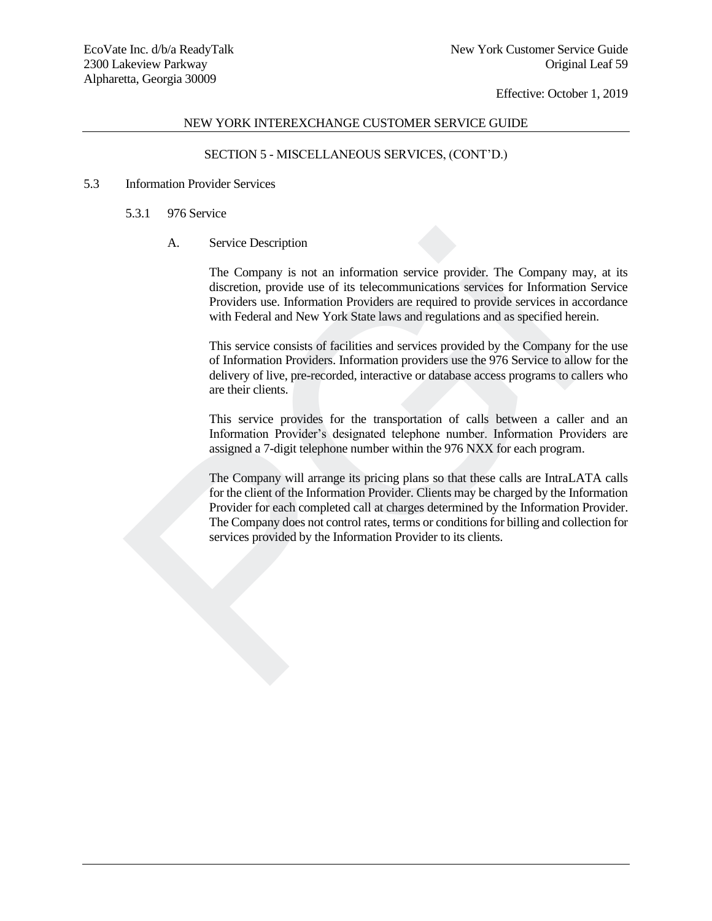## NEW YORK INTEREXCHANGE CUSTOMER SERVICE GUIDE

### SECTION 5 - MISCELLANEOUS SERVICES, (CONT'D.)

5.3 Information Provider Services

5.3.1 976 Service

A. Service Description

The Company is not an information service provider. The Company may, at its discretion, provide use of its telecommunications services for Information Service Providers use. Information Providers are required to provide services in accordance with Federal and New York State laws and regulations and as specified herein.

This service consists of facilities and services provided by the Company for the use of Information Providers. Information providers use the 976 Service to allow for the delivery of live, pre-recorded, interactive or database access programs to callers who are their clients.

This service provides for the transportation of calls between a caller and an Information Provider's designated telephone number. Information Providers are assigned a 7-digit telephone number within the 976 NXX for each program.

The Company will arrange its pricing plans so that these calls are IntraLATA calls for the client of the Information Provider. Clients may be charged by the Information Provider for each completed call at charges determined by the Information Provider. The Company does not control rates, terms or conditions for billing and collection for services provided by the Information Provider to its clients.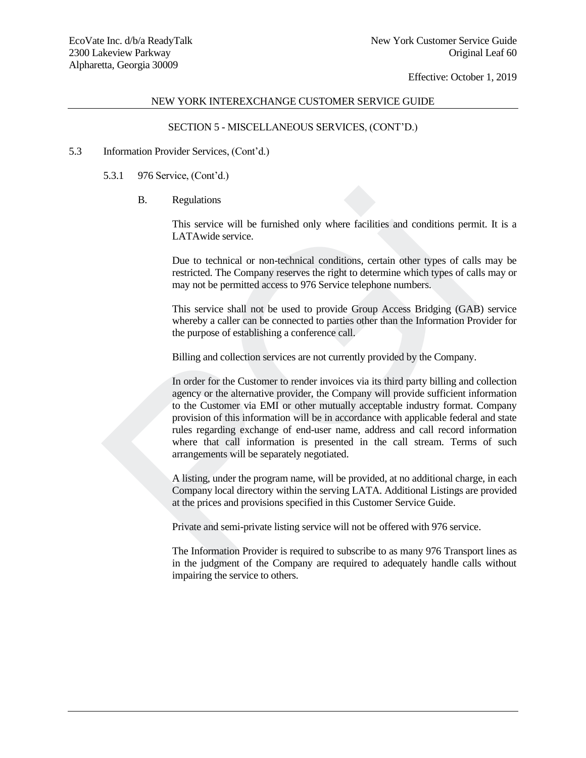## SECTION 5 - MISCELLANEOUS SERVICES, (CONT'D.)

5.3 Information Provider Services, (Cont'd.)

5.3.1 976 Service, (Cont'd.)

B. Regulations

This service will be furnished only where facilities and conditions permit. It is a LATAwide service.

Due to technical or non-technical conditions, certain other types of calls may be restricted. The Company reserves the right to determine which types of calls may or may not be permitted access to 976 Service telephone numbers.

This service shall not be used to provide Group Access Bridging (GAB) service whereby a caller can be connected to parties other than the Information Provider for the purpose of establishing a conference call.

Billing and collection services are not currently provided by the Company.

In order for the Customer to render invoices via its third party billing and collection agency or the alternative provider, the Company will provide sufficient information to the Customer via EMI or other mutually acceptable industry format. Company provision of this information will be in accordance with applicable federal and state rules regarding exchange of end-user name, address and call record information where that call information is presented in the call stream. Terms of such arrangements will be separately negotiated.

A listing, under the program name, will be provided, at no additional charge, in each Company local directory within the serving LATA. Additional Listings are provided at the prices and provisions specified in this Customer Service Guide.

Private and semi-private listing service will not be offered with 976 service.

The Information Provider is required to subscribe to as many 976 Transport lines as in the judgment of the Company are required to adequately handle calls without impairing the service to others.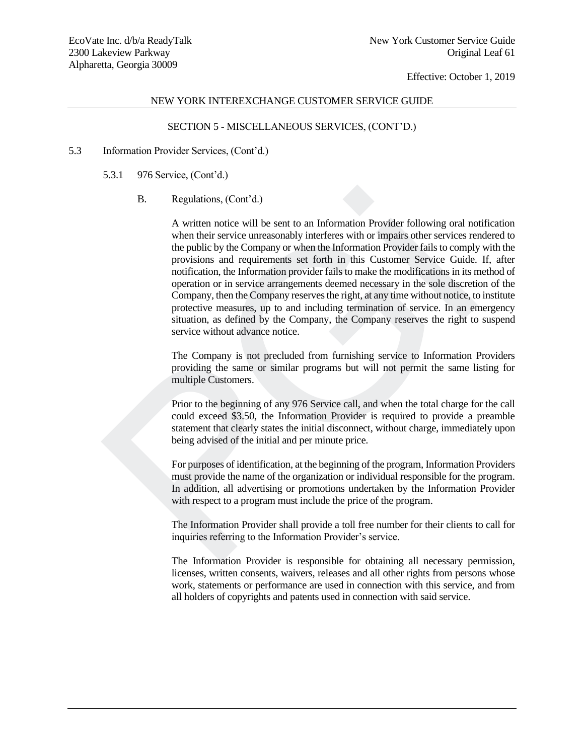NEW YORK INTEREXCHANGE CUSTOMER SERVICE GUIDE

SECTION 5 - MISCELLANEOUS SERVICES, (CONT'D.)

5.3 Information Provider Services, (Cont'd.)

5.3.1 976 Service, (Cont'd.)

B. Regulations, (Cont'd.)

A written notice will be sent to an Information Provider following oral notification when their service unreasonably interferes with or impairs other services rendered to the public by the Company or when the Information Provider fails to comply with the provisions and requirements set forth in this Customer Service Guide. If, after notification, the Information provider fails to make the modifications in its method of operation or in service arrangements deemed necessary in the sole discretion of the Company, then the Company reserves the right, at any time without notice, to institute protective measures, up to and including termination of service. In an emergency situation, as defined by the Company, the Company reserves the right to suspend service without advance notice.

The Company is not precluded from furnishing service to Information Providers providing the same or similar programs but will not permit the same listing for multiple Customers.

Prior to the beginning of any 976 Service call, and when the total charge for the call could exceed $3.50, the Information Provider is required to provide a preamble statement that clearly states the initial disconnect, without charge, immediately upon being advised of the initial and per minute price.

For purposes of identification, at the beginning of the program, Information Providers must provide the name of the organization or individual responsible for the program. In addition, all advertising or promotions undertaken by the Information Provider with respect to a program must include the price of the program.

The Information Provider shall provide a toll free number for their clients to call for inquiries referring to the Information Provider's service.

The Information Provider is responsible for obtaining all necessary permission, licenses, written consents, waivers, releases and all other rights from persons whose work, statements or performance are used in connection with this service, and from all holders of copyrights and patents used in connection with said service.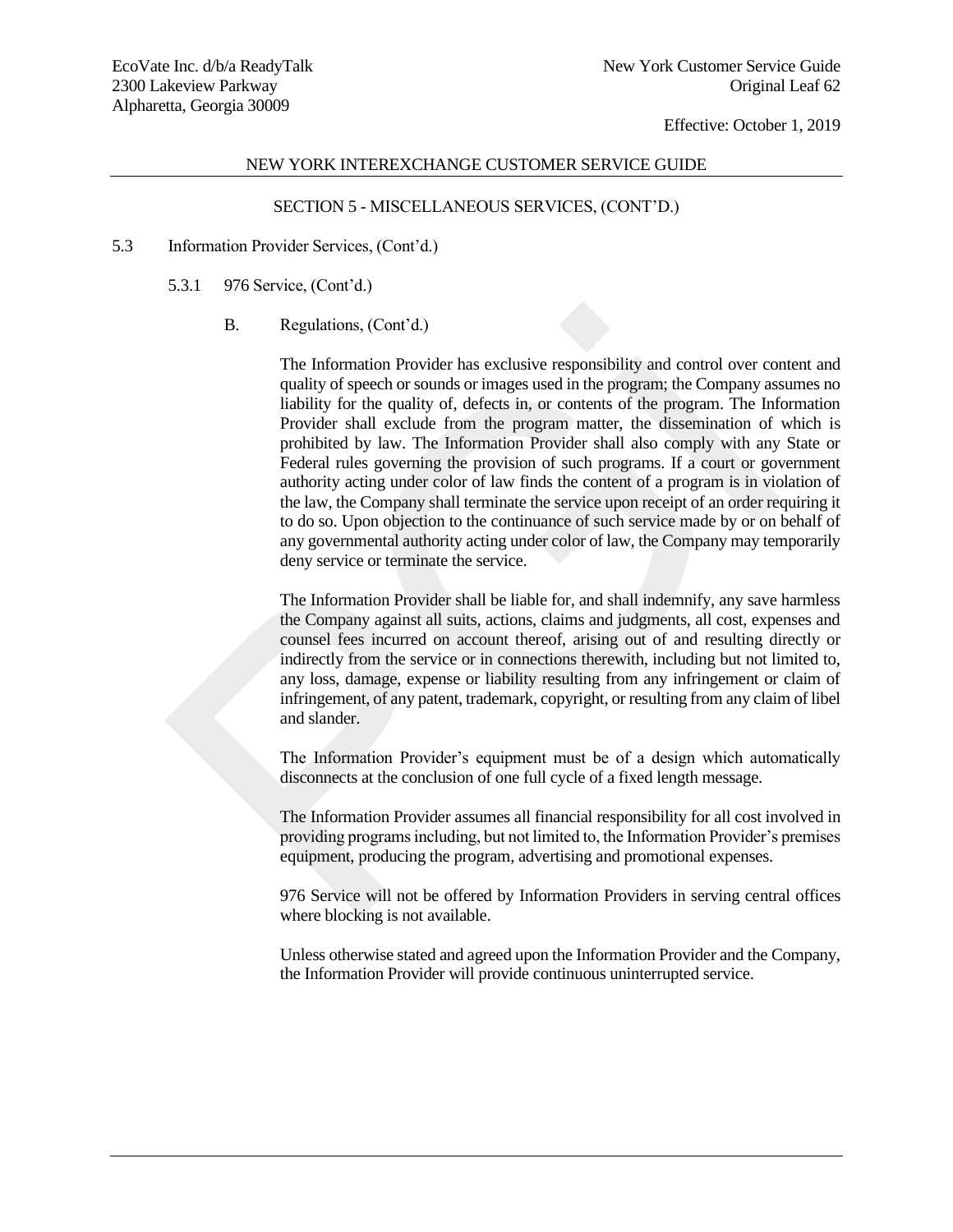## NEW YORK INTEREXCHANGE CUSTOMER SERVICE GUIDE

### SECTION 5 - MISCELLANEOUS SERVICES, (CONT'D.)

5.3 Information Provider Services, (Cont'd.)

5.3.1 976 Service, (Cont'd.)

B. Regulations, (Cont'd.)

The Information Provider has exclusive responsibility and control over content and quality of speech or sounds or images used in the program; the Company assumes no liability for the quality of, defects in, or contents of the program. The Information Provider shall exclude from the program matter, the dissemination of which is prohibited by law. The Information Provider shall also comply with any State or Federal rules governing the provision of such programs. If a court or government authority acting under color of law finds the content of a program is in violation of the law, the Company shall terminate the service upon receipt of an order requiring it to do so. Upon objection to the continuance of such service made by or on behalf of any governmental authority acting under color of law, the Company may temporarily deny service or terminate the service.

The Information Provider shall be liable for, and shall indemnify, any save harmless the Company against all suits, actions, claims and judgments, all cost, expenses and counsel fees incurred on account thereof, arising out of and resulting directly or indirectly from the service or in connections therewith, including but not limited to, any loss, damage, expense or liability resulting from any infringement or claim of infringement, of any patent, trademark, copyright, or resulting from any claim of libel and slander.

The Information Provider's equipment must be of a design which automatically disconnects at the conclusion of one full cycle of a fixed length message.

The Information Provider assumes all financial responsibility for all cost involved in providing programs including, but not limited to, the Information Provider's premises equipment, producing the program, advertising and promotional expenses.

976 Service will not be offered by Information Providers in serving central offices where blocking is not available.

Unless otherwise stated and agreed upon the Information Provider and the Company, the Information Provider will provide continuous uninterrupted service.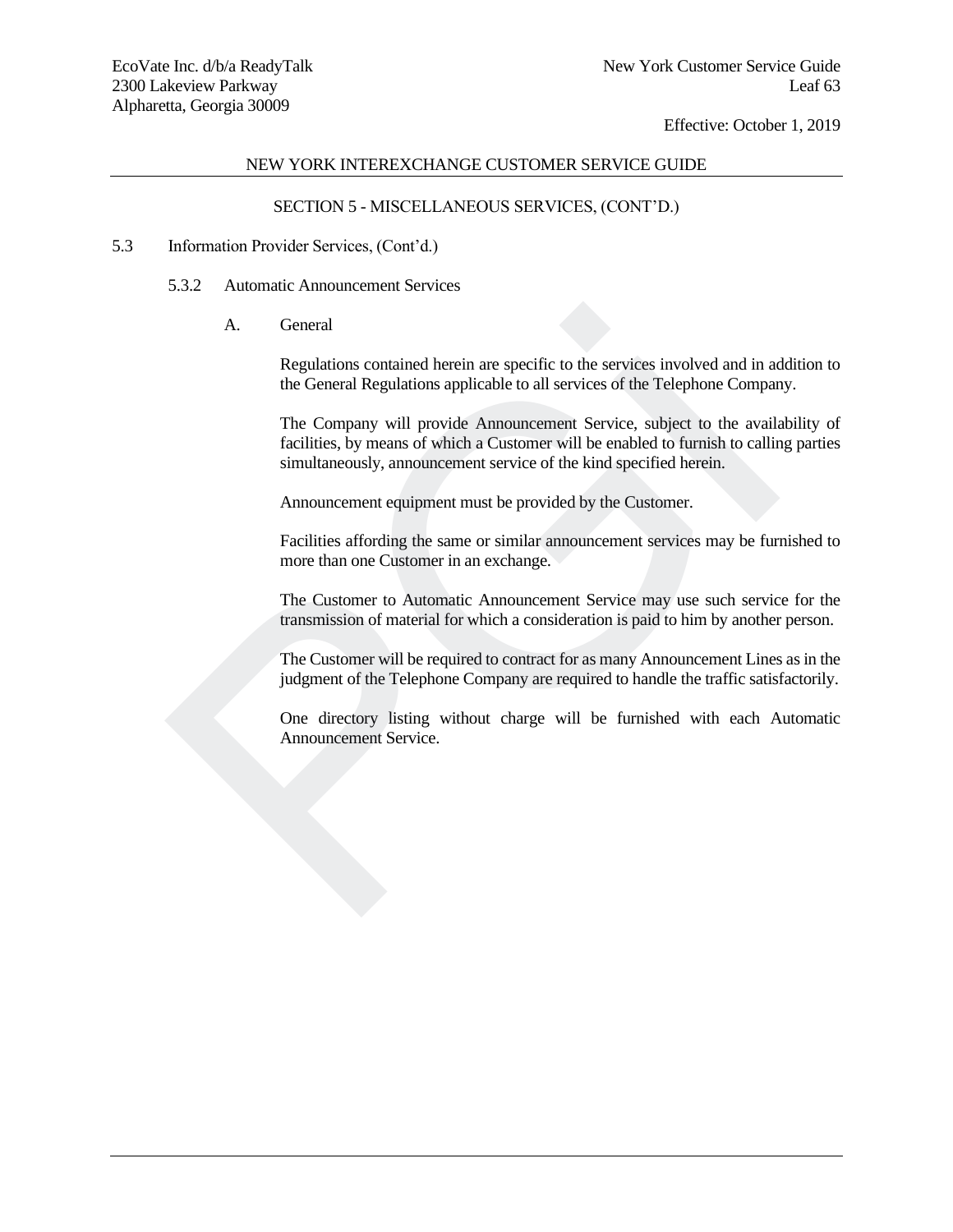## NEW YORK INTEREXCHANGE CUSTOMER SERVICE GUIDE

### SECTION 5 - MISCELLANEOUS SERVICES, (CONT'D.)

5.3 Information Provider Services, (Cont'd.)

5.3.2 Automatic Announcement Services

A. General

Regulations contained herein are specific to the services involved and in addition to the General Regulations applicable to all services of the Telephone Company.

The Company will provide Announcement Service, subject to the availability of facilities, by means of which a Customer will be enabled to furnish to calling parties simultaneously, announcement service of the kind specified herein.

Announcement equipment must be provided by the Customer.

Facilities affording the same or similar announcement services may be furnished to more than one Customer in an exchange.

The Customer to Automatic Announcement Service may use such service for the transmission of material for which a consideration is paid to him by another person.

The Customer will be required to contract for as many Announcement Lines as in the judgment of the Telephone Company are required to handle the traffic satisfactorily.

One directory listing without charge will be furnished with each Automatic Announcement Service.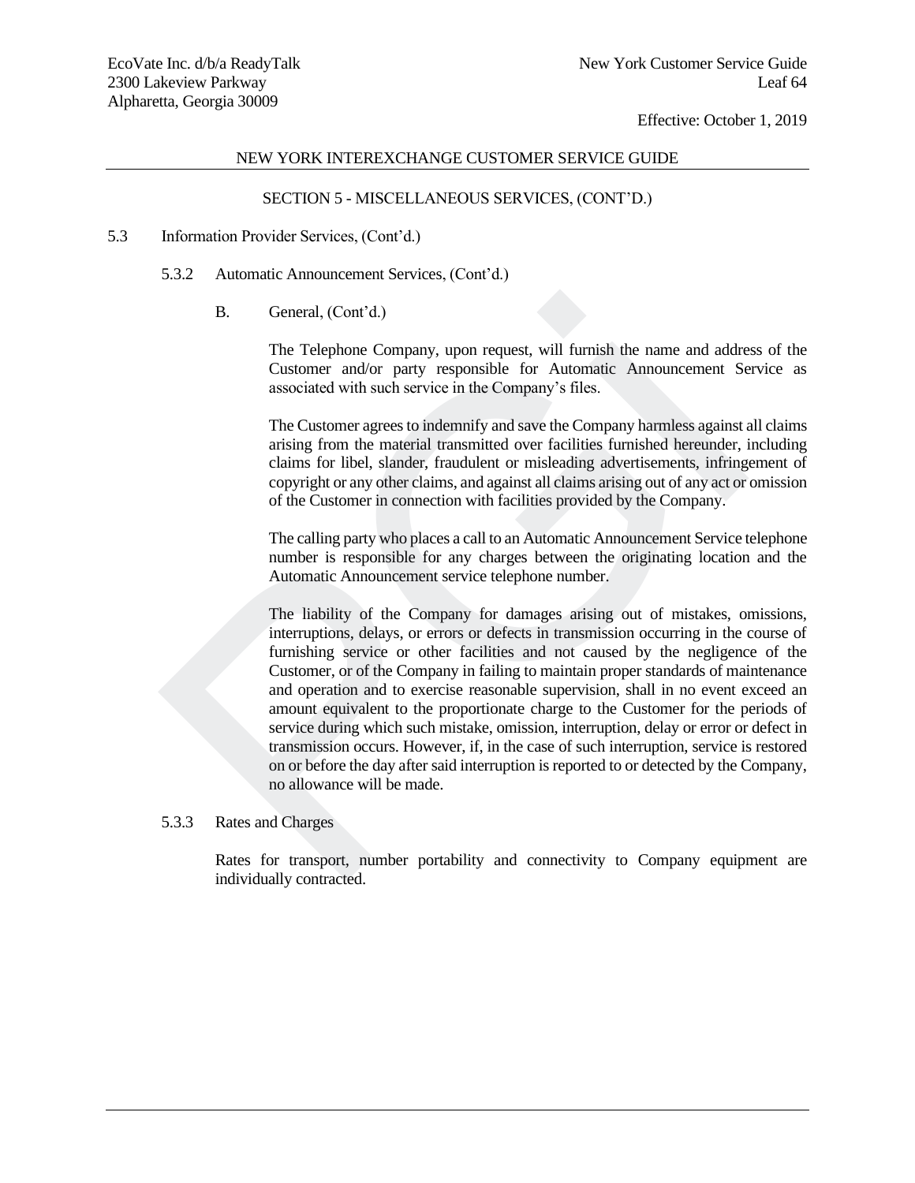NEW YORK INTEREXCHANGE CUSTOMER SERVICE GUIDE

SECTION 5 - MISCELLANEOUS SERVICES, (CONT'D.)

5.3 Information Provider Services, (Cont'd.)

5.3.2 Automatic Announcement Services, (Cont'd.)

B. General, (Cont'd.)

The Telephone Company, upon request, will furnish the name and address of the Customer and/or party responsible for Automatic Announcement Service as associated with such service in the Company's files.

The Customer agrees to indemnify and save the Company harmless against all claims arising from the material transmitted over facilities furnished hereunder, including claims for libel, slander, fraudulent or misleading advertisements, infringement of copyright or any other claims, and against all claims arising out of any act or omission of the Customer in connection with facilities provided by the Company.

The calling party who places a call to an Automatic Announcement Service telephone number is responsible for any charges between the originating location and the Automatic Announcement service telephone number.

The liability of the Company for damages arising out of mistakes, omissions, interruptions, delays, or errors or defects in transmission occurring in the course of furnishing service or other facilities and not caused by the negligence of the Customer, or of the Company in failing to maintain proper standards of maintenance and operation and to exercise reasonable supervision, shall in no event exceed an amount equivalent to the proportionate charge to the Customer for the periods of service during which such mistake, omission, interruption, delay or error or defect in transmission occurs. However, if, in the case of such interruption, service is restored on or before the day after said interruption is reported to or detected by the Company, no allowance will be made.

5.3.3 Rates and Charges

Rates for transport, number portability and connectivity to Company equipment are individually contracted.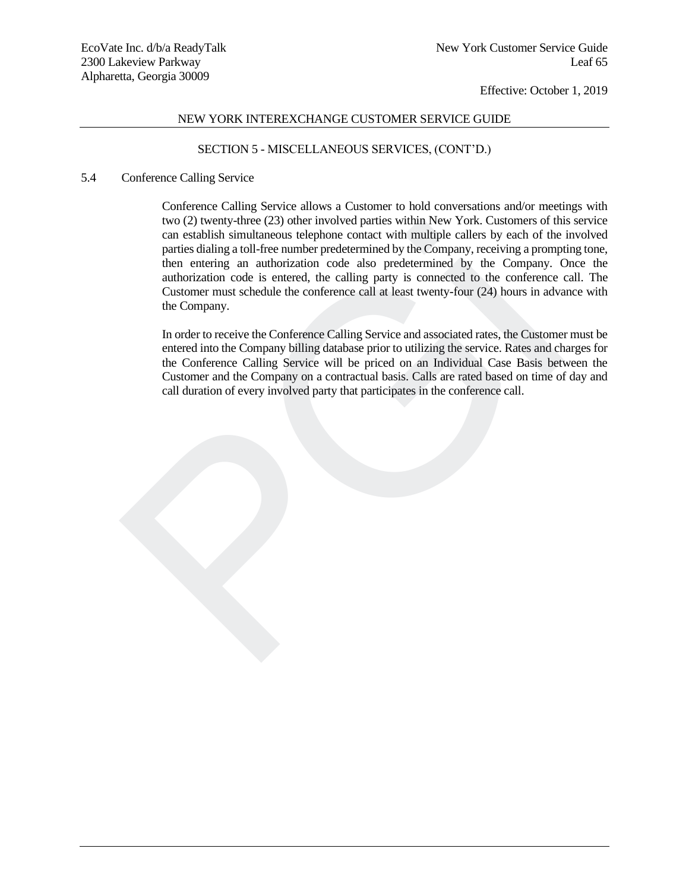## SECTION 5 - MISCELLANEOUS SERVICES, (CONT'D.)

### 5.4 Conference Calling Service

Conference Calling Service allows a Customer to hold conversations and/or meetings with two (2) twenty-three (23) other involved parties within New York. Customers of this service can establish simultaneous telephone contact with multiple callers by each of the involved parties dialing a toll-free number predetermined by the Company, receiving a prompting tone, then entering an authorization code also predetermined by the Company. Once the authorization code is entered, the calling party is connected to the conference call. The Customer must schedule the conference call at least twenty-four (24) hours in advance with the Company.

In order to receive the Conference Calling Service and associated rates, the Customer must be entered into the Company billing database prior to utilizing the service. Rates and charges for the Conference Calling Service will be priced on an Individual Case Basis between the Customer and the Company on a contractual basis. Calls are rated based on time of day and call duration of every involved party that participates in the conference call.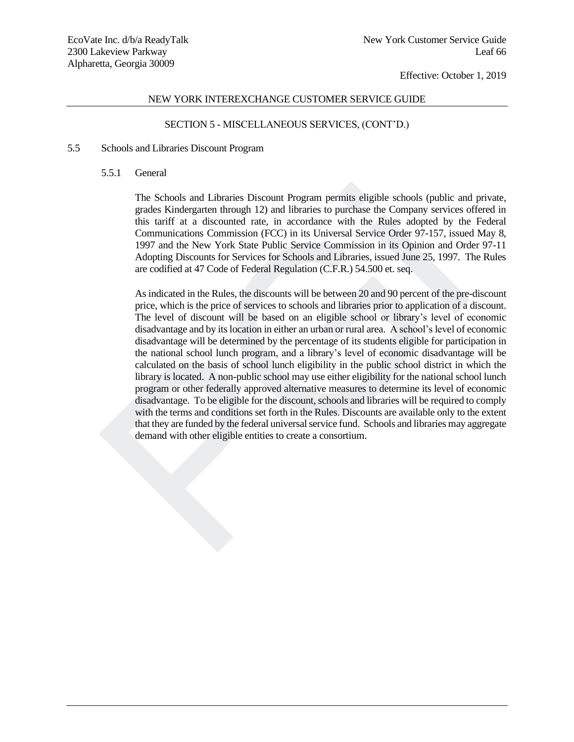## SECTION 5 - MISCELLANEOUS SERVICES, (CONT'D.)

### 5.5 Schools and Libraries Discount Program

#### 5.5.1 General

The Schools and Libraries Discount Program permits eligible schools (public and private, grades Kindergarten through 12) and libraries to purchase the Company services offered in this tariff at a discounted rate, in accordance with the Rules adopted by the Federal Communications Commission (FCC) in its Universal Service Order 97-157, issued May 8, 1997 and the New York State Public Service Commission in its Opinion and Order 97-11 Adopting Discounts for Services for Schools and Libraries, issued June 25, 1997. The Rules are codified at 47 Code of Federal Regulation (C.F.R.) 54.500 et. seq.

As indicated in the Rules, the discounts will be between 20 and 90 percent of the pre-discount price, which is the price of services to schools and libraries prior to application of a discount. The level of discount will be based on an eligible school or library's level of economic disadvantage and by its location in either an urban or rural area. A school's level of economic disadvantage will be determined by the percentage of its students eligible for participation in the national school lunch program, and a library's level of economic disadvantage will be calculated on the basis of school lunch eligibility in the public school district in which the library is located. A non-public school may use either eligibility for the national school lunch program or other federally approved alternative measures to determine its level of economic disadvantage. To be eligible for the discount, schools and libraries will be required to comply with the terms and conditions set forth in the Rules. Discounts are available only to the extent that they are funded by the federal universal service fund. Schools and libraries may aggregate demand with other eligible entities to create a consortium.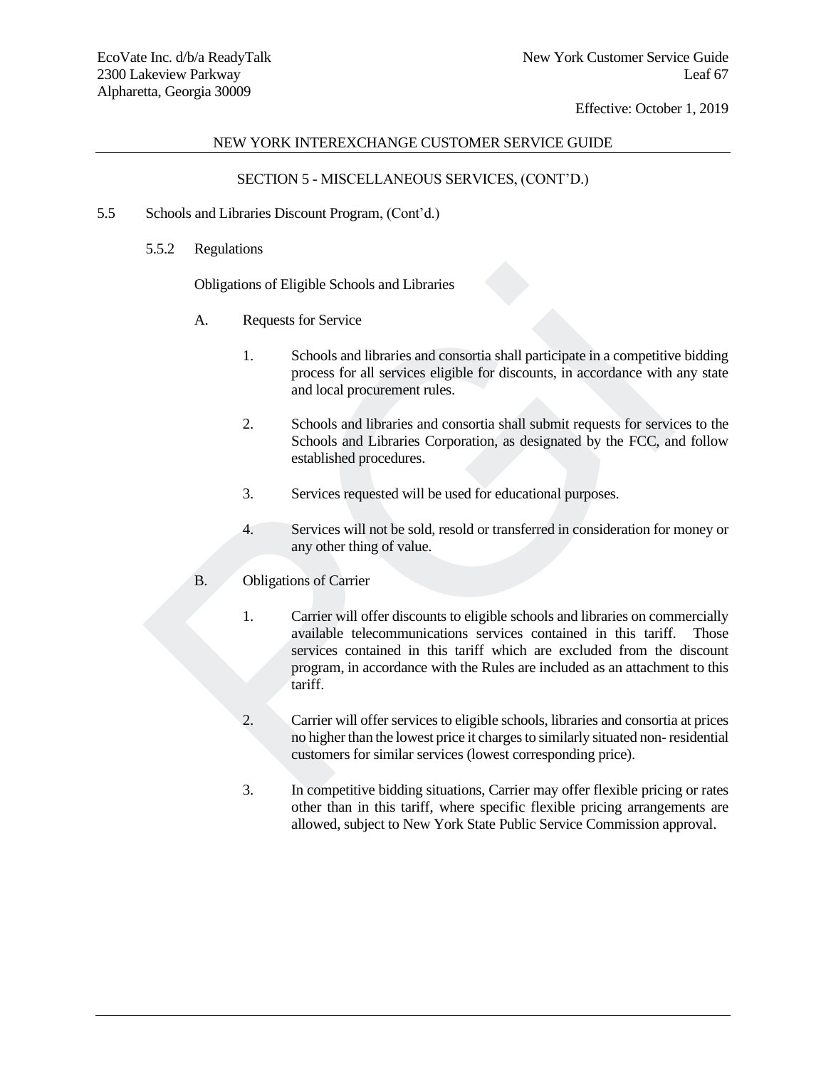## NEW YORK INTEREXCHANGE CUSTOMER SERVICE GUIDE

### SECTION 5 - MISCELLANEOUS SERVICES, (CONT'D.)

5.5 Schools and Libraries Discount Program, (Cont'd.)

5.5.2 Regulations

Obligations of Eligible Schools and Libraries

A. Requests for Service

1. Schools and libraries and consortia shall participate in a competitive bidding process for all services eligible for discounts, in accordance with any state and local procurement rules.

2. Schools and libraries and consortia shall submit requests for services to the Schools and Libraries Corporation, as designated by the FCC, and follow established procedures.

3. Services requested will be used for educational purposes.

4. Services will not be sold, resold or transferred in consideration for money or any other thing of value.

B. Obligations of Carrier

1. Carrier will offer discounts to eligible schools and libraries on commercially available telecommunications services contained in this tariff. Those services contained in this tariff which are excluded from the discount program, in accordance with the Rules are included as an attachment to this tariff.

2. Carrier will offer services to eligible schools, libraries and consortia at prices no higher than the lowest price it charges to similarly situated non- residential customers for similar services (lowest corresponding price).

3. In competitive bidding situations, Carrier may offer flexible pricing or rates other than in this tariff, where specific flexible pricing arrangements are allowed, subject to New York State Public Service Commission approval.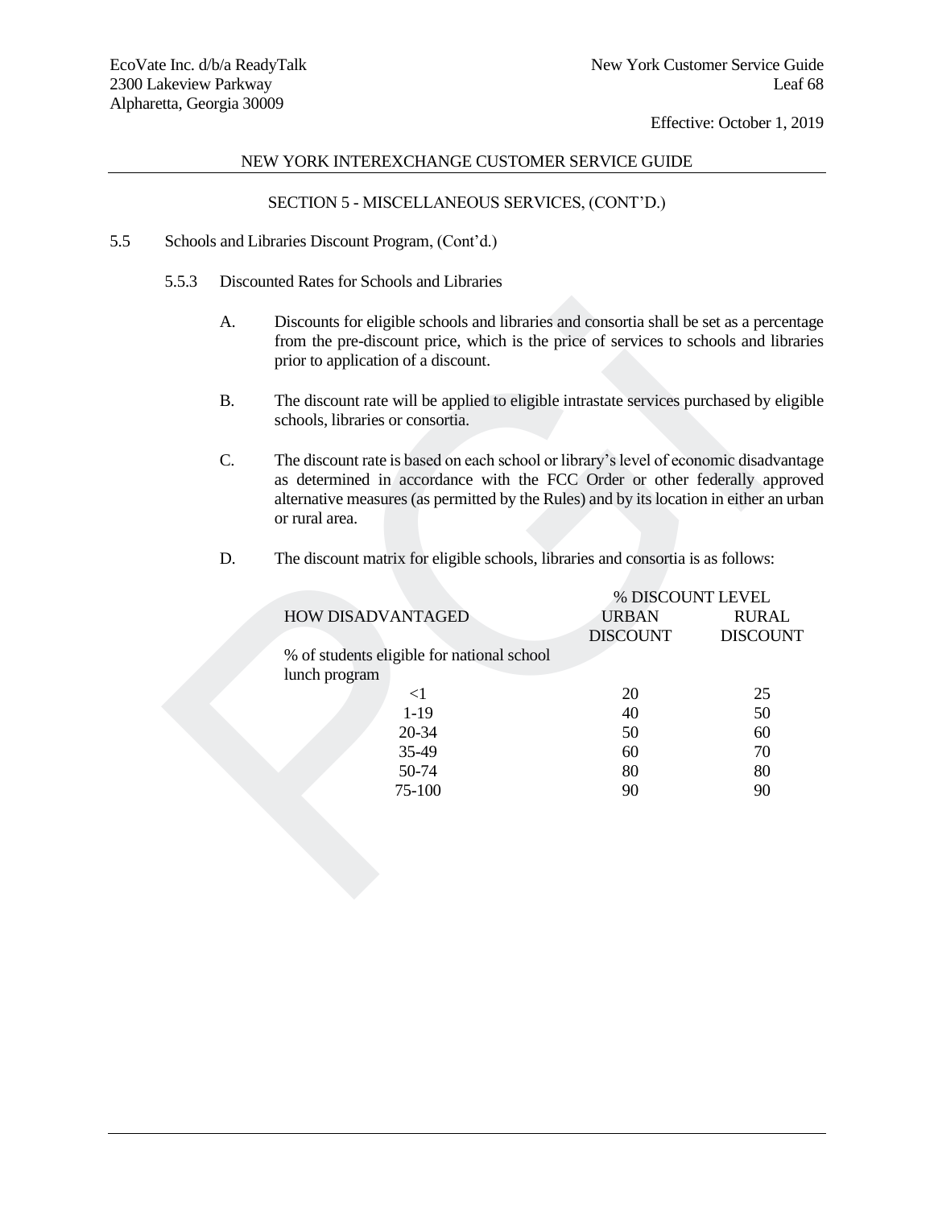NEW YORK INTEREXCHANGE CUSTOMER SERVICE GUIDE

SECTION 5 - MISCELLANEOUS SERVICES, (CONT'D.)

5.5 Schools and Libraries Discount Program, (Cont'd.)

5.5.3 Discounted Rates for Schools and Libraries

A. Discounts for eligible schools and libraries and consortia shall be set as a percentage from the pre-discount price, which is the price of services to schools and libraries prior to application of a discount.

B. The discount rate will be applied to eligible intrastate services purchased by eligible schools, libraries or consortia.

C. The discount rate is based on each school or library's level of economic disadvantage as determined in accordance with the FCC Order or other federally approved alternative measures (as permitted by the Rules) and by its location in either an urban or rural area.

D. The discount matrix for eligible schools, libraries and consortia is as follows:

| HOW DISADVANTAGED | % DISCOUNT LEVEL | |
|---|---|---|
| | URBAN DISCOUNT | RURAL DISCOUNT |
| % of students eligible for national school lunch program | | |
| <1 | 20 | 25 |
| 1-19 | 40 | 50 |
| 20-34 | 50 | 60 |
| 35-49 | 60 | 70 |
| 50-74 | 80 | 80 |
| 75-100 | 90 | 90 |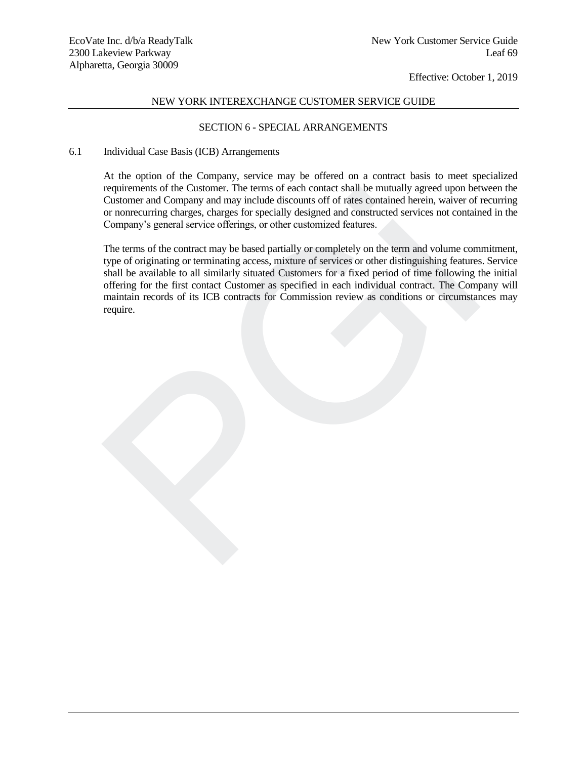## NEW YORK INTEREXCHANGE CUSTOMER SERVICE GUIDE

### SECTION 6 - SPECIAL ARRANGEMENTS

6.1 Individual Case Basis (ICB) Arrangements

At the option of the Company, service may be offered on a contract basis to meet specialized requirements of the Customer. The terms of each contact shall be mutually agreed upon between the Customer and Company and may include discounts off of rates contained herein, waiver of recurring or nonrecurring charges, charges for specially designed and constructed services not contained in the Company's general service offerings, or other customized features.

The terms of the contract may be based partially or completely on the term and volume commitment, type of originating or terminating access, mixture of services or other distinguishing features. Service shall be available to all similarly situated Customers for a fixed period of time following the initial offering for the first contact Customer as specified in each individual contract. The Company will maintain records of its ICB contracts for Commission review as conditions or circumstances may require.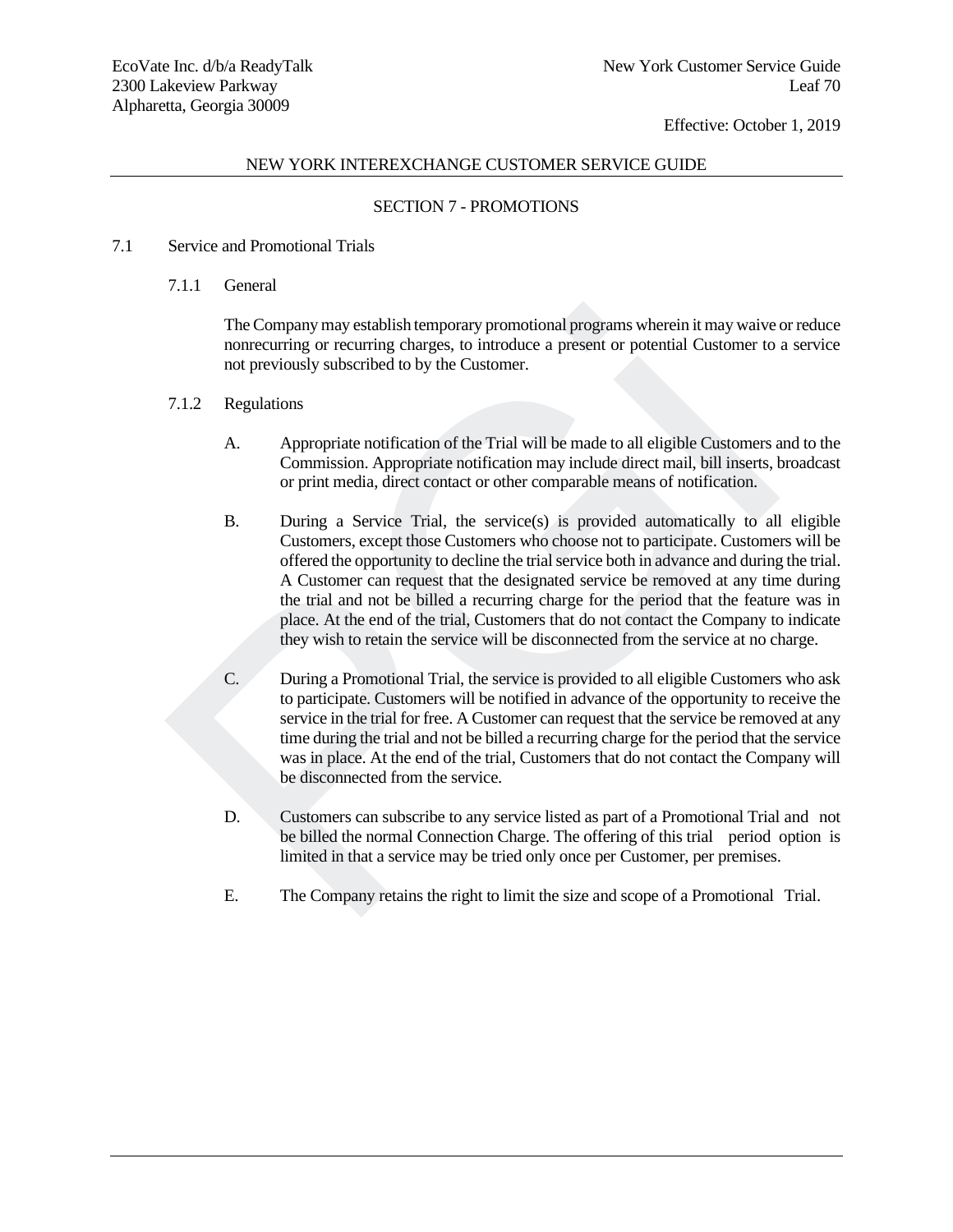## NEW YORK INTEREXCHANGE CUSTOMER SERVICE GUIDE

### SECTION 7 - PROMOTIONS

7.1 Service and Promotional Trials

7.1.1 General

The Company may establish temporary promotional programs wherein it may waive or reduce nonrecurring or recurring charges, to introduce a present or potential Customer to a service not previously subscribed to by the Customer.

7.1.2 Regulations

A. Appropriate notification of the Trial will be made to all eligible Customers and to the Commission. Appropriate notification may include direct mail, bill inserts, broadcast or print media, direct contact or other comparable means of notification.

B. During a Service Trial, the service(s) is provided automatically to all eligible Customers, except those Customers who choose not to participate. Customers will be offered the opportunity to decline the trial service both in advance and during the trial. A Customer can request that the designated service be removed at any time during the trial and not be billed a recurring charge for the period that the feature was in place. At the end of the trial, Customers that do not contact the Company to indicate they wish to retain the service will be disconnected from the service at no charge.

C. During a Promotional Trial, the service is provided to all eligible Customers who ask to participate. Customers will be notified in advance of the opportunity to receive the service in the trial for free. A Customer can request that the service be removed at any time during the trial and not be billed a recurring charge for the period that the service was in place. At the end of the trial, Customers that do not contact the Company will be disconnected from the service.

D. Customers can subscribe to any service listed as part of a Promotional Trial and not be billed the normal Connection Charge. The offering of this trial period option is limited in that a service may be tried only once per Customer, per premises.

E. The Company retains the right to limit the size and scope of a Promotional Trial.